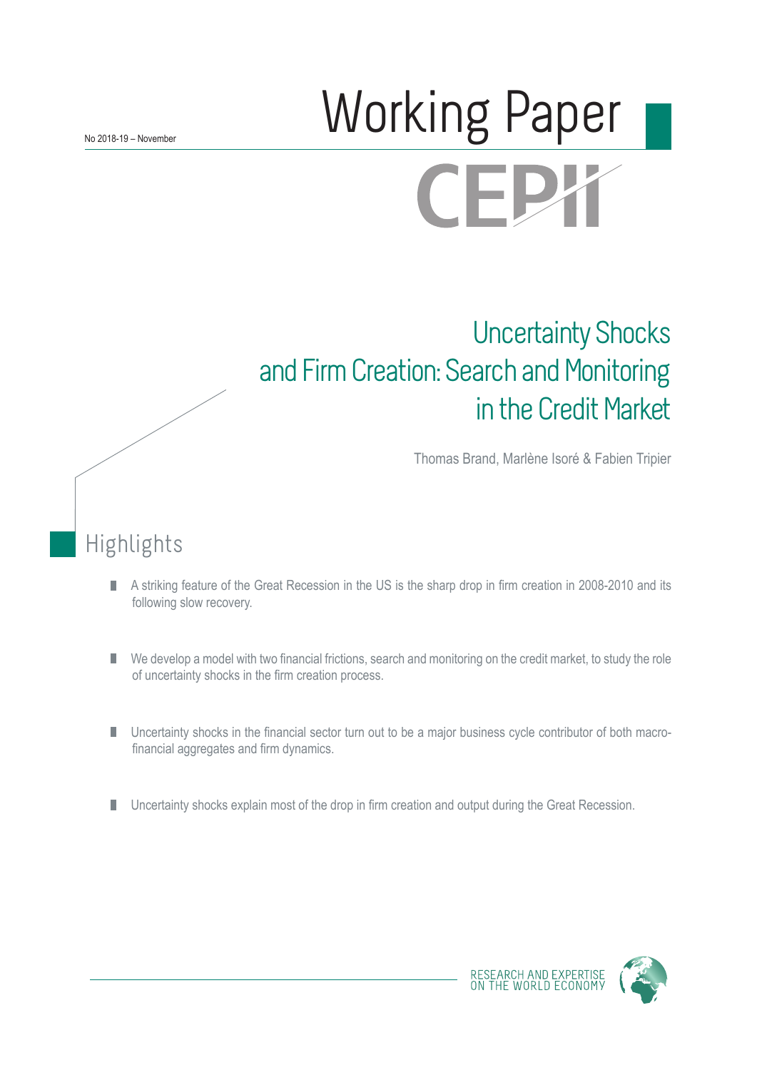No 2018-19 – November

# Working Paper

CEPII

## Uncertainty Shocks and Firm Creation: Search and Monitoring in the Credit Market

Thomas Brand, Marlène Isoré & Fabien Tripier

## Highlights

- A striking feature of the Great Recession in the US is the sharp drop in firm creation in 2008-2010 and its following slow recovery.
- We develop a model with two financial frictions, search and monitoring on the credit market, to study the role of uncertainty shocks in the firm creation process.
- Uncertainty shocks in the financial sector turn out to be a major business cycle contributor of both macro-financial aggregates and firm dynamics.
- Uncertainty shocks explain most of the drop in firm creation and output during the Great Recession.

RESEARCH AND EXPERTISE ON THE WORLD ECONOMY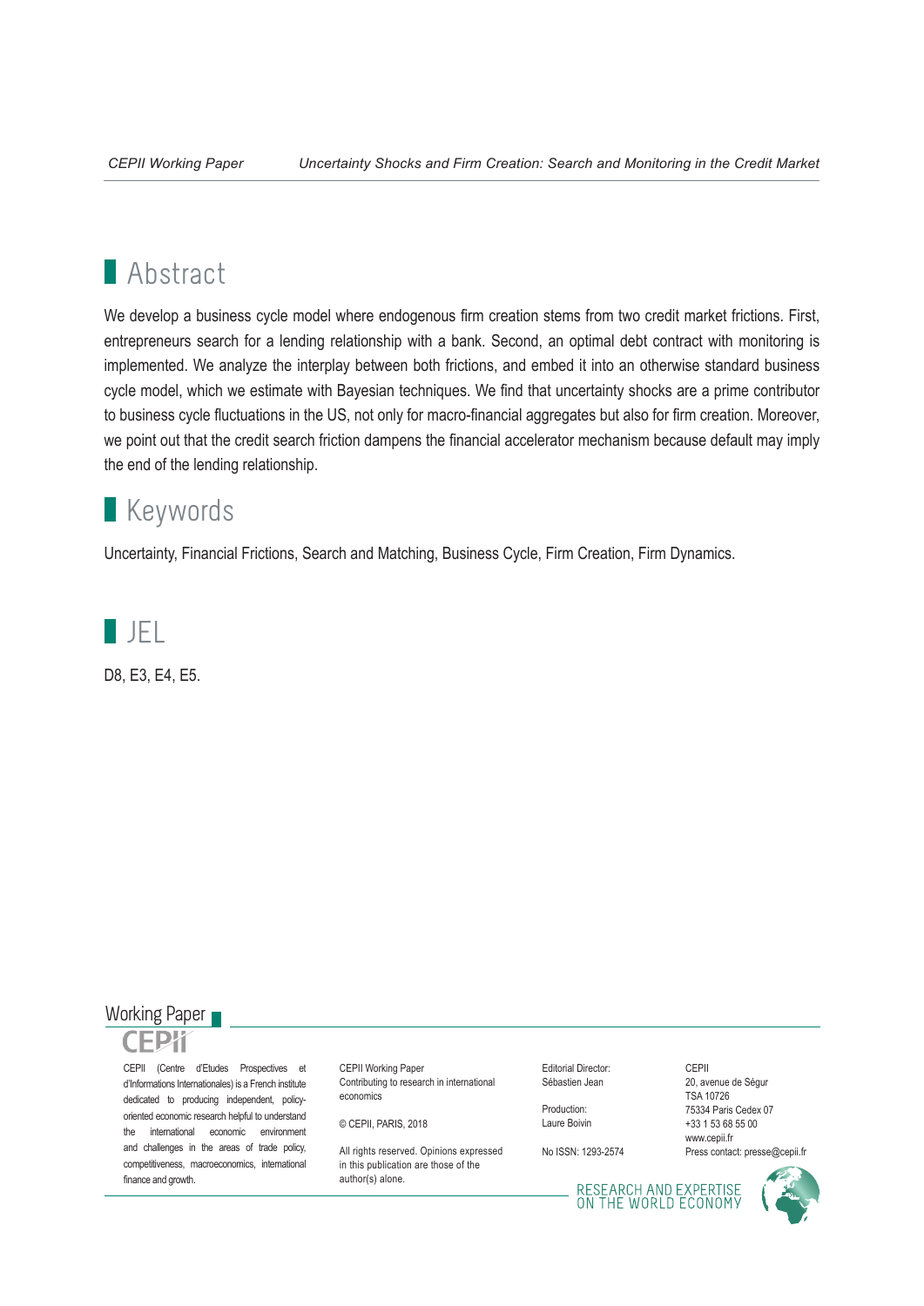## Abstract

We develop a business cycle model where endogenous firm creation stems from two credit market frictions. First, entrepreneurs search for a lending relationship with a bank. Second, an optimal debt contract with monitoring is implemented. We analyze the interplay between both frictions, and embed it into an otherwise standard business cycle model, which we estimate with Bayesian techniques. We find that uncertainty shocks are a prime contributor to business cycle fluctuations in the US, not only for macro-financial aggregates but also for firm creation. Moreover, we point out that the credit search friction dampens the financial accelerator mechanism because default may imply the end of the lending relationship.

## Keywords

Uncertainty, Financial Frictions, Search and Matching, Business Cycle, Firm Creation, Firm Dynamics.

## JEL

D8, E3, E4, E5.

Working Paper

CEPII

CEPII (Centre d'Etudes Prospectives et d'Informations Internationales) is a French institute dedicated to producing independent, policy-oriented economic research helpful to understand the international economic environment and challenges in the areas of trade policy, competitiveness, macroeconomics, international finance and growth.

CEPII Working Paper
Contributing to research in international economics

© CEPII, PARIS, 2018

All rights reserved. Opinions expressed in this publication are those of the author(s) alone.

Editorial Director:
Sébastien Jean

Production:
Laure Boivin

No ISSN: 1293-2574

CEPII
20, avenue de Ségur
TSA 10726
75334 Paris Cedex 07
+33 1 53 68 55 00
www.cepii.fr
Press contact: presse@cepii.fr

RESEARCH AND EXPERTISE ON THE WORLD ECONOMY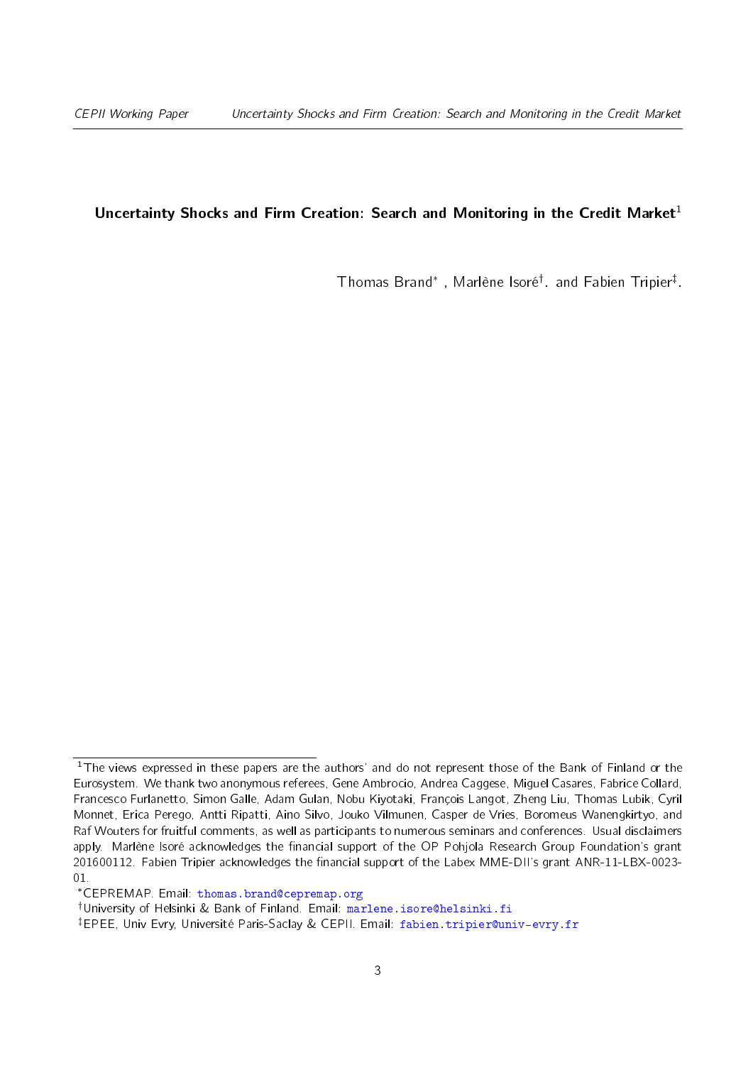# Uncertainty Shocks and Firm Creation: Search and Monitoring in the Credit Market[1]

Thomas Brand[*] , Marlène Isoré[†]. and Fabien Tripier[‡].

---

[1] The views expressed in these papers are the authors' and do not represent those of the Bank of Finland or the Eurosystem. We thank two anonymous referees, Gene Ambrocio, Andrea Caggese, Miguel Casares, Fabrice Collard, Francesco Furlanetto, Simon Galle, Adam Gulan, Nobu Kiyotaki, François Langot, Zheng Liu, Thomas Lubik, Cyril Monnet, Erica Perego, Antti Ripatti, Aino Silvo, Jouko Vilmunen, Casper de Vries, Boromeus Wanengkirtyo, and Raf Wouters for fruitful comments, as well as participants to numerous seminars and conferences. Usual disclaimers apply. Marlène Isoré acknowledges the financial support of the OP Pohjola Research Group Foundation's grant 201600112. Fabien Tripier acknowledges the financial support of the Labex MME-DII's grant ANR-11-LBX-0023-01.

[*] CEPREMAP. Email: thomas.brand@cepremap.org

[†] University of Helsinki & Bank of Finland. Email: marlene.isore@helsinki.fi

[‡] EPEE, Univ Evry, Université Paris-Saclay & CEPII. Email: fabien.tripier@univ-evry.fr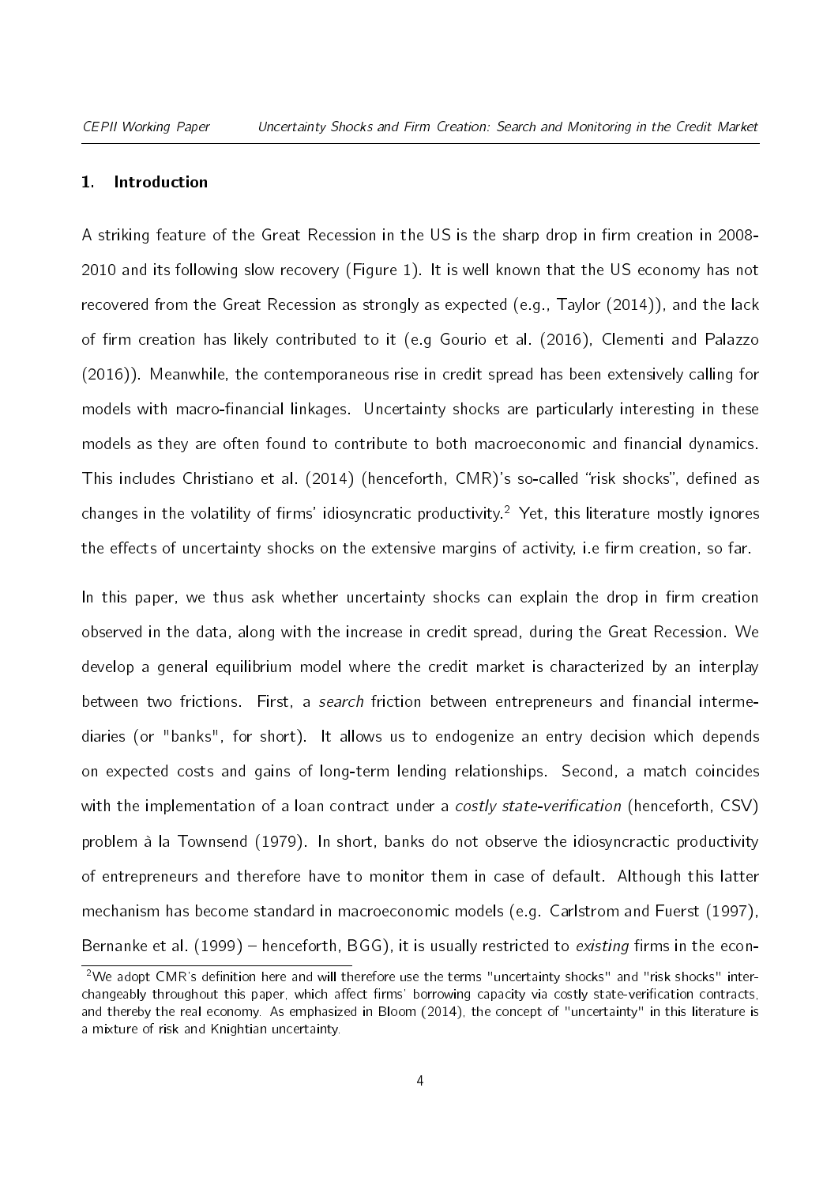## 1. Introduction

A striking feature of the Great Recession in the US is the sharp drop in firm creation in 2008-2010 and its following slow recovery (Figure 1). It is well known that the US economy has not recovered from the Great Recession as strongly as expected (e.g., Taylor (2014)), and the lack of firm creation has likely contributed to it (e.g Gourio et al. (2016), Clementi and Palazzo (2016)). Meanwhile, the contemporaneous rise in credit spread has been extensively calling for models with macro-financial linkages. Uncertainty shocks are particularly interesting in these models as they are often found to contribute to both macroeconomic and financial dynamics. This includes Christiano et al. (2014) (henceforth, CMR)'s so-called "risk shocks", defined as changes in the volatility of firms' idiosyncratic productivity.[2] Yet, this literature mostly ignores the effects of uncertainty shocks on the extensive margins of activity, i.e firm creation, so far.

In this paper, we thus ask whether uncertainty shocks can explain the drop in firm creation observed in the data, along with the increase in credit spread, during the Great Recession. We develop a general equilibrium model where the credit market is characterized by an interplay between two frictions. First, a *search* friction between entrepreneurs and financial intermediaries (or "banks", for short). It allows us to endogenize an entry decision which depends on expected costs and gains of long-term lending relationships. Second, a match coincides with the implementation of a loan contract under a *costly state-verification* (henceforth, CSV) problem à la Townsend (1979). In short, banks do not observe the idiosyncractic productivity of entrepreneurs and therefore have to monitor them in case of default. Although this latter mechanism has become standard in macroeconomic models (e.g. Carlstrom and Fuerst (1997), Bernanke et al. (1999) – henceforth, BGG), it is usually restricted to *existing* firms in the econ-

[2] We adopt CMR's definition here and will therefore use the terms "uncertainty shocks" and "risk shocks" interchangeably throughout this paper, which affect firms' borrowing capacity via costly state-verification contracts, and thereby the real economy. As emphasized in Bloom (2014), the concept of "uncertainty" in this literature is a mixture of risk and Knightian uncertainty.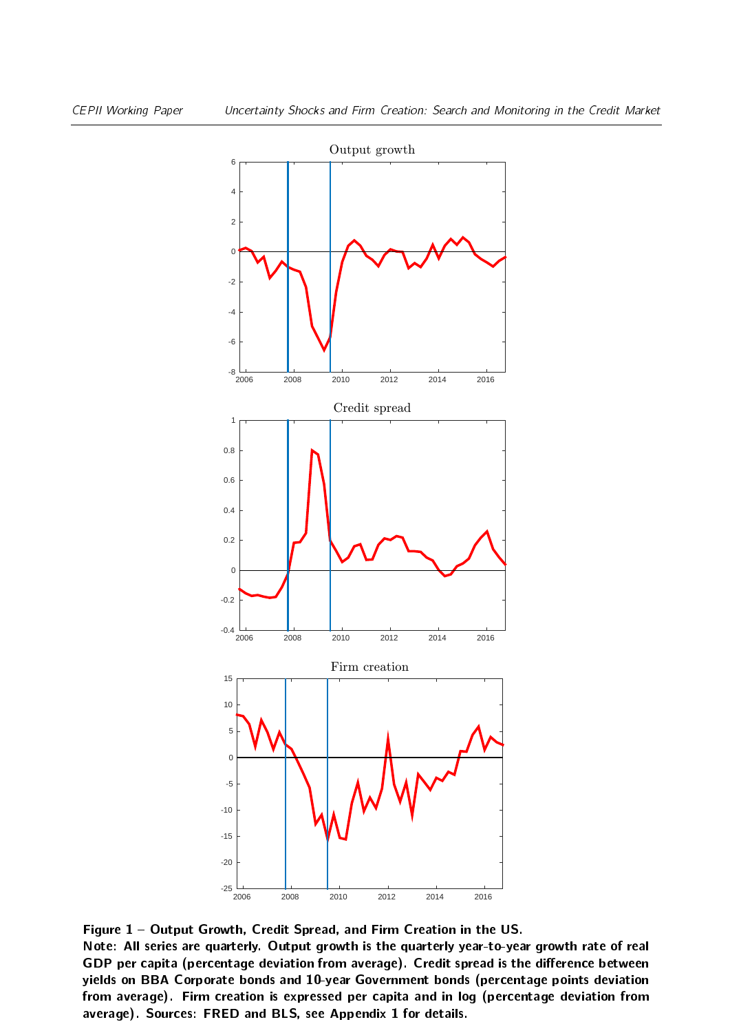**Figure 1 – Output Growth, Credit Spread, and Firm Creation in the US.**

**Note: All series are quarterly. Output growth is the quarterly year-to-year growth rate of real GDP per capita (percentage deviation from average). Credit spread is the difference between yields on BBA Corporate bonds and 10-year Government bonds (percentage points deviation from average). Firm creation is expressed per capita and in log (percentage deviation from average). Sources: FRED and BLS, see Appendix 1 for details.**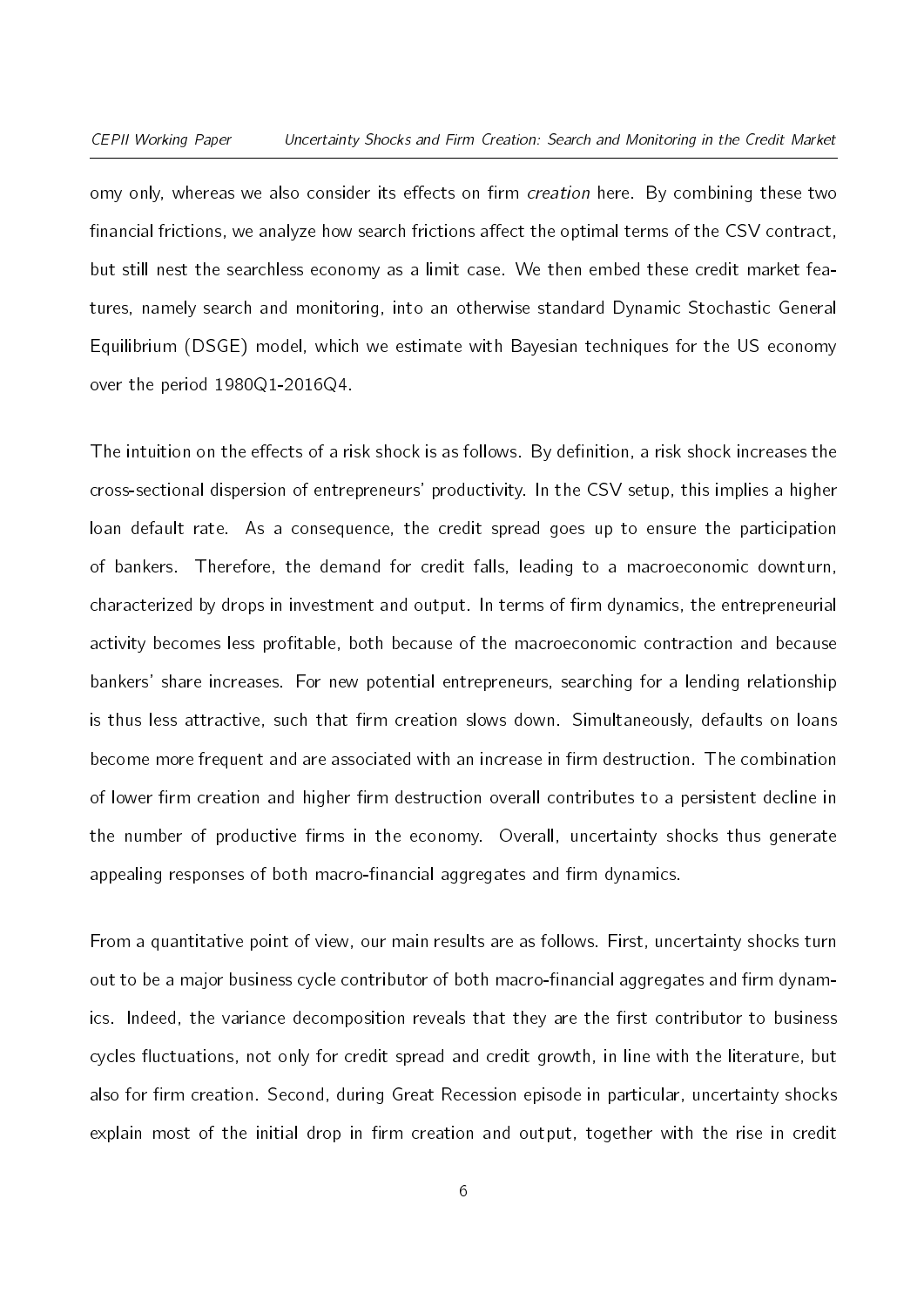omy only, whereas we also consider its effects on firm *creation* here. By combining these two financial frictions, we analyze how search frictions affect the optimal terms of the CSV contract, but still nest the searchless economy as a limit case. We then embed these credit market features, namely search and monitoring, into an otherwise standard Dynamic Stochastic General Equilibrium (DSGE) model, which we estimate with Bayesian techniques for the US economy over the period 1980Q1-2016Q4.

The intuition on the effects of a risk shock is as follows. By definition, a risk shock increases the cross-sectional dispersion of entrepreneurs' productivity. In the CSV setup, this implies a higher loan default rate. As a consequence, the credit spread goes up to ensure the participation of bankers. Therefore, the demand for credit falls, leading to a macroeconomic downturn, characterized by drops in investment and output. In terms of firm dynamics, the entrepreneurial activity becomes less profitable, both because of the macroeconomic contraction and because bankers' share increases. For new potential entrepreneurs, searching for a lending relationship is thus less attractive, such that firm creation slows down. Simultaneously, defaults on loans become more frequent and are associated with an increase in firm destruction. The combination of lower firm creation and higher firm destruction overall contributes to a persistent decline in the number of productive firms in the economy. Overall, uncertainty shocks thus generate appealing responses of both macro-financial aggregates and firm dynamics.

From a quantitative point of view, our main results are as follows. First, uncertainty shocks turn out to be a major business cycle contributor of both macro-financial aggregates and firm dynamics. Indeed, the variance decomposition reveals that they are the first contributor to business cycles fluctuations, not only for credit spread and credit growth, in line with the literature, but also for firm creation. Second, during Great Recession episode in particular, uncertainty shocks explain most of the initial drop in firm creation and output, together with the rise in credit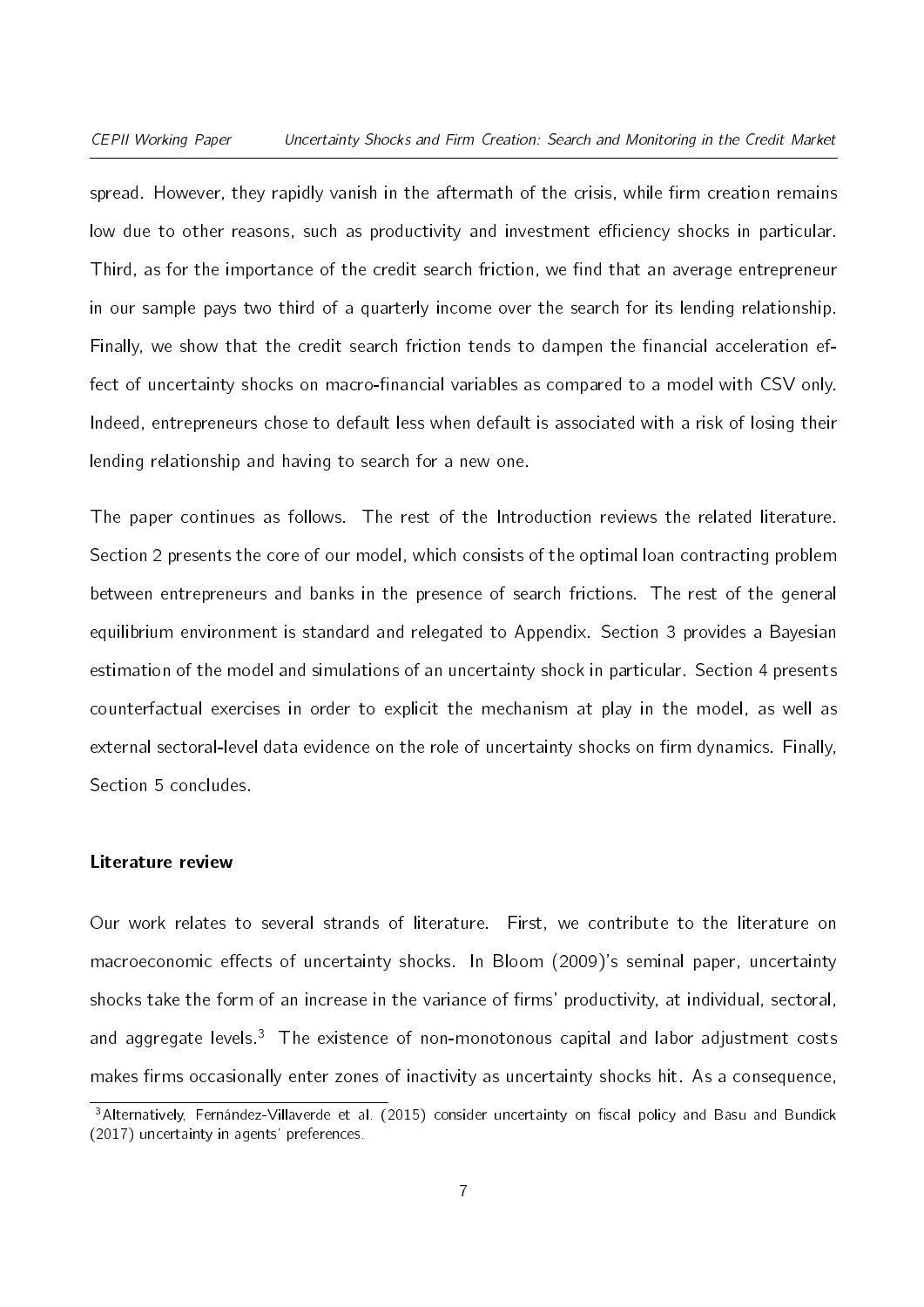spread. However, they rapidly vanish in the aftermath of the crisis, while firm creation remains low due to other reasons, such as productivity and investment efficiency shocks in particular. Third, as for the importance of the credit search friction, we find that an average entrepreneur in our sample pays two third of a quarterly income over the search for its lending relationship. Finally, we show that the credit search friction tends to dampen the financial acceleration effect of uncertainty shocks on macro-financial variables as compared to a model with CSV only. Indeed, entrepreneurs chose to default less when default is associated with a risk of losing their lending relationship and having to search for a new one.

The paper continues as follows. The rest of the Introduction reviews the related literature. Section 2 presents the core of our model, which consists of the optimal loan contracting problem between entrepreneurs and banks in the presence of search frictions. The rest of the general equilibrium environment is standard and relegated to Appendix. Section 3 provides a Bayesian estimation of the model and simulations of an uncertainty shock in particular. Section 4 presents counterfactual exercises in order to explicit the mechanism at play in the model, as well as external sectoral-level data evidence on the role of uncertainty shocks on firm dynamics. Finally, Section 5 concludes.

### Literature review

Our work relates to several strands of literature. First, we contribute to the literature on macroeconomic effects of uncertainty shocks. In Bloom (2009)'s seminal paper, uncertainty shocks take the form of an increase in the variance of firms' productivity, at individual, sectoral, and aggregate levels.[3] The existence of non-monotonous capital and labor adjustment costs makes firms occasionally enter zones of inactivity as uncertainty shocks hit. As a consequence,

[3] Alternatively, Fernández-Villaverde et al. (2015) consider uncertainty on fiscal policy and Basu and Bundick (2017) uncertainty in agents' preferences.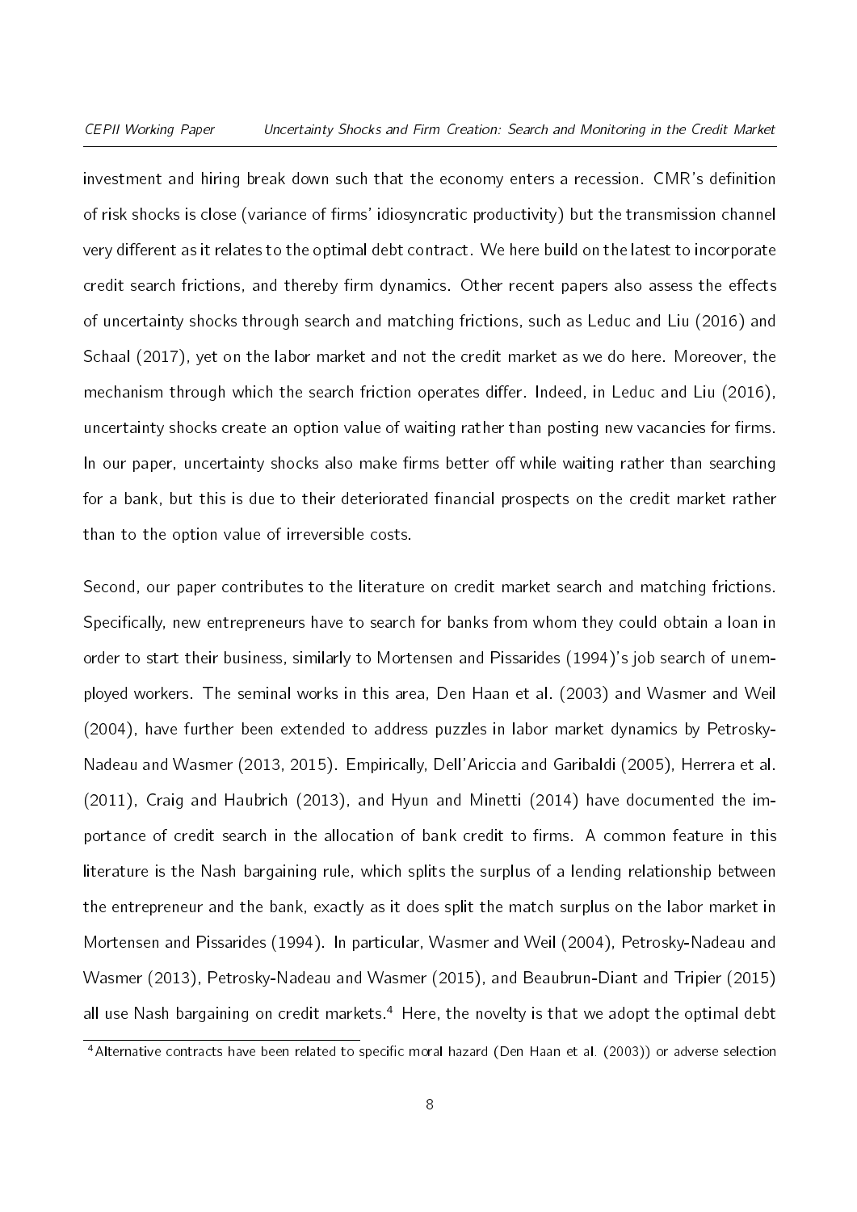investment and hiring break down such that the economy enters a recession. CMR's definition of risk shocks is close (variance of firms' idiosyncratic productivity) but the transmission channel very different as it relates to the optimal debt contract. We here build on the latest to incorporate credit search frictions, and thereby firm dynamics. Other recent papers also assess the effects of uncertainty shocks through search and matching frictions, such as Leduc and Liu (2016) and Schaal (2017), yet on the labor market and not the credit market as we do here. Moreover, the mechanism through which the search friction operates differ. Indeed, in Leduc and Liu (2016), uncertainty shocks create an option value of waiting rather than posting new vacancies for firms. In our paper, uncertainty shocks also make firms better off while waiting rather than searching for a bank, but this is due to their deteriorated financial prospects on the credit market rather than to the option value of irreversible costs.

Second, our paper contributes to the literature on credit market search and matching frictions. Specifically, new entrepreneurs have to search for banks from whom they could obtain a loan in order to start their business, similarly to Mortensen and Pissarides (1994)'s job search of unemployed workers. The seminal works in this area, Den Haan et al. (2003) and Wasmer and Weil (2004), have further been extended to address puzzles in labor market dynamics by Petrosky-Nadeau and Wasmer (2013, 2015). Empirically, Dell'Ariccia and Garibaldi (2005), Herrera et al. (2011), Craig and Haubrich (2013), and Hyun and Minetti (2014) have documented the importance of credit search in the allocation of bank credit to firms. A common feature in this literature is the Nash bargaining rule, which splits the surplus of a lending relationship between the entrepreneur and the bank, exactly as it does split the match surplus on the labor market in Mortensen and Pissarides (1994). In particular, Wasmer and Weil (2004), Petrosky-Nadeau and Wasmer (2013), Petrosky-Nadeau and Wasmer (2015), and Beaubrun-Diant and Tripier (2015) all use Nash bargaining on credit markets.[4] Here, the novelty is that we adopt the optimal debt

[4] Alternative contracts have been related to specific moral hazard (Den Haan et al. (2003)) or adverse selection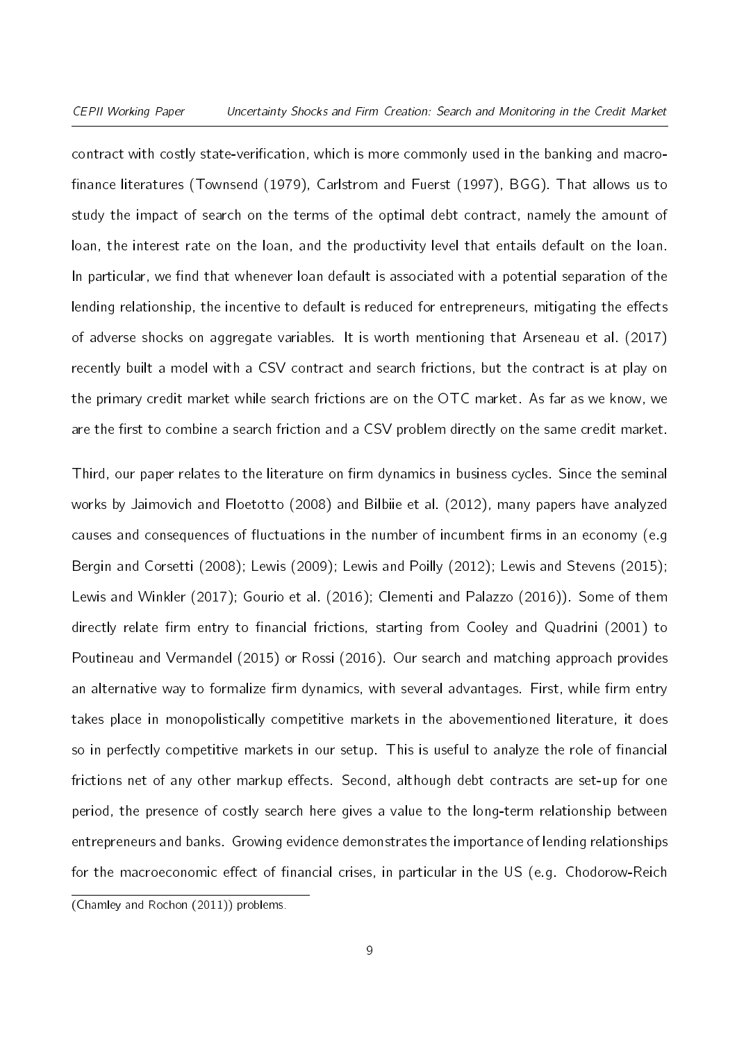contract with costly state-verification, which is more commonly used in the banking and macro-finance literatures (Townsend (1979), Carlstrom and Fuerst (1997), BGG). That allows us to study the impact of search on the terms of the optimal debt contract, namely the amount of loan, the interest rate on the loan, and the productivity level that entails default on the loan. In particular, we find that whenever loan default is associated with a potential separation of the lending relationship, the incentive to default is reduced for entrepreneurs, mitigating the effects of adverse shocks on aggregate variables. It is worth mentioning that Arseneau et al. (2017) recently built a model with a CSV contract and search frictions, but the contract is at play on the primary credit market while search frictions are on the OTC market. As far as we know, we are the first to combine a search friction and a CSV problem directly on the same credit market.

Third, our paper relates to the literature on firm dynamics in business cycles. Since the seminal works by Jaimovich and Floetotto (2008) and Bilbiie et al. (2012), many papers have analyzed causes and consequences of fluctuations in the number of incumbent firms in an economy (e.g Bergin and Corsetti (2008); Lewis (2009); Lewis and Poilly (2012); Lewis and Stevens (2015); Lewis and Winkler (2017); Gourio et al. (2016); Clementi and Palazzo (2016)). Some of them directly relate firm entry to financial frictions, starting from Cooley and Quadrini (2001) to Poutineau and Vermandel (2015) or Rossi (2016). Our search and matching approach provides an alternative way to formalize firm dynamics, with several advantages. First, while firm entry takes place in monopolistically competitive markets in the abovementioned literature, it does so in perfectly competitive markets in our setup. This is useful to analyze the role of financial frictions net of any other markup effects. Second, although debt contracts are set-up for one period, the presence of costly search here gives a value to the long-term relationship between entrepreneurs and banks. Growing evidence demonstrates the importance of lending relationships for the macroeconomic effect of financial crises, in particular in the US (e.g. Chodorow-Reich

(Chamley and Rochon (2011)) problems.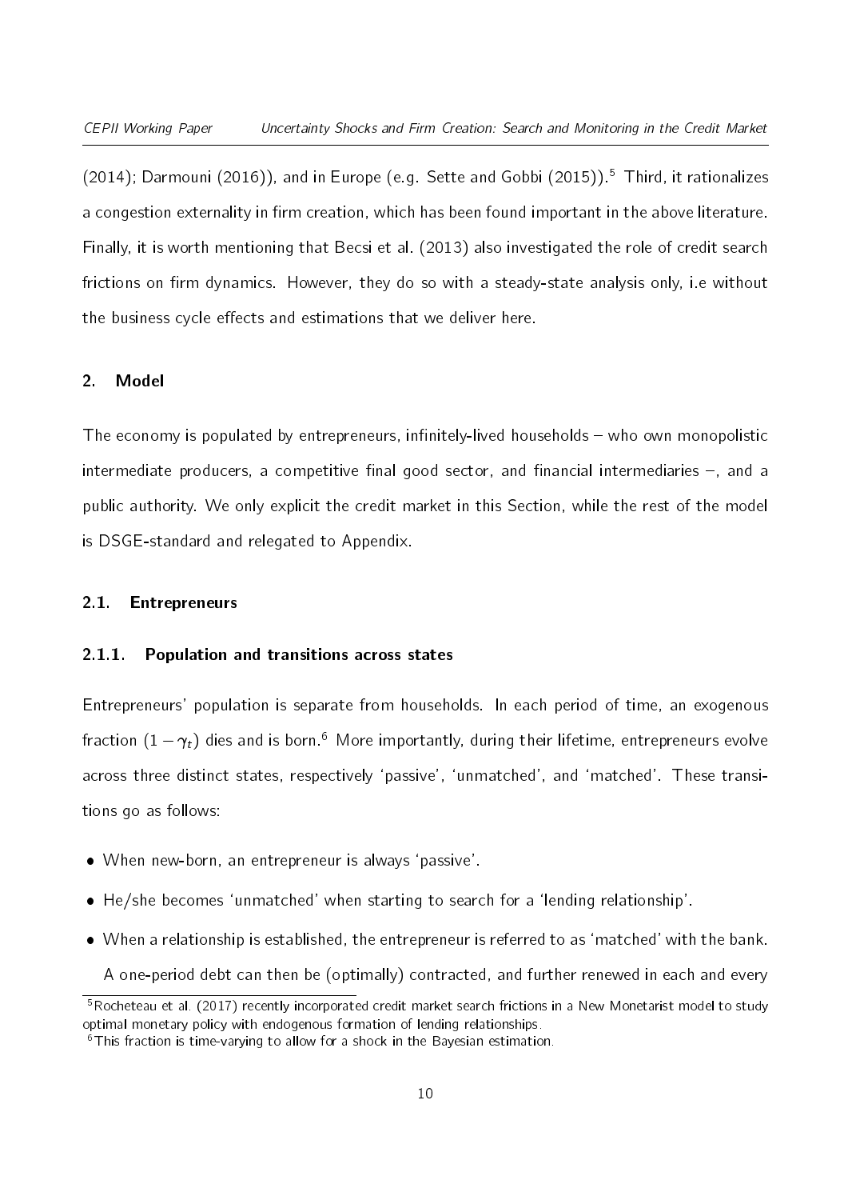(2014); Darmouni (2016)), and in Europe (e.g. Sette and Gobbi (2015)).[5] Third, it rationalizes a congestion externality in firm creation, which has been found important in the above literature. Finally, it is worth mentioning that Becsi et al. (2013) also investigated the role of credit search frictions on firm dynamics. However, they do so with a steady-state analysis only, i.e without the business cycle effects and estimations that we deliver here.

## 2. Model

The economy is populated by entrepreneurs, infinitely-lived households – who own monopolistic intermediate producers, a competitive final good sector, and financial intermediaries –, and a public authority. We only explicit the credit market in this Section, while the rest of the model is DSGE-standard and relegated to Appendix.

### 2.1. Entrepreneurs

#### 2.1.1. Population and transitions across states

Entrepreneurs' population is separate from households. In each period of time, an exogenous fraction $(1-\gamma_t)$ dies and is born.[6] More importantly, during their lifetime, entrepreneurs evolve across three distinct states, respectively 'passive', 'unmatched', and 'matched'. These transitions go as follows:

- When new-born, an entrepreneur is always 'passive'.
- He/she becomes 'unmatched' when starting to search for a 'lending relationship'.
- When a relationship is established, the entrepreneur is referred to as 'matched' with the bank. A one-period debt can then be (optimally) contracted, and further renewed in each and every

[5] Rocheteau et al. (2017) recently incorporated credit market search frictions in a New Monetarist model to study optimal monetary policy with endogenous formation of lending relationships.

[6] This fraction is time-varying to allow for a shock in the Bayesian estimation.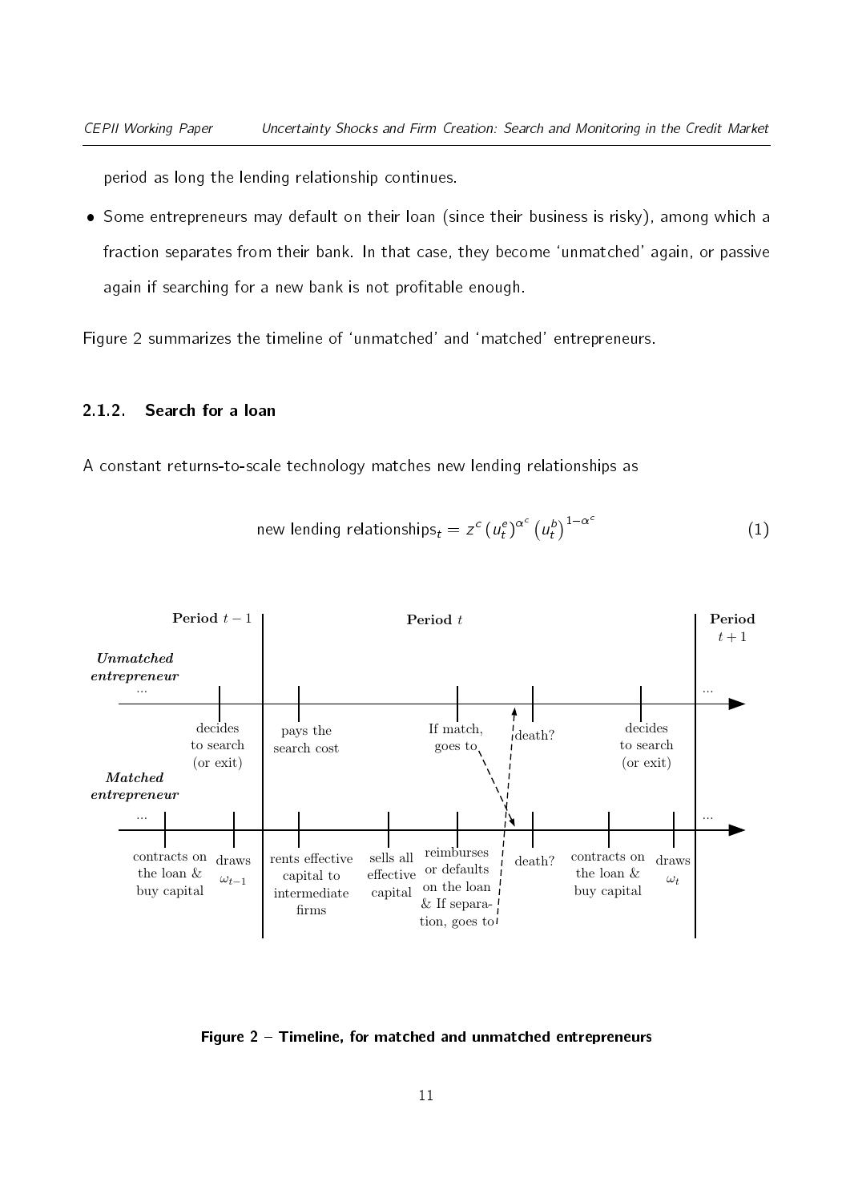period as long the lending relationship continues.

- Some entrepreneurs may default on their loan (since their business is risky), among which a fraction separates from their bank. In that case, they become 'unmatched' again, or passive again if searching for a new bank is not profitable enough.

Figure 2 summarizes the timeline of 'unmatched' and 'matched' entrepreneurs.

### 2.1.2. Search for a loan

A constant returns-to-scale technology matches new lending relationships as

$$\text{new lending relationships}_t = z^c \left(u_t^e\right)^{\alpha^c} \left(u_t^b\right)^{1-\alpha^c} \tag{1}$$

**Figure 2 – Timeline, for matched and unmatched entrepreneurs**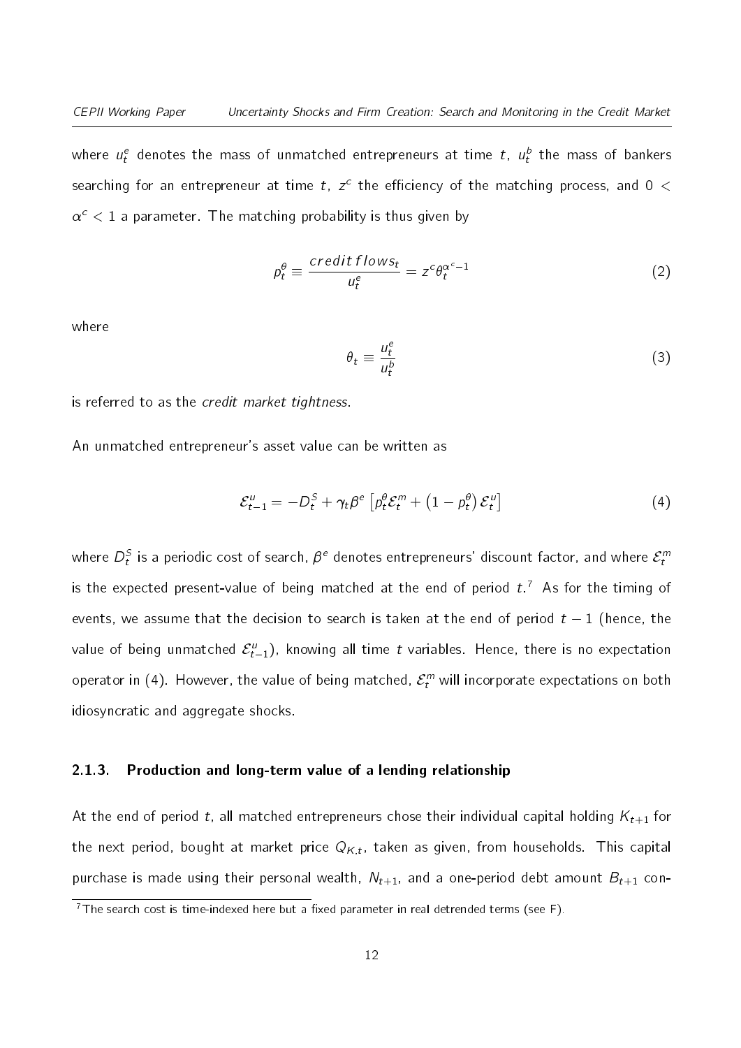where $u_t^e$ denotes the mass of unmatched entrepreneurs at time $t$, $u_t^b$ the mass of bankers searching for an entrepreneur at time $t$, $z^c$ the efficiency of the matching process, and $0 < \alpha^c < 1$ a parameter. The matching probability is thus given by

$$p_t^\theta \equiv \frac{credit\,flows_t}{u_t^e} = z^c \theta_t^{\alpha^c - 1} \tag{2}$$

where

$$\theta_t \equiv \frac{u_t^e}{u_t^b} \tag{3}$$

is referred to as the *credit market tightness*.

An unmatched entrepreneur's asset value can be written as

$$\mathcal{E}_{t-1}^u = -D_t^S + \gamma_t \beta^e \left[ p_t^\theta \mathcal{E}_t^m + \left(1 - p_t^\theta\right) \mathcal{E}_t^u \right] \tag{4}$$

where $D_t^S$ is a periodic cost of search, $\beta^e$ denotes entrepreneurs' discount factor, and where $\mathcal{E}_t^m$ is the expected present-value of being matched at the end of period $t$.[7] As for the timing of events, we assume that the decision to search is taken at the end of period $t-1$ (hence, the value of being unmatched $\mathcal{E}_{t-1}^u$), knowing all time $t$ variables. Hence, there is no expectation operator in (4). However, the value of being matched, $\mathcal{E}_t^m$ will incorporate expectations on both idiosyncratic and aggregate shocks.

### 2.1.3. Production and long-term value of a lending relationship

At the end of period $t$, all matched entrepreneurs chose their individual capital holding $K_{t+1}$ for the next period, bought at market price $Q_{K,t}$, taken as given, from households. This capital purchase is made using their personal wealth, $N_{t+1}$, and a one-period debt amount $B_{t+1}$ con-

[7] The search cost is time-indexed here but a fixed parameter in real detrended terms (see F).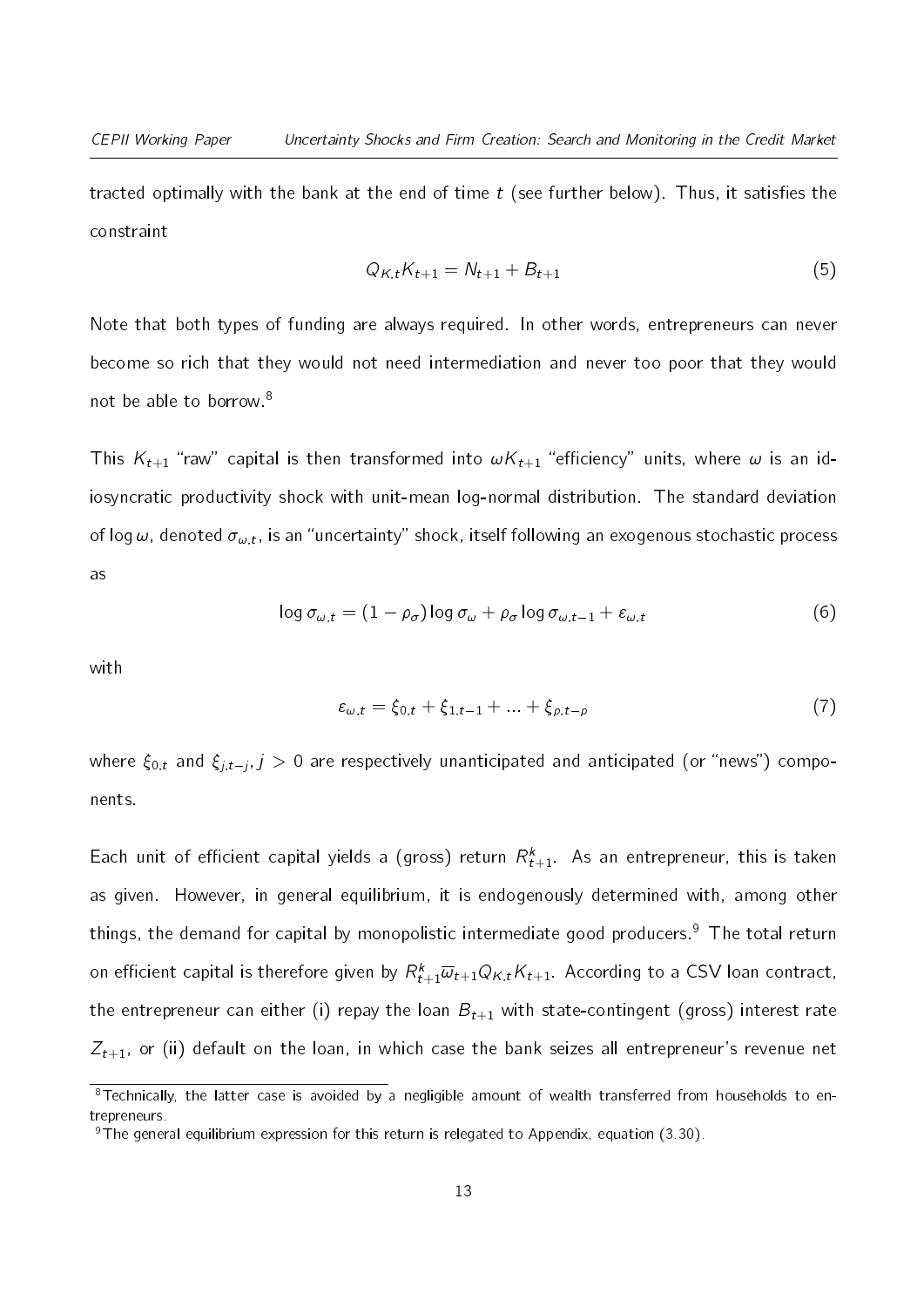tracted optimally with the bank at the end of time $t$ (see further below). Thus, it satisfies the constraint

$$Q_{K,t}K_{t+1} = N_{t+1} + B_{t+1} \tag{5}$$

Note that both types of funding are always required. In other words, entrepreneurs can never become so rich that they would not need intermediation and never too poor that they would not be able to borrow.[8]

This $K_{t+1}$ "raw" capital is then transformed into $\omega K_{t+1}$ "efficiency" units, where $\omega$ is an idiosyncratic productivity shock with unit-mean log-normal distribution. The standard deviation of $\log \omega$, denoted $\sigma_{\omega,t}$, is an "uncertainty" shock, itself following an exogenous stochastic process as

$$\log \sigma_{\omega,t} = (1 - \rho_\sigma) \log \sigma_\omega + \rho_\sigma \log \sigma_{\omega,t-1} + \varepsilon_{\omega,t} \tag{6}$$

with

$$\varepsilon_{\omega,t} = \xi_{0,t} + \xi_{1,t-1} + ... + \xi_{p,t-p} \tag{7}$$

where $\xi_{0,t}$ and $\xi_{j,t-j}, j > 0$ are respectively unanticipated and anticipated (or "news") components.

Each unit of efficient capital yields a (gross) return $R^k_{t+1}$. As an entrepreneur, this is taken as given. However, in general equilibrium, it is endogenously determined with, among other things, the demand for capital by monopolistic intermediate good producers.[9] The total return on efficient capital is therefore given by $R^k_{t+1}\overline{\omega}_{t+1}Q_{K,t}K_{t+1}$. According to a CSV loan contract, the entrepreneur can either (i) repay the loan $B_{t+1}$ with state-contingent (gross) interest rate $Z_{t+1}$, or (ii) default on the loan, in which case the bank seizes all entrepreneur's revenue net

[8] Technically, the latter case is avoided by a negligible amount of wealth transferred from households to entrepreneurs.

[9] The general equilibrium expression for this return is relegated to Appendix, equation (3.30).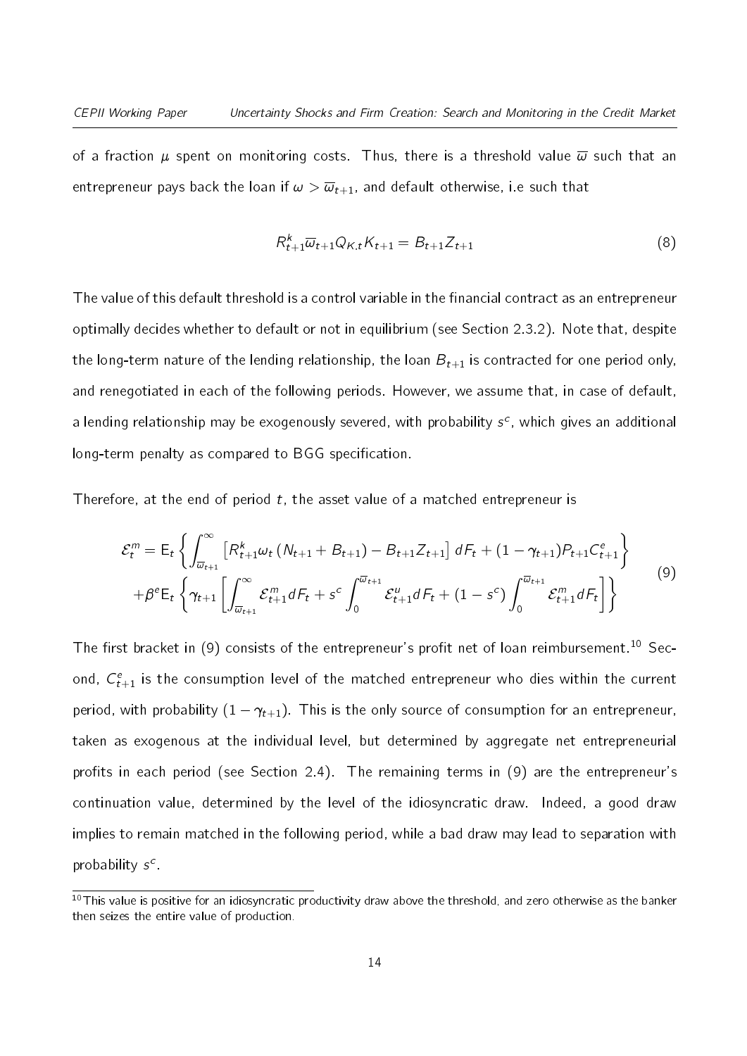of a fraction $\mu$ spent on monitoring costs. Thus, there is a threshold value $\overline{\omega}$ such that an entrepreneur pays back the loan if $\omega > \overline{\omega}_{t+1}$, and default otherwise, i.e such that

$$R^k_{t+1}\overline{\omega}_{t+1}Q_{K,t}K_{t+1} = B_{t+1}Z_{t+1} \tag{8}$$

The value of this default threshold is a control variable in the financial contract as an entrepreneur optimally decides whether to default or not in equilibrium (see Section 2.3.2). Note that, despite the long-term nature of the lending relationship, the loan $B_{t+1}$ is contracted for one period only, and renegotiated in each of the following periods. However, we assume that, in case of default, a lending relationship may be exogenously severed, with probability $s^c$, which gives an additional long-term penalty as compared to BGG specification.

Therefore, at the end of period $t$, the asset value of a matched entrepreneur is

$$\begin{aligned}
\mathcal{E}^m_t = \mathrm{E}_t &\left\{ \int_{\overline{\omega}_{t+1}}^{\infty} \left[ R^k_{t+1}\omega_t \left(N_{t+1} + B_{t+1}\right) - B_{t+1}Z_{t+1} \right] dF_t + (1-\gamma_{t+1})P_{t+1}C^e_{t+1} \right\} \\
&+ \beta^e \mathrm{E}_t \left\{ \gamma_{t+1} \left[ \int_{\overline{\omega}_{t+1}}^{\infty} \mathcal{E}^m_{t+1} dF_t + s^c \int_0^{\overline{\omega}_{t+1}} \mathcal{E}^u_{t+1} dF_t + (1-s^c) \int_0^{\overline{\omega}_{t+1}} \mathcal{E}^m_{t+1} dF_t \right] \right\}
\end{aligned} \tag{9}$$

The first bracket in (9) consists of the entrepreneur's profit net of loan reimbursement.[10] Second, $C^e_{t+1}$ is the consumption level of the matched entrepreneur who dies within the current period, with probability $(1-\gamma_{t+1})$. This is the only source of consumption for an entrepreneur, taken as exogenous at the individual level, but determined by aggregate net entrepreneurial profits in each period (see Section 2.4). The remaining terms in (9) are the entrepreneur's continuation value, determined by the level of the idiosyncratic draw. Indeed, a good draw implies to remain matched in the following period, while a bad draw may lead to separation with probability $s^c$.

[10] This value is positive for an idiosyncratic productivity draw above the threshold, and zero otherwise as the banker then seizes the entire value of production.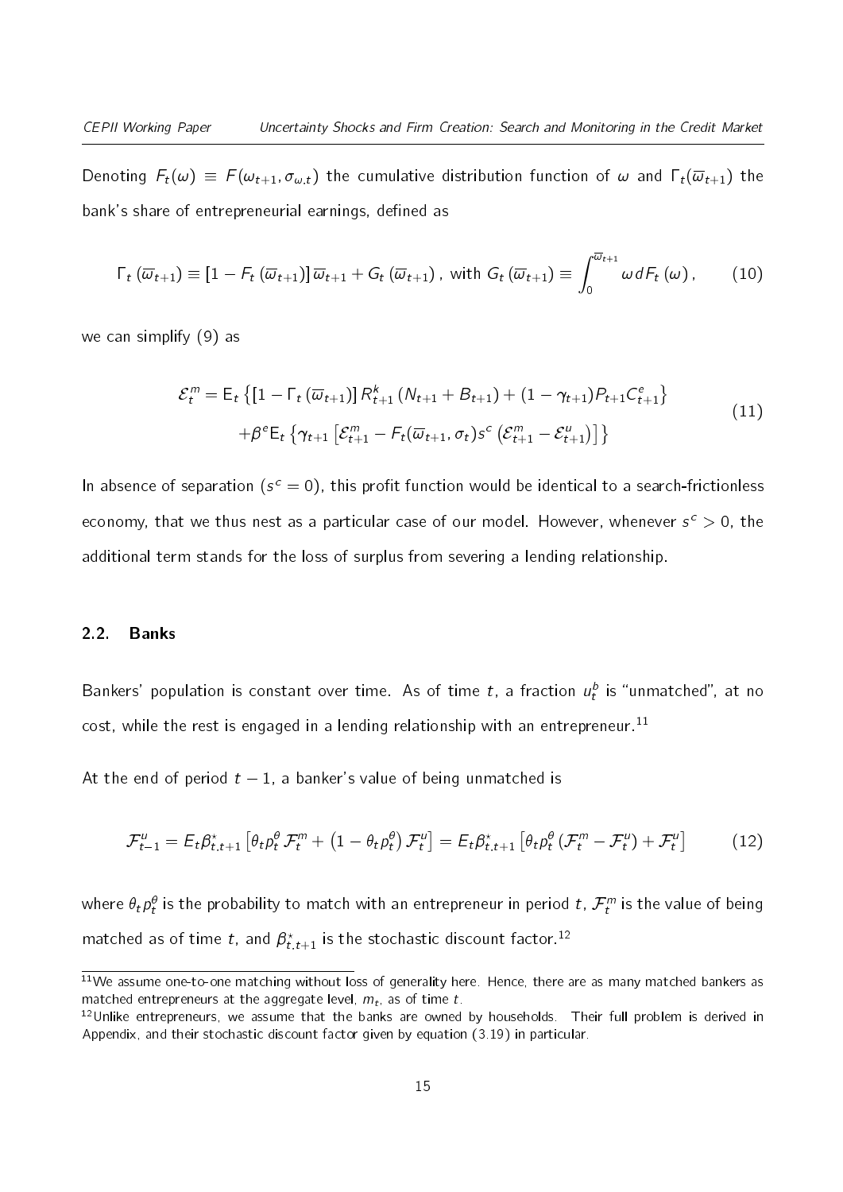Denoting $F_t(\omega) \equiv F(\omega_{t+1}, \sigma_{\omega,t})$ the cumulative distribution function of $\omega$ and $\Gamma_t(\overline{\omega}_{t+1})$ the bank's share of entrepreneurial earnings, defined as

$$\Gamma_t\left(\overline{\omega}_{t+1}\right) \equiv \left[1 - F_t\left(\overline{\omega}_{t+1}\right)\right]\overline{\omega}_{t+1} + G_t\left(\overline{\omega}_{t+1}\right), \text{ with } G_t\left(\overline{\omega}_{t+1}\right) \equiv \int_0^{\overline{\omega}_{t+1}} \omega \, dF_t\left(\omega\right), \tag{10}$$

we can simplify (9) as

$$\begin{aligned} \mathcal{E}_t^m = \mathrm{E}_t \left\{ \left[1 - \Gamma_t\left(\overline{\omega}_{t+1}\right)\right] R_{t+1}^k \left(N_{t+1} + B_{t+1}\right) + (1 - \gamma_{t+1}) P_{t+1} C_{t+1}^e \right\} \\ + \beta^e \mathrm{E}_t \left\{ \gamma_{t+1} \left[ \mathcal{E}_{t+1}^m - F_t(\overline{\omega}_{t+1}, \sigma_t) s^c \left( \mathcal{E}_{t+1}^m - \mathcal{E}_{t+1}^u \right) \right] \right\} \end{aligned} \tag{11}$$

In absence of separation ($s^c = 0$), this profit function would be identical to a search-frictionless economy, that we thus nest as a particular case of our model. However, whenever $s^c > 0$, the additional term stands for the loss of surplus from severing a lending relationship.

## 2.2. Banks

Bankers' population is constant over time. As of time $t$, a fraction $u_t^b$ is "unmatched", at no cost, while the rest is engaged in a lending relationship with an entrepreneur.[11]

At the end of period $t-1$, a banker's value of being unmatched is

$$\mathcal{F}_{t-1}^u = E_t \beta_{t,t+1}^\star \left[ \theta_t p_t^\theta \mathcal{F}_t^m + \left(1 - \theta_t p_t^\theta\right) \mathcal{F}_t^u \right] = E_t \beta_{t,t+1}^\star \left[ \theta_t p_t^\theta \left( \mathcal{F}_t^m - \mathcal{F}_t^u \right) + \mathcal{F}_t^u \right] \tag{12}$$

where $\theta_t p_t^\theta$ is the probability to match with an entrepreneur in period $t$, $\mathcal{F}_t^m$ is the value of being matched as of time $t$, and $\beta_{t,t+1}^\star$ is the stochastic discount factor.[12]

[11] We assume one-to-one matching without loss of generality here. Hence, there are as many matched bankers as matched entrepreneurs at the aggregate level, $m_t$, as of time $t$.

[12] Unlike entrepreneurs, we assume that the banks are owned by households. Their full problem is derived in Appendix, and their stochastic discount factor given by equation (3.19) in particular.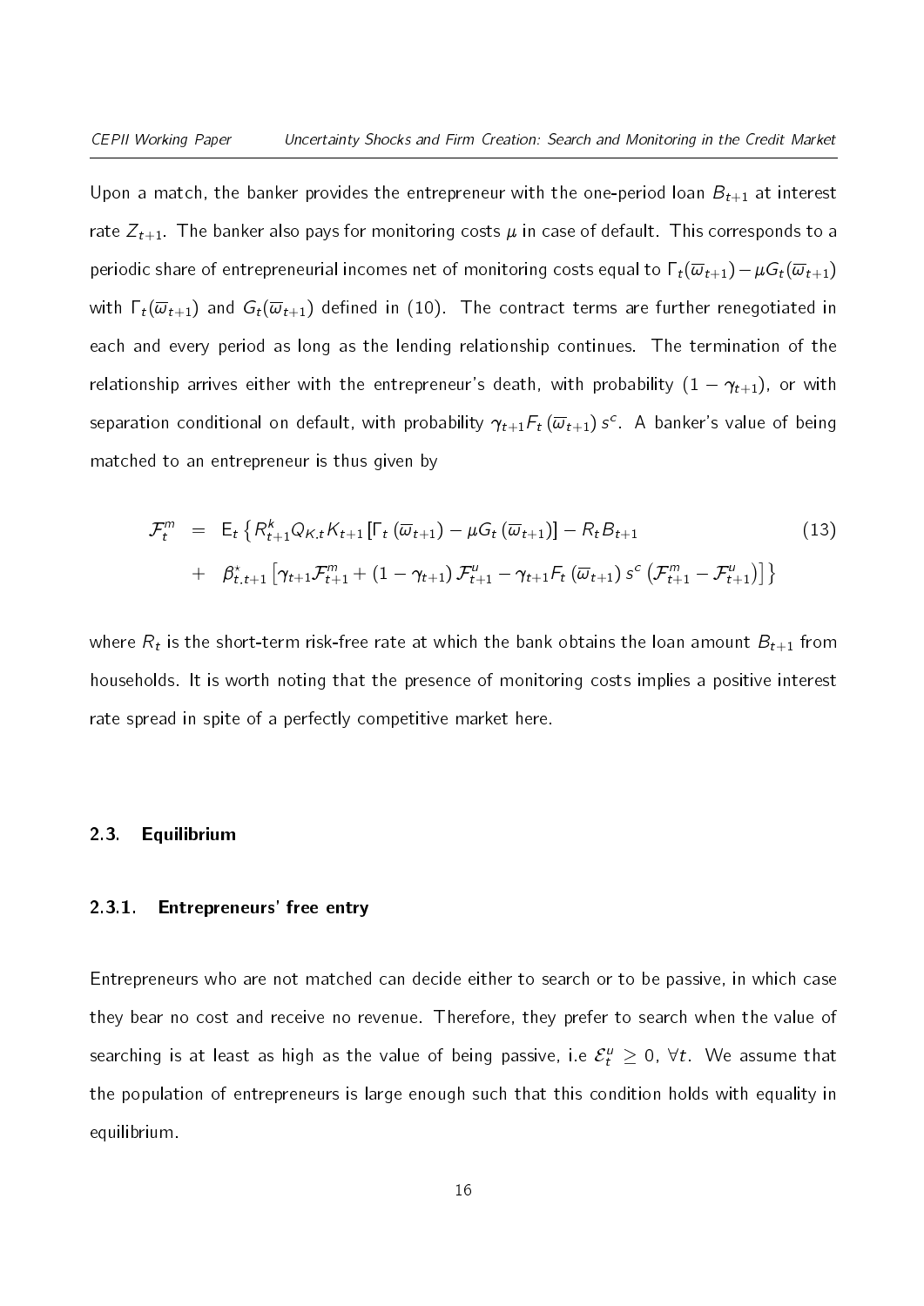Upon a match, the banker provides the entrepreneur with the one-period loan $B_{t+1}$ at interest rate $Z_{t+1}$. The banker also pays for monitoring costs $\mu$ in case of default. This corresponds to a periodic share of entrepreneurial incomes net of monitoring costs equal to $\Gamma_t(\overline{\omega}_{t+1}) - \mu G_t(\overline{\omega}_{t+1})$ with $\Gamma_t(\overline{\omega}_{t+1})$ and $G_t(\overline{\omega}_{t+1})$ defined in (10). The contract terms are further renegotiated in each and every period as long as the lending relationship continues. The termination of the relationship arrives either with the entrepreneur's death, with probability $(1 - \gamma_{t+1})$, or with separation conditional on default, with probability $\gamma_{t+1} F_t(\overline{\omega}_{t+1}) s^c$. A banker's value of being matched to an entrepreneur is thus given by

$$
\begin{aligned}
\mathcal{F}_t^m &= \mathrm{E}_t \left\{ R_{t+1}^k Q_{K,t} K_{t+1} \left[ \Gamma_t(\overline{\omega}_{t+1}) - \mu G_t(\overline{\omega}_{t+1}) \right] - R_t B_{t+1} \right. \\
&+ \left. \beta_{t,t+1}^{\star} \left[ \gamma_{t+1} \mathcal{F}_{t+1}^m + (1 - \gamma_{t+1}) \mathcal{F}_{t+1}^u - \gamma_{t+1} F_t(\overline{\omega}_{t+1}) s^c \left( \mathcal{F}_{t+1}^m - \mathcal{F}_{t+1}^u \right) \right] \right\}
\end{aligned} \tag{13}
$$

where $R_t$ is the short-term risk-free rate at which the bank obtains the loan amount $B_{t+1}$ from households. It is worth noting that the presence of monitoring costs implies a positive interest rate spread in spite of a perfectly competitive market here.

## 2.3. Equilibrium

### 2.3.1. Entrepreneurs' free entry

Entrepreneurs who are not matched can decide either to search or to be passive, in which case they bear no cost and receive no revenue. Therefore, they prefer to search when the value of searching is at least as high as the value of being passive, i.e $\mathcal{E}_t^u \geq 0$, $\forall t$. We assume that the population of entrepreneurs is large enough such that this condition holds with equality in equilibrium.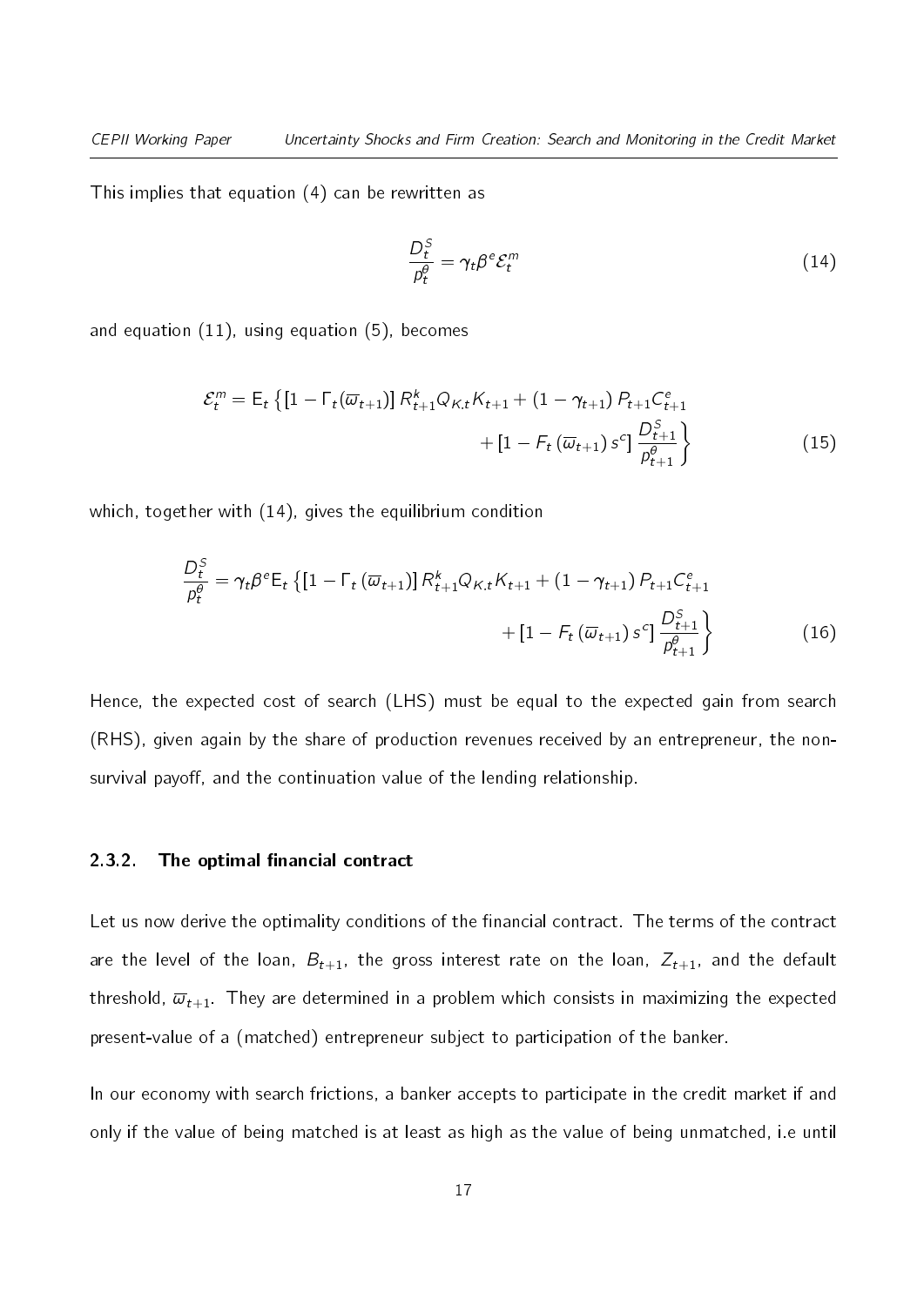This implies that equation (4) can be rewritten as

$$\frac{D_t^S}{p_t^\theta} = \gamma_t \beta^e \mathcal{E}_t^m \tag{14}$$

and equation (11), using equation (5), becomes

$$\mathcal{E}_t^m = \mathrm{E}_t \left\{ \left[1 - \Gamma_t(\overline{\omega}_{t+1})\right] R_{t+1}^k Q_{K,t} K_{t+1} + (1-\gamma_{t+1}) P_{t+1} C_{t+1}^e + \left[1 - F_t(\overline{\omega}_{t+1}) s^c\right] \frac{D_{t+1}^S}{p_{t+1}^\theta} \right\} \tag{15}$$

which, together with (14), gives the equilibrium condition

$$\frac{D_t^S}{p_t^\theta} = \gamma_t \beta^e \mathrm{E}_t \left\{ \left[1 - \Gamma_t(\overline{\omega}_{t+1})\right] R_{t+1}^k Q_{K,t} K_{t+1} + (1-\gamma_{t+1}) P_{t+1} C_{t+1}^e + \left[1 - F_t(\overline{\omega}_{t+1}) s^c\right] \frac{D_{t+1}^S}{p_{t+1}^\theta} \right\} \tag{16}$$

Hence, the expected cost of search (LHS) must be equal to the expected gain from search (RHS), given again by the share of production revenues received by an entrepreneur, the non-survival payoff, and the continuation value of the lending relationship.

### 2.3.2. The optimal financial contract

Let us now derive the optimality conditions of the financial contract. The terms of the contract are the level of the loan, $B_{t+1}$, the gross interest rate on the loan, $Z_{t+1}$, and the default threshold, $\overline{\omega}_{t+1}$. They are determined in a problem which consists in maximizing the expected present-value of a (matched) entrepreneur subject to participation of the banker.

In our economy with search frictions, a banker accepts to participate in the credit market if and only if the value of being matched is at least as high as the value of being unmatched, i.e until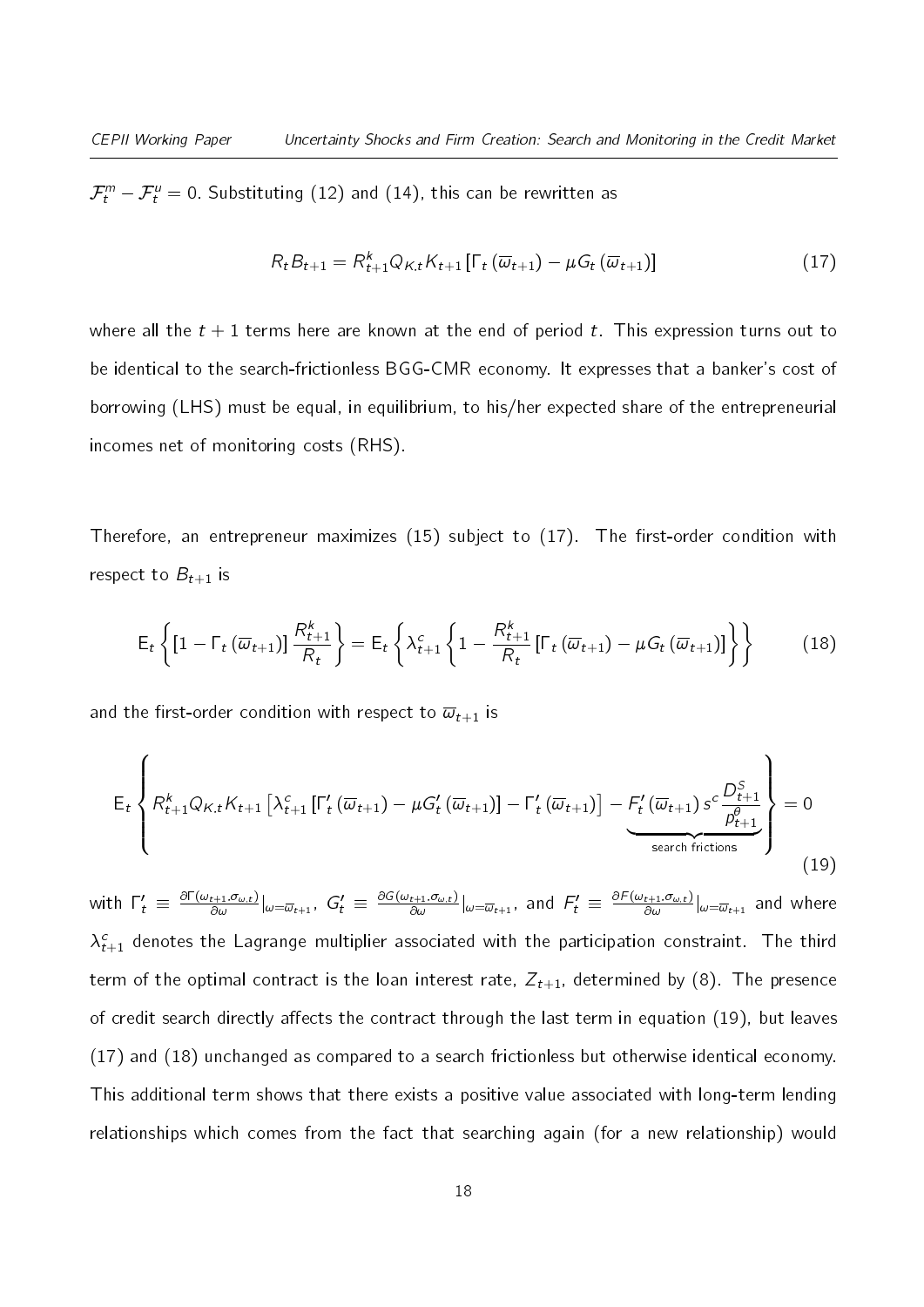$\mathcal{F}_t^m - \mathcal{F}_t^u = 0$. Substituting (12) and (14), this can be rewritten as

$$R_t B_{t+1} = R_{t+1}^k Q_{K,t} K_{t+1} \left[ \Gamma_t \left( \overline{\omega}_{t+1} \right) - \mu G_t \left( \overline{\omega}_{t+1} \right) \right] \tag{17}$$

where all the $t+1$ terms here are known at the end of period $t$. This expression turns out to be identical to the search-frictionless BGG-CMR economy. It expresses that a banker's cost of borrowing (LHS) must be equal, in equilibrium, to his/her expected share of the entrepreneurial incomes net of monitoring costs (RHS).

Therefore, an entrepreneur maximizes (15) subject to (17). The first-order condition with respect to $B_{t+1}$ is

$$\mathrm{E}_t \left\{ \left[ 1 - \Gamma_t \left( \overline{\omega}_{t+1} \right) \right] \frac{R_{t+1}^k}{R_t} \right\} = \mathrm{E}_t \left\{ \lambda_{t+1}^c \left\{ 1 - \frac{R_{t+1}^k}{R_t} \left[ \Gamma_t \left( \overline{\omega}_{t+1} \right) - \mu G_t \left( \overline{\omega}_{t+1} \right) \right] \right\} \right\} \tag{18}$$

and the first-order condition with respect to $\overline{\omega}_{t+1}$ is

$$\mathrm{E}_t \left\{ R_{t+1}^k Q_{K,t} K_{t+1} \left[ \lambda_{t+1}^c \left[ \Gamma_t' \left( \overline{\omega}_{t+1} \right) - \mu G_t' \left( \overline{\omega}_{t+1} \right) \right] - \Gamma_t' \left( \overline{\omega}_{t+1} \right) \right] \underbrace{- F_t' \left( \overline{\omega}_{t+1} \right) s^c \frac{D_{t+1}^S}{p_{t+1}^{\theta}}}_{\text{search frictions}} \right\} = 0 \tag{19}$$

with $\Gamma_t' \equiv \frac{\partial \Gamma(\omega_{t+1}, \sigma_{\omega,t})}{\partial \omega}|_{\omega = \overline{\omega}_{t+1}}$, $G_t' \equiv \frac{\partial G(\omega_{t+1}, \sigma_{\omega,t})}{\partial \omega}|_{\omega = \overline{\omega}_{t+1}}$, and $F_t' \equiv \frac{\partial F(\omega_{t+1}, \sigma_{\omega,t})}{\partial \omega}|_{\omega = \overline{\omega}_{t+1}}$ and where $\lambda_{t+1}^c$ denotes the Lagrange multiplier associated with the participation constraint. The third term of the optimal contract is the loan interest rate, $Z_{t+1}$, determined by (8). The presence of credit search directly affects the contract through the last term in equation (19), but leaves (17) and (18) unchanged as compared to a search frictionless but otherwise identical economy. This additional term shows that there exists a positive value associated with long-term lending relationships which comes from the fact that searching again (for a new relationship) would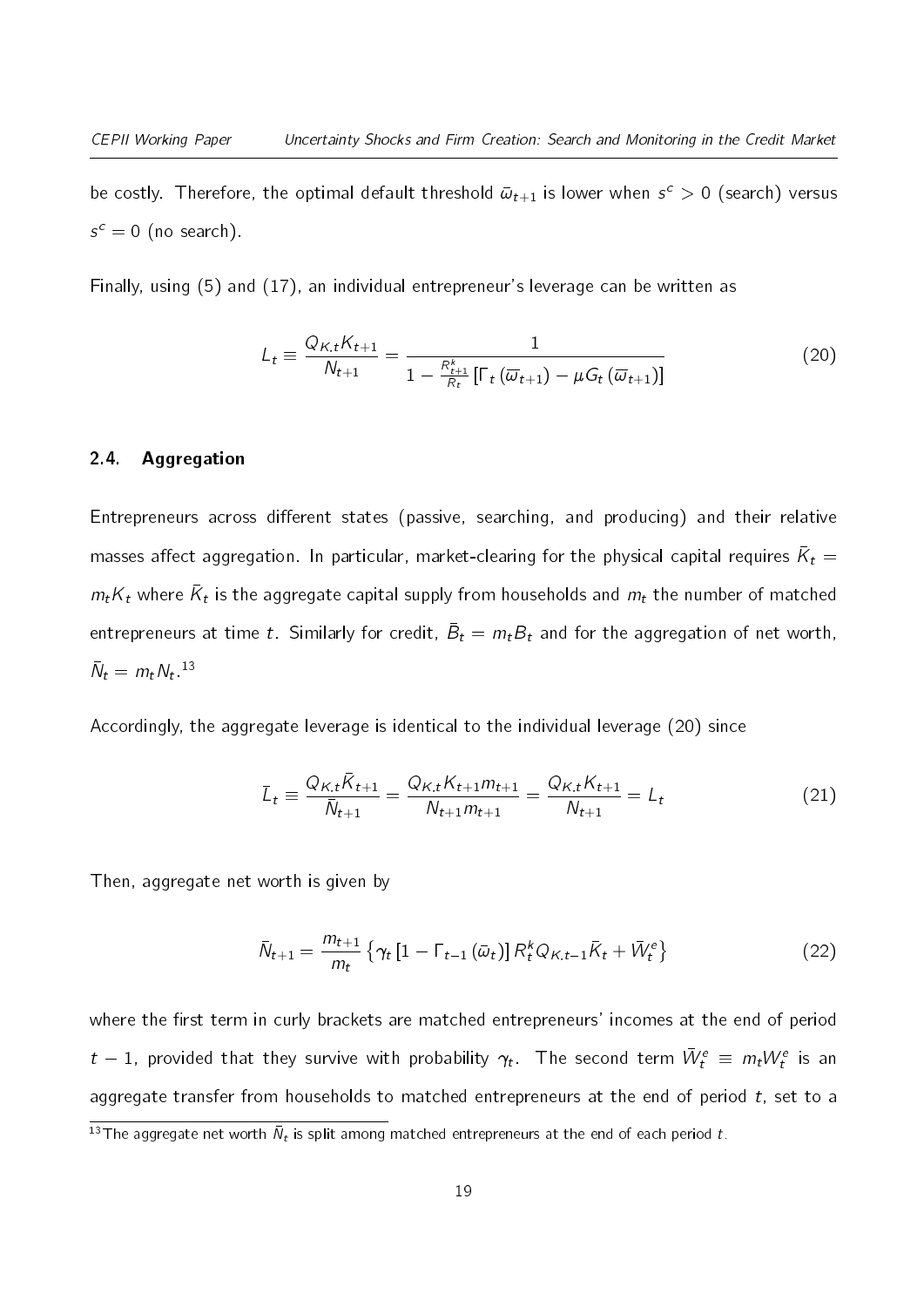be costly. Therefore, the optimal default threshold $\bar{\omega}_{t+1}$ is lower when $s^c > 0$ (search) versus $s^c = 0$ (no search).

Finally, using (5) and (17), an individual entrepreneur's leverage can be written as

$$L_t \equiv \frac{Q_{K,t}K_{t+1}}{N_{t+1}} = \frac{1}{1 - \frac{R^k_{t+1}}{R_t}\left[\Gamma_t\left(\overline{\omega}_{t+1}\right) - \mu G_t\left(\overline{\omega}_{t+1}\right)\right]} \tag{20}$$

## 2.4. Aggregation

Entrepreneurs across different states (passive, searching, and producing) and their relative masses affect aggregation. In particular, market-clearing for the physical capital requires $\bar{K}_t = m_t K_t$ where $\bar{K}_t$ is the aggregate capital supply from households and $m_t$ the number of matched entrepreneurs at time $t$. Similarly for credit, $\bar{B}_t = m_t B_t$ and for the aggregation of net worth, $\bar{N}_t = m_t N_t$.[13]

Accordingly, the aggregate leverage is identical to the individual leverage (20) since

$$\bar{L}_t \equiv \frac{Q_{K,t}\bar{K}_{t+1}}{\bar{N}_{t+1}} = \frac{Q_{K,t}K_{t+1}m_{t+1}}{N_{t+1}m_{t+1}} = \frac{Q_{K,t}K_{t+1}}{N_{t+1}} = L_t \tag{21}$$

Then, aggregate net worth is given by

$$\bar{N}_{t+1} = \frac{m_{t+1}}{m_t}\left\{\gamma_t\left[1 - \Gamma_{t-1}\left(\bar{\omega}_t\right)\right]R^k_t Q_{K,t-1}\bar{K}_t + \bar{W}^e_t\right\} \tag{22}$$

where the first term in curly brackets are matched entrepreneurs' incomes at the end of period $t-1$, provided that they survive with probability $\gamma_t$. The second term $\bar{W}^e_t \equiv m_t W^e_t$ is an aggregate transfer from households to matched entrepreneurs at the end of period $t$, set to a

[13] The aggregate net worth $\bar{N}_t$ is split among matched entrepreneurs at the end of each period $t$.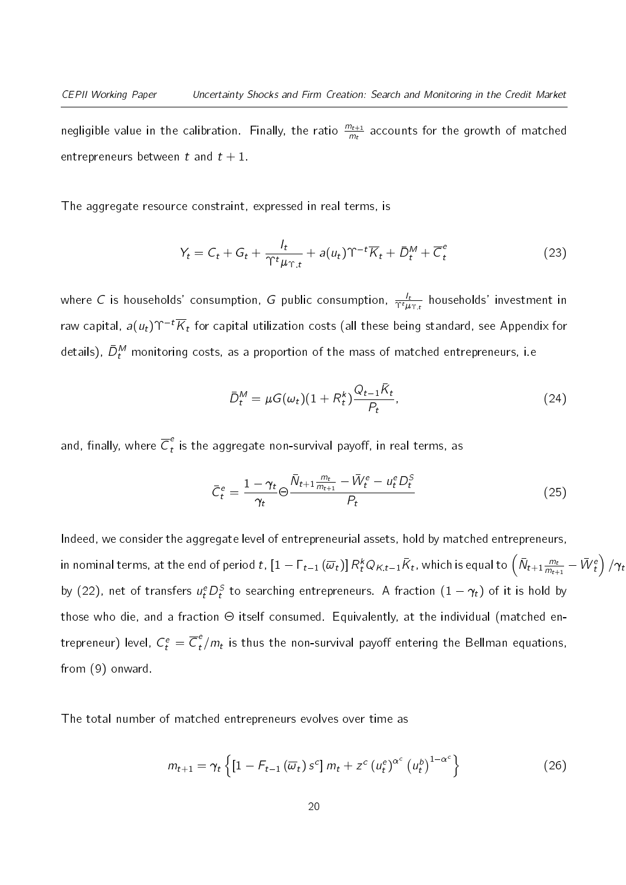negligible value in the calibration. Finally, the ratio $\frac{m_{t+1}}{m_t}$ accounts for the growth of matched entrepreneurs between $t$ and $t+1$.

The aggregate resource constraint, expressed in real terms, is

$$Y_t = C_t + G_t + \frac{I_t}{\Upsilon^t \mu_{\Upsilon,t}} + a(u_t)\Upsilon^{-t}\overline{K}_t + \bar{D}_t^M + \overline{C}_t^e \tag{23}$$

where $C$ is households' consumption, $G$ public consumption, $\frac{I_t}{\Upsilon^t \mu_{\Upsilon,t}}$ households' investment in raw capital, $a(u_t)\Upsilon^{-t}\overline{K}_t$ for capital utilization costs (all these being standard, see Appendix for details), $\bar{D}_t^M$ monitoring costs, as a proportion of the mass of matched entrepreneurs, i.e

$$\bar{D}_t^M = \mu G(\omega_t)(1+R_t^k)\frac{Q_{t-1}\bar{K}_t}{P_t}, \tag{24}$$

and, finally, where $\overline{C}_t^e$ is the aggregate non-survival payoff, in real terms, as

$$\bar{C}_t^e = \frac{1-\gamma_t}{\gamma_t}\Theta\frac{\bar{N}_{t+1}\frac{m_t}{m_{t+1}} - \bar{W}_t^e - u_t^e D_t^S}{P_t} \tag{25}$$

Indeed, we consider the aggregate level of entrepreneurial assets, hold by matched entrepreneurs, in nominal terms, at the end of period $t$, $\left[1-\Gamma_{t-1}\left(\overline{\omega}_t\right)\right]R_t^k Q_{K,t-1}\bar{K}_t$, which is equal to $\left(\bar{N}_{t+1}\frac{m_t}{m_{t+1}} - \bar{W}_t^e\right)/\gamma_t$ by (22), net of transfers $u_t^e D_t^S$ to searching entrepreneurs. A fraction $(1-\gamma_t)$ of it is hold by those who die, and a fraction $\Theta$ itself consumed. Equivalently, at the individual (matched entrepreneur) level, $C_t^e = \overline{C}_t^e/m_t$ is thus the non-survival payoff entering the Bellman equations, from (9) onward.

The total number of matched entrepreneurs evolves over time as

$$m_{t+1} = \gamma_t\left\{\left[1-F_{t-1}\left(\overline{\omega}_t\right)s^c\right]m_t + z^c\left(u_t^e\right)^{\alpha^c}\left(u_t^b\right)^{1-\alpha^c}\right\} \tag{26}$$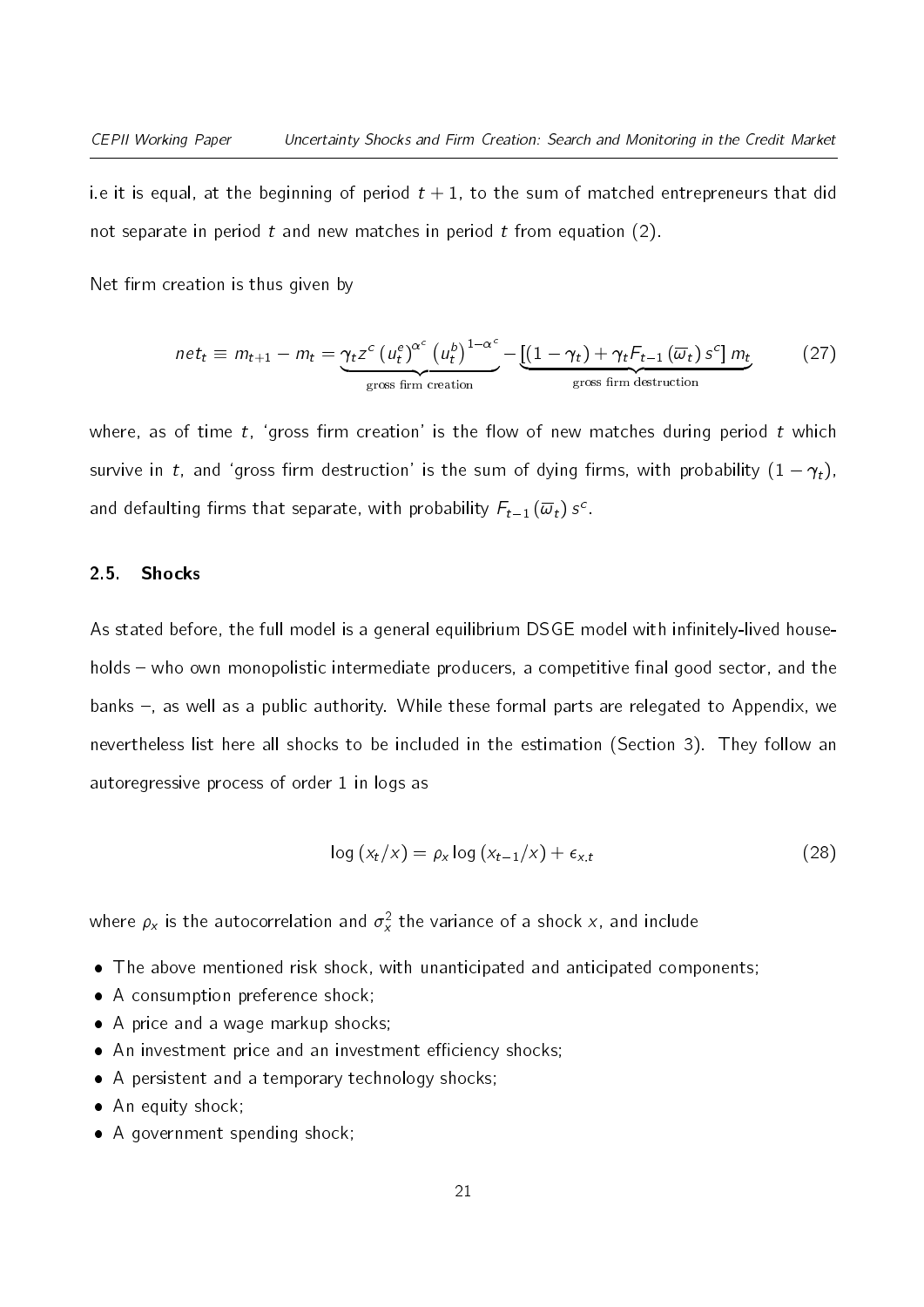i.e it is equal, at the beginning of period $t+1$, to the sum of matched entrepreneurs that did not separate in period $t$ and new matches in period $t$ from equation (2).

Net firm creation is thus given by

$$net_t \equiv m_{t+1} - m_t = \underbrace{\gamma_t z^c \left(u_t^e\right)^{\alpha^c} \left(u_t^b\right)^{1-\alpha^c}}_{\text{gross firm creation}} - \underbrace{\left[(1-\gamma_t) + \gamma_t F_{t-1}\left(\overline{\omega}_t\right) s^c\right] m_t}_{\text{gross firm destruction}} \tag{27}$$

where, as of time $t$, 'gross firm creation' is the flow of new matches during period $t$ which survive in $t$, and 'gross firm destruction' is the sum of dying firms, with probability $(1-\gamma_t)$, and defaulting firms that separate, with probability $F_{t-1}\left(\overline{\omega}_t\right) s^c$.

### 2.5. Shocks

As stated before, the full model is a general equilibrium DSGE model with infinitely-lived households – who own monopolistic intermediate producers, a competitive final good sector, and the banks –, as well as a public authority. While these formal parts are relegated to Appendix, we nevertheless list here all shocks to be included in the estimation (Section 3). They follow an autoregressive process of order 1 in logs as

$$\log\left(x_t/x\right) = \rho_x \log\left(x_{t-1}/x\right) + \epsilon_{x,t} \tag{28}$$

where $\rho_x$ is the autocorrelation and $\sigma_x^2$ the variance of a shock $x$, and include

- The above mentioned risk shock, with unanticipated and anticipated components;
- A consumption preference shock;
- A price and a wage markup shocks;
- An investment price and an investment efficiency shocks;
- A persistent and a temporary technology shocks;
- An equity shock;
- A government spending shock;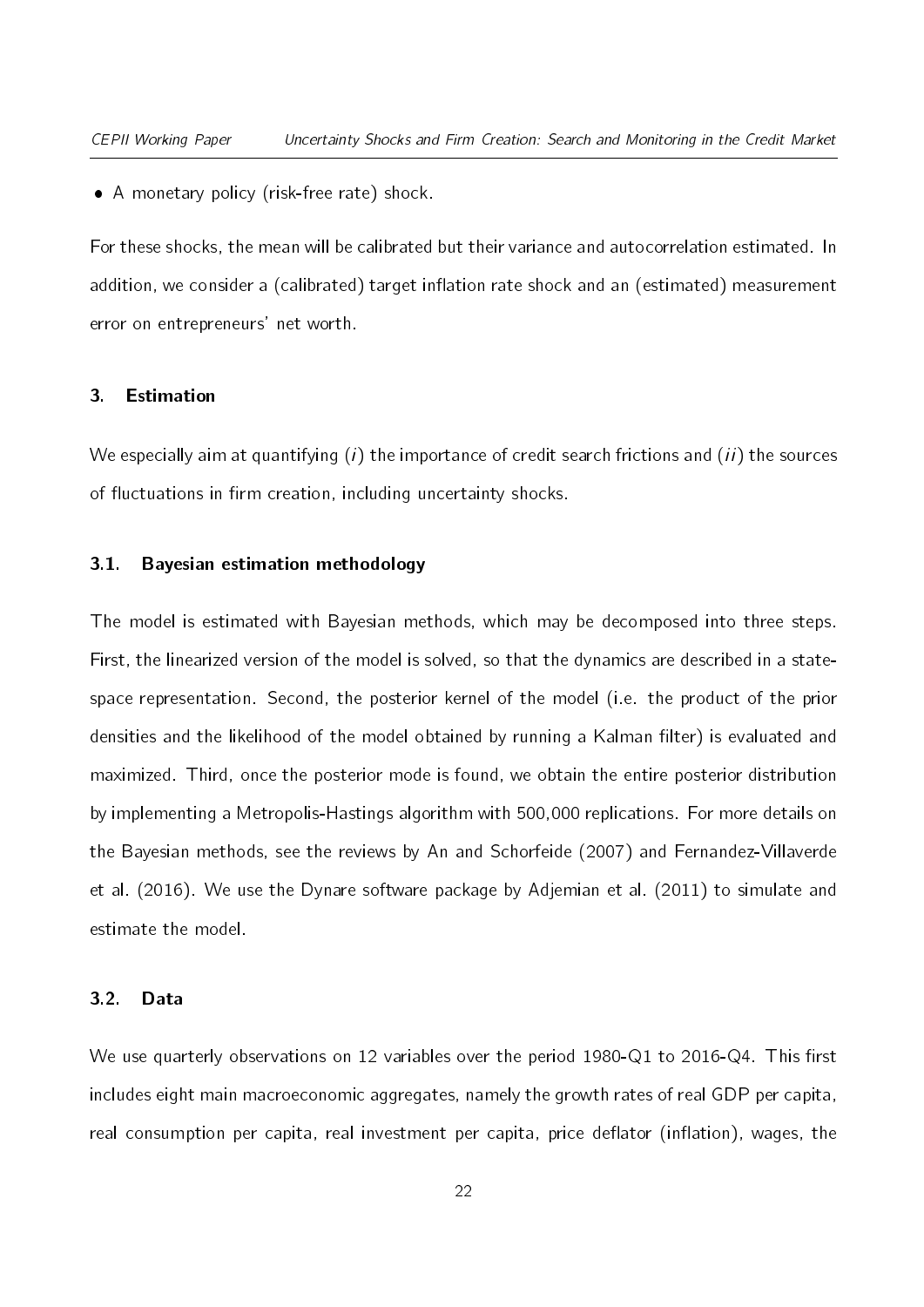- A monetary policy (risk-free rate) shock.

For these shocks, the mean will be calibrated but their variance and autocorrelation estimated. In addition, we consider a (calibrated) target inflation rate shock and an (estimated) measurement error on entrepreneurs' net worth.

## 3. Estimation

We especially aim at quantifying (*i*) the importance of credit search frictions and (*ii*) the sources of fluctuations in firm creation, including uncertainty shocks.

### 3.1. Bayesian estimation methodology

The model is estimated with Bayesian methods, which may be decomposed into three steps. First, the linearized version of the model is solved, so that the dynamics are described in a state-space representation. Second, the posterior kernel of the model (i.e. the product of the prior densities and the likelihood of the model obtained by running a Kalman filter) is evaluated and maximized. Third, once the posterior mode is found, we obtain the entire posterior distribution by implementing a Metropolis-Hastings algorithm with 500,000 replications. For more details on the Bayesian methods, see the reviews by An and Schorfeide (2007) and Fernandez-Villaverde et al. (2016). We use the Dynare software package by Adjemian et al. (2011) to simulate and estimate the model.

### 3.2. Data

We use quarterly observations on 12 variables over the period 1980-Q1 to 2016-Q4. This first includes eight main macroeconomic aggregates, namely the growth rates of real GDP per capita, real consumption per capita, real investment per capita, price deflator (inflation), wages, the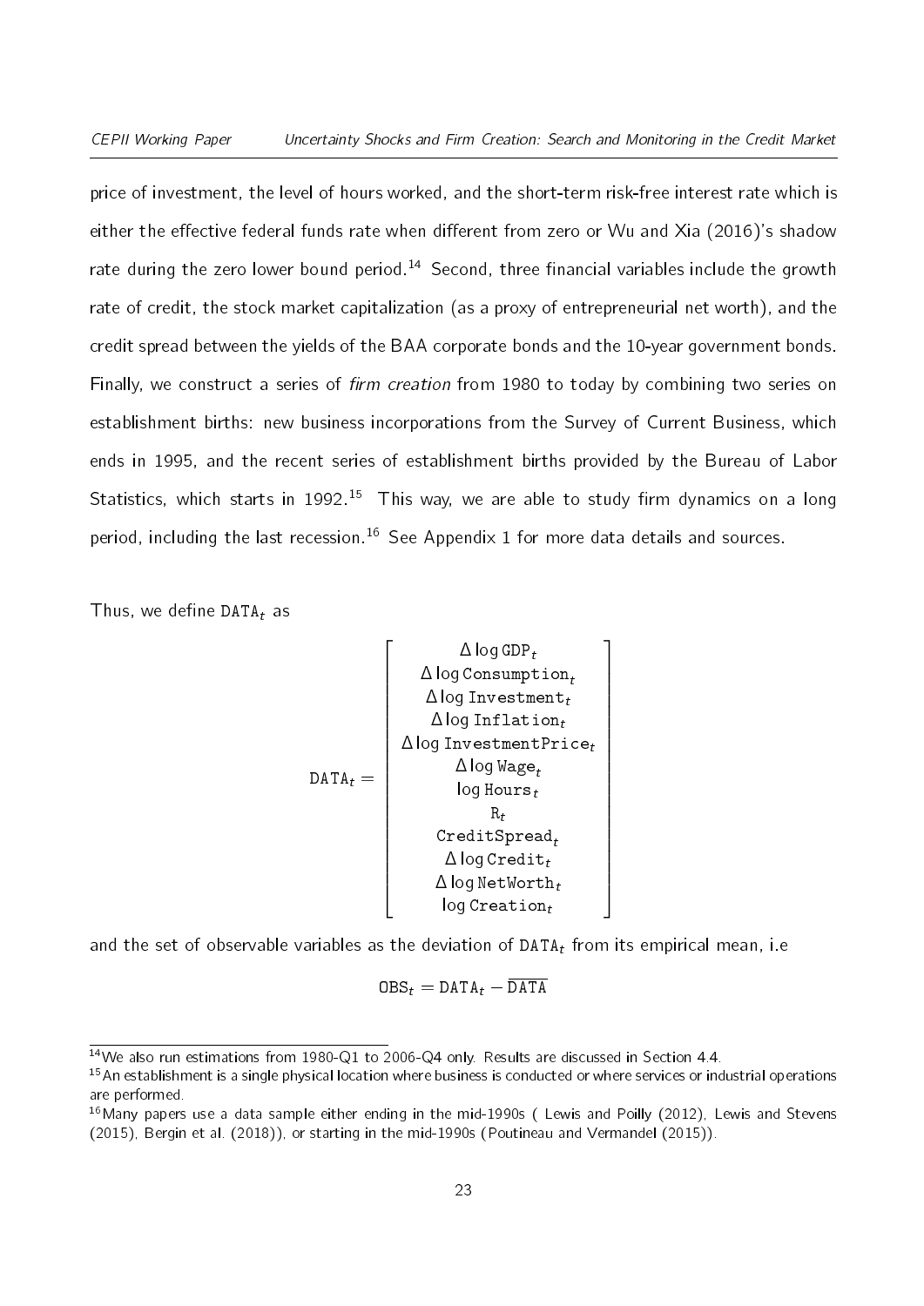price of investment, the level of hours worked, and the short-term risk-free interest rate which is either the effective federal funds rate when different from zero or Wu and Xia (2016)'s shadow rate during the zero lower bound period.[14] Second, three financial variables include the growth rate of credit, the stock market capitalization (as a proxy of entrepreneurial net worth), and the credit spread between the yields of the BAA corporate bonds and the 10-year government bonds. Finally, we construct a series of *firm creation* from 1980 to today by combining two series on establishment births: new business incorporations from the Survey of Current Business, which ends in 1995, and the recent series of establishment births provided by the Bureau of Labor Statistics, which starts in 1992.[15] This way, we are able to study firm dynamics on a long period, including the last recession.[16] See Appendix 1 for more data details and sources.

Thus, we define $\texttt{DATA}_t$ as

$$
\texttt{DATA}_t = \begin{bmatrix} \Delta \log \texttt{GDP}_t \\ \Delta \log \texttt{Consumption}_t \\ \Delta \log \texttt{Investment}_t \\ \Delta \log \texttt{Inflation}_t \\ \Delta \log \texttt{InvestmentPrice}_t \\ \Delta \log \texttt{Wage}_t \\ \log \texttt{Hours}_t \\ \texttt{R}_t \\ \texttt{CreditSpread}_t \\ \Delta \log \texttt{Credit}_t \\ \Delta \log \texttt{NetWorth}_t \\ \log \texttt{Creation}_t \end{bmatrix}
$$

and the set of observable variables as the deviation of $\texttt{DATA}_t$ from its empirical mean, i.e

$$
\texttt{OBS}_t = \texttt{DATA}_t - \overline{\texttt{DATA}}
$$

---

[14] We also run estimations from 1980-Q1 to 2006-Q4 only. Results are discussed in Section 4.4.

[15] An establishment is a single physical location where business is conducted or where services or industrial operations are performed.

[16] Many papers use a data sample either ending in the mid-1990s ( Lewis and Poilly (2012), Lewis and Stevens (2015), Bergin et al. (2018)), or starting in the mid-1990s (Poutineau and Vermandel (2015)).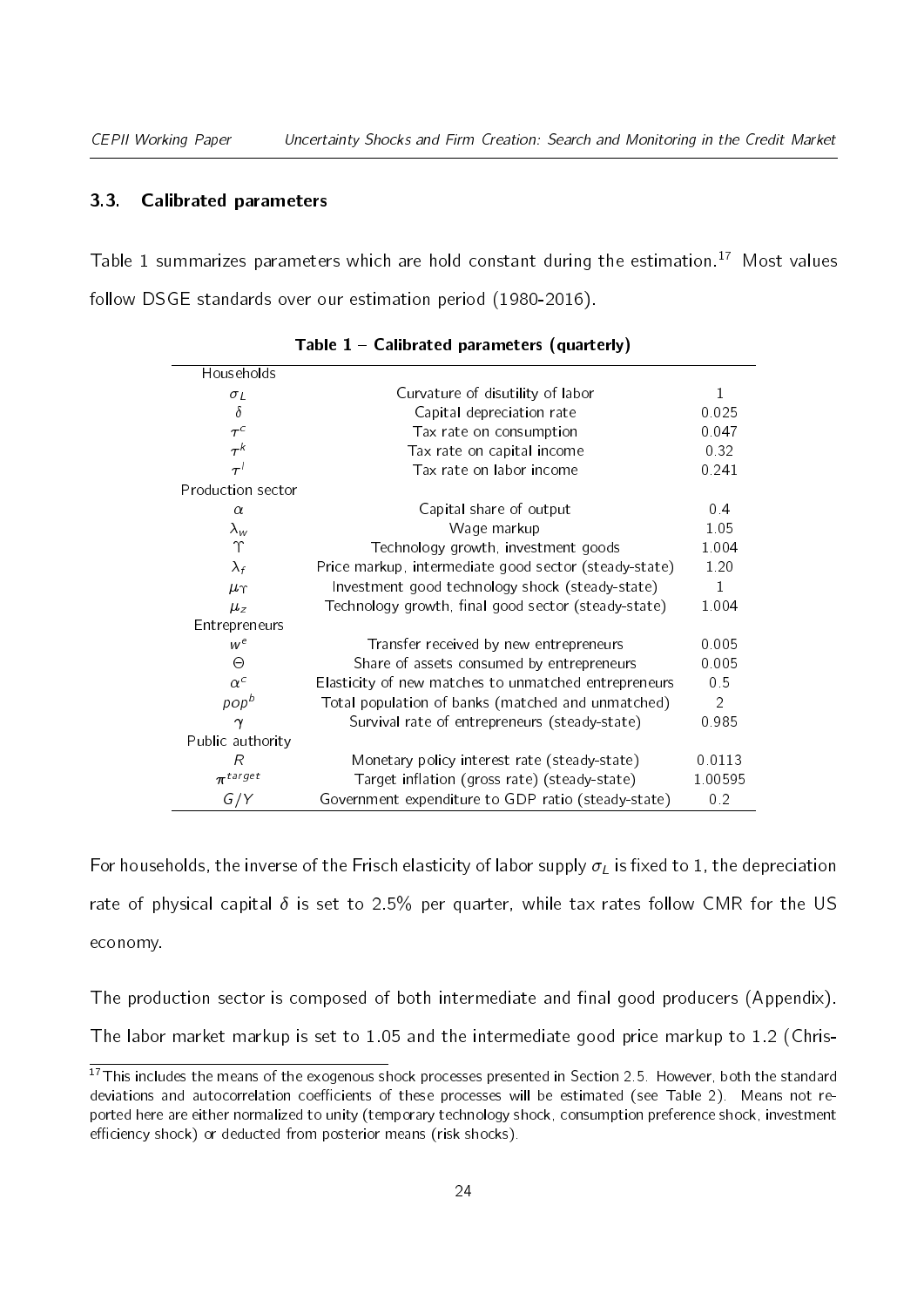### 3.3. Calibrated parameters

Table 1 summarizes parameters which are hold constant during the estimation.[17] Most values follow DSGE standards over our estimation period (1980-2016).

**Table 1 – Calibrated parameters (quarterly)**

| | | |
|---|---|---|
| Households | | |
| $\sigma_L$ | Curvature of disutility of labor | 1 |
| $\delta$ | Capital depreciation rate | 0.025 |
| $\tau^c$ | Tax rate on consumption | 0.047 |
| $\tau^k$ | Tax rate on capital income | 0.32 |
| $\tau^l$ | Tax rate on labor income | 0.241 |
| Production sector | | |
| $\alpha$ | Capital share of output | 0.4 |
| $\lambda_w$ | Wage markup | 1.05 |
| $\Upsilon$ | Technology growth, investment goods | 1.004 |
| $\lambda_f$ | Price markup, intermediate good sector (steady-state) | 1.20 |
| $\mu_\Upsilon$ | Investment good technology shock (steady-state) | 1 |
| $\mu_z$ | Technology growth, final good sector (steady-state) | 1.004 |
| Entrepreneurs | | |
| $w^e$ | Transfer received by new entrepreneurs | 0.005 |
| $\Theta$ | Share of assets consumed by entrepreneurs | 0.005 |
| $\alpha^c$ | Elasticity of new matches to unmatched entrepreneurs | 0.5 |
| $pop^b$ | Total population of banks (matched and unmatched) | 2 |
| $\gamma$ | Survival rate of entrepreneurs (steady-state) | 0.985 |
| Public authority | | |
| $R$ | Monetary policy interest rate (steady-state) | 0.0113 |
| $\pi^{target}$ | Target inflation (gross rate) (steady-state) | 1.00595 |
| $G/Y$ | Government expenditure to GDP ratio (steady-state) | 0.2 |

For households, the inverse of the Frisch elasticity of labor supply $\sigma_L$ is fixed to 1, the depreciation rate of physical capital $\delta$ is set to 2.5% per quarter, while tax rates follow CMR for the US economy.

The production sector is composed of both intermediate and final good producers (Appendix). The labor market markup is set to 1.05 and the intermediate good price markup to 1.2 (Chris-

[17] This includes the means of the exogenous shock processes presented in Section 2.5. However, both the standard deviations and autocorrelation coefficients of these processes will be estimated (see Table 2). Means not reported here are either normalized to unity (temporary technology shock, consumption preference shock, investment efficiency shock) or deducted from posterior means (risk shocks).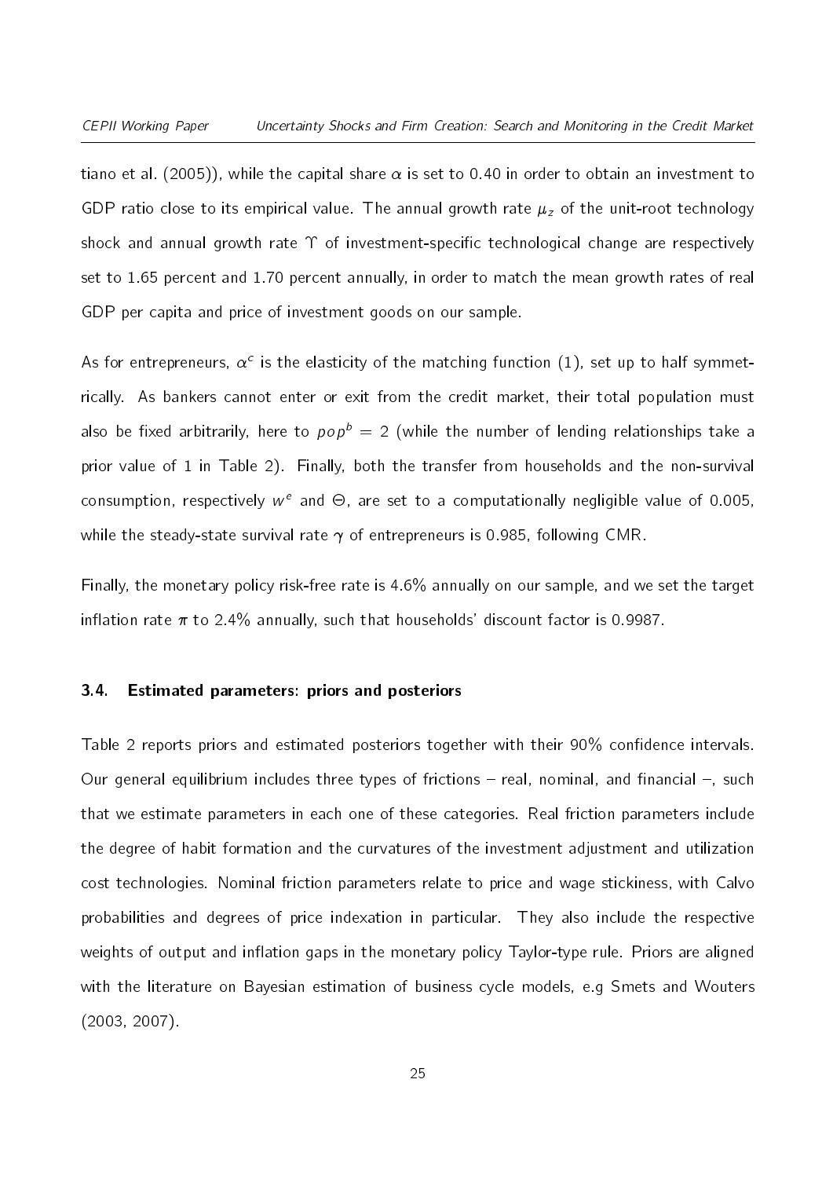tiano et al. (2005)), while the capital share $\alpha$ is set to 0.40 in order to obtain an investment to GDP ratio close to its empirical value. The annual growth rate $\mu_z$ of the unit-root technology shock and annual growth rate $\Upsilon$ of investment-specific technological change are respectively set to 1.65 percent and 1.70 percent annually, in order to match the mean growth rates of real GDP per capita and price of investment goods on our sample.

As for entrepreneurs, $\alpha^c$ is the elasticity of the matching function (1), set up to half symmetrically. As bankers cannot enter or exit from the credit market, their total population must also be fixed arbitrarily, here to $pop^b = 2$ (while the number of lending relationships take a prior value of 1 in Table 2). Finally, both the transfer from households and the non-survival consumption, respectively $w^e$ and $\Theta$, are set to a computationally negligible value of 0.005, while the steady-state survival rate $\gamma$ of entrepreneurs is 0.985, following CMR.

Finally, the monetary policy risk-free rate is 4.6% annually on our sample, and we set the target inflation rate $\pi$ to 2.4% annually, such that households' discount factor is 0.9987.

### 3.4. Estimated parameters: priors and posteriors

Table 2 reports priors and estimated posteriors together with their 90% confidence intervals. Our general equilibrium includes three types of frictions – real, nominal, and financial –, such that we estimate parameters in each one of these categories. Real friction parameters include the degree of habit formation and the curvatures of the investment adjustment and utilization cost technologies. Nominal friction parameters relate to price and wage stickiness, with Calvo probabilities and degrees of price indexation in particular. They also include the respective weights of output and inflation gaps in the monetary policy Taylor-type rule. Priors are aligned with the literature on Bayesian estimation of business cycle models, e.g Smets and Wouters (2003, 2007).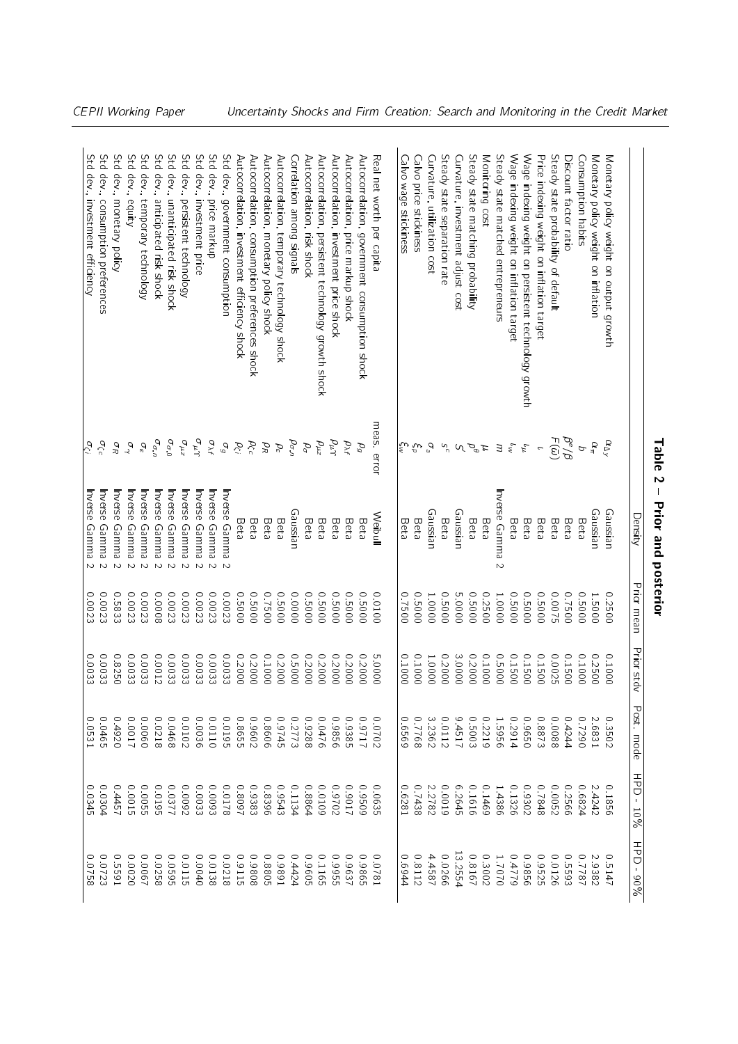**Table 2 – Prior and posterior**

| | | Density | Prior mean | Prior stdv | Post. mode | HPD - 10% | HPD - 90% |
|---|---|---|---|---|---|---|---|
| Monetary policy weight on output growth | $\alpha_{\Delta y}$ | Gaussian | 0.2500 | 0.1000 | 0.3502 | 0.1856 | 0.5147 |
| Monetary policy weight on inflation | $\alpha_{\pi}$ | Gaussian | 1.5000 | 0.2500 | 2.6831 | 2.4242 | 2.9382 |
| Consumption habits | $b$ | Beta | 0.5000 | 0.1000 | 0.7290 | 0.6824 | 0.7787 |
| Discount factor ratio | $\beta^e/\beta$ | Beta | 0.7500 | 0.1500 | 0.4244 | 0.2566 | 0.5593 |
| Steady state probability of default | $F(\bar{\omega})$ | Beta | 0.0075 | 0.0025 | 0.0088 | 0.0052 | 0.0126 |
| Price indexing weight on inflation target | $\iota$ | Beta | 0.5000 | 0.1500 | 0.8873 | 0.7848 | 0.9525 |
| Wage indexing weight on persistent technology growth | $\iota_{\mu}$ | Beta | 0.5000 | 0.1500 | 0.9650 | 0.9302 | 0.9856 |
| Wage indexing weight on inflation target | $\iota_w$ | Beta | 0.5000 | 0.1500 | 0.2914 | 0.1326 | 0.4779 |
| Steady state matched entrepreneurs | $m$ | Inverse Gamma 2 | 1.0000 | 0.5000 | 1.5956 | 1.4386 | 1.7070 |
| Monitoring cost | $\mu$ | Beta | 0.2500 | 0.1000 | 0.2219 | 0.1469 | 0.3002 |
| Steady state matching probability | $p^{\theta}$ | Beta | 0.5000 | 0.2000 | 0.5003 | 0.1616 | 0.8167 |
| Curvature, investment adjust cost | $S''$ | Gaussian | 5.0000 | 3.0000 | 9.4517 | 6.2645 | 13.2554 |
| Steady state separation rate | $s^c$ | Beta | 0.5000 | 0.2000 | 0.0112 | 0.0019 | 0.0266 |
| Curvature, utilization cost | $\sigma_a$ | Gaussian | 1.0000 | 1.0000 | 3.2362 | 2.2782 | 4.4587 |
| Calvo price stickiness | $\xi_p$ | Beta | 0.5000 | 0.1000 | 0.7768 | 0.7438 | 0.8112 |
| Calvo wage stickiness | $\xi_w$ | Beta | 0.7500 | 0.1000 | 0.6569 | 0.6281 | 0.6944 |
| Real net worth per capita | meas. error | Weibull | 0.0100 | 5.0000 | 0.0702 | 0.0635 | 0.0781 |
| Autocorrelation, government consumption shock | $\rho_g$ | Beta | 0.5000 | 0.2000 | 0.9717 | 0.9509 | 0.9865 |
| Autocorrelation, price markup shock | $\rho_{\lambda f}$ | Beta | 0.5000 | 0.2000 | 0.9385 | 0.9017 | 0.9637 |
| Autocorrelation, investment price shock | $\rho_{\mu \Upsilon}$ | Beta | 0.5000 | 0.2000 | 0.9856 | 0.9702 | 0.9955 |
| Autocorrelation, persistent technology growth shock | $\rho_{\mu z}$ | Beta | 0.5000 | 0.2000 | 0.0476 | 0.0109 | 0.1165 |
| Autocorrelation, risk shock | $\rho_{\sigma}$ | Beta | 0.5000 | 0.2000 | 0.9288 | 0.8864 | 0.9605 |
| Correlation among signals | $\rho_{\sigma,n}$ | Gaussian | 0.0000 | 0.5000 | 0.2773 | 0.1134 | 0.4424 |
| Autocorrelation, temporary technology shock | $\rho_{\epsilon}$ | Beta | 0.5000 | 0.2000 | 0.9745 | 0.9543 | 0.9891 |
| Autocorrelation, monetary policy shock | $\rho_R$ | Beta | 0.7500 | 0.1000 | 0.8606 | 0.8396 | 0.8805 |
| Autocorrelation, consumption preferences shock | $\rho_{\zeta_c}$ | Beta | 0.5000 | 0.2000 | 0.9602 | 0.9383 | 0.9808 |
| Autocorrelation, investment efficiency shock | $\rho_{\zeta_i}$ | Beta | 0.5000 | 0.2000 | 0.8655 | 0.8097 | 0.9115 |
| Std dev., government consumption | $\sigma_g$ | Inverse Gamma 2 | 0.0023 | 0.0033 | 0.0195 | 0.0178 | 0.0218 |
| Std dev., price markup | $\sigma_{\lambda f}$ | Inverse Gamma 2 | 0.0023 | 0.0033 | 0.0110 | 0.0093 | 0.0138 |
| Std dev., investment price | $\sigma_{\mu \Upsilon}$ | Inverse Gamma 2 | 0.0023 | 0.0033 | 0.0036 | 0.0033 | 0.0040 |
| Std dev., persistent technology | $\sigma_{\mu z}$ | Inverse Gamma 2 | 0.0023 | 0.0033 | 0.0102 | 0.0092 | 0.0115 |
| Std dev., unanticipated risk shock | $\sigma_{\sigma,0}$ | Inverse Gamma 2 | 0.0023 | 0.0033 | 0.0468 | 0.0377 | 0.0595 |
| Std dev., anticipated risk shock | $\sigma_{\sigma,n}$ | Inverse Gamma 2 | 0.0008 | 0.0012 | 0.0218 | 0.0195 | 0.0258 |
| Std dev., temporary technology | $\sigma_{\epsilon}$ | Inverse Gamma 2 | 0.0023 | 0.0033 | 0.0060 | 0.0055 | 0.0067 |
| Std dev., equity | $\sigma_{\gamma}$ | Inverse Gamma 2 | 0.0023 | 0.0033 | 0.0017 | 0.0015 | 0.0020 |
| Std dev., monetary policy | $\sigma_R$ | Inverse Gamma 2 | 0.5833 | 0.8250 | 0.4920 | 0.4457 | 0.5591 |
| Std dev., consumption preferences | $\sigma_{\zeta_c}$ | Inverse Gamma 2 | 0.0023 | 0.0033 | 0.0465 | 0.0304 | 0.0723 |
| Std dev., investment efficiency | $\sigma_{\zeta_i}$ | Inverse Gamma 2 | 0.0023 | 0.0033 | 0.0531 | 0.0345 | 0.0758 |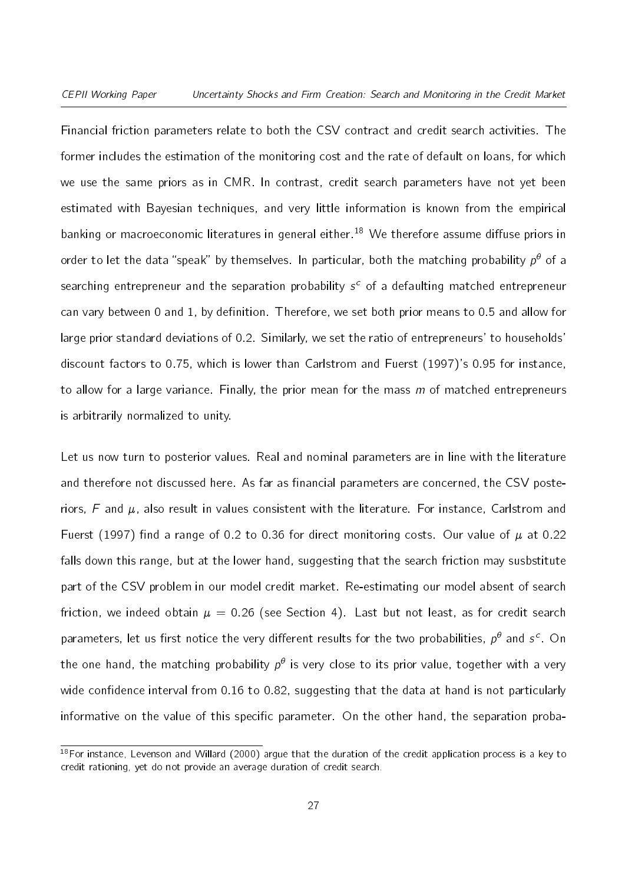Financial friction parameters relate to both the CSV contract and credit search activities. The former includes the estimation of the monitoring cost and the rate of default on loans, for which we use the same priors as in CMR. In contrast, credit search parameters have not yet been estimated with Bayesian techniques, and very little information is known from the empirical banking or macroeconomic literatures in general either.[18] We therefore assume diffuse priors in order to let the data "speak" by themselves. In particular, both the matching probability $p^{\theta}$ of a searching entrepreneur and the separation probability $s^{c}$ of a defaulting matched entrepreneur can vary between 0 and 1, by definition. Therefore, we set both prior means to 0.5 and allow for large prior standard deviations of 0.2. Similarly, we set the ratio of entrepreneurs' to households' discount factors to 0.75, which is lower than Carlstrom and Fuerst (1997)'s 0.95 for instance, to allow for a large variance. Finally, the prior mean for the mass $m$ of matched entrepreneurs is arbitrarily normalized to unity.

Let us now turn to posterior values. Real and nominal parameters are in line with the literature and therefore not discussed here. As far as financial parameters are concerned, the CSV posteriors, $F$ and $\mu$, also result in values consistent with the literature. For instance, Carlstrom and Fuerst (1997) find a range of 0.2 to 0.36 for direct monitoring costs. Our value of $\mu$ at 0.22 falls down this range, but at the lower hand, suggesting that the search friction may susbstitute part of the CSV problem in our model credit market. Re-estimating our model absent of search friction, we indeed obtain $\mu = 0.26$ (see Section 4). Last but not least, as for credit search parameters, let us first notice the very different results for the two probabilities, $p^{\theta}$ and $s^{c}$. On the one hand, the matching probability $p^{\theta}$ is very close to its prior value, together with a very wide confidence interval from 0.16 to 0.82, suggesting that the data at hand is not particularly informative on the value of this specific parameter. On the other hand, the separation proba-

[18] For instance, Levenson and Willard (2000) argue that the duration of the credit application process is a key to credit rationing, yet do not provide an average duration of credit search.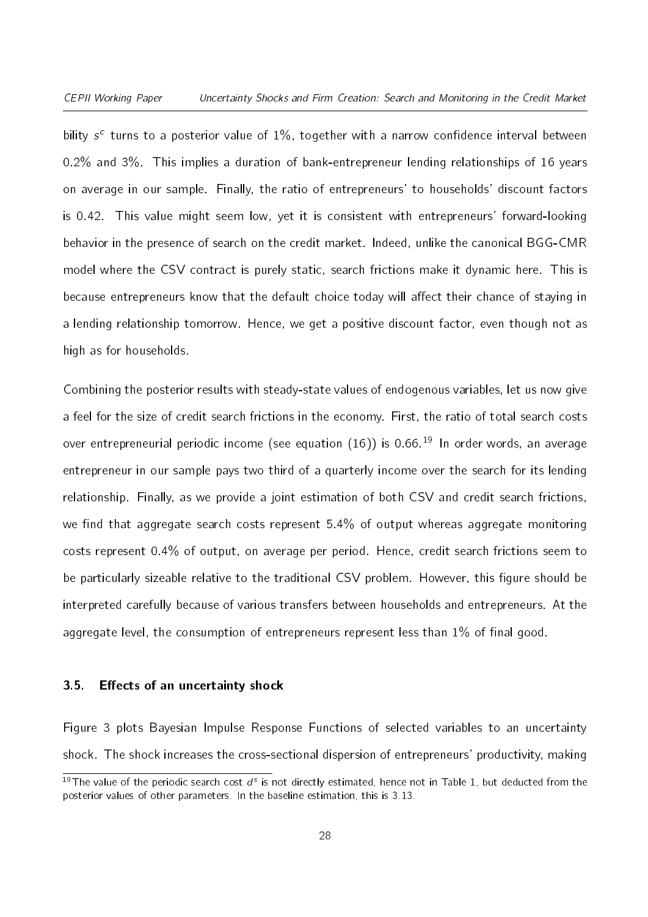bility $s^c$ turns to a posterior value of 1%, together with a narrow confidence interval between 0.2% and 3%. This implies a duration of bank-entrepreneur lending relationships of 16 years on average in our sample. Finally, the ratio of entrepreneurs' to households' discount factors is 0.42. This value might seem low, yet it is consistent with entrepreneurs' forward-looking behavior in the presence of search on the credit market. Indeed, unlike the canonical BGG-CMR model where the CSV contract is purely static, search frictions make it dynamic here. This is because entrepreneurs know that the default choice today will affect their chance of staying in a lending relationship tomorrow. Hence, we get a positive discount factor, even though not as high as for households.

Combining the posterior results with steady-state values of endogenous variables, let us now give a feel for the size of credit search frictions in the economy. First, the ratio of total search costs over entrepreneurial periodic income (see equation (16)) is 0.66.[19] In order words, an average entrepreneur in our sample pays two third of a quarterly income over the search for its lending relationship. Finally, as we provide a joint estimation of both CSV and credit search frictions, we find that aggregate search costs represent 5.4% of output whereas aggregate monitoring costs represent 0.4% of output, on average per period. Hence, credit search frictions seem to be particularly sizeable relative to the traditional CSV problem. However, this figure should be interpreted carefully because of various transfers between households and entrepreneurs. At the aggregate level, the consumption of entrepreneurs represent less than 1% of final good.

### 3.5. Effects of an uncertainty shock

Figure 3 plots Bayesian Impulse Response Functions of selected variables to an uncertainty shock. The shock increases the cross-sectional dispersion of entrepreneurs' productivity, making

[19] The value of the periodic search cost $d^s$ is not directly estimated, hence not in Table 1, but deducted from the posterior values of other parameters. In the baseline estimation, this is 3.13.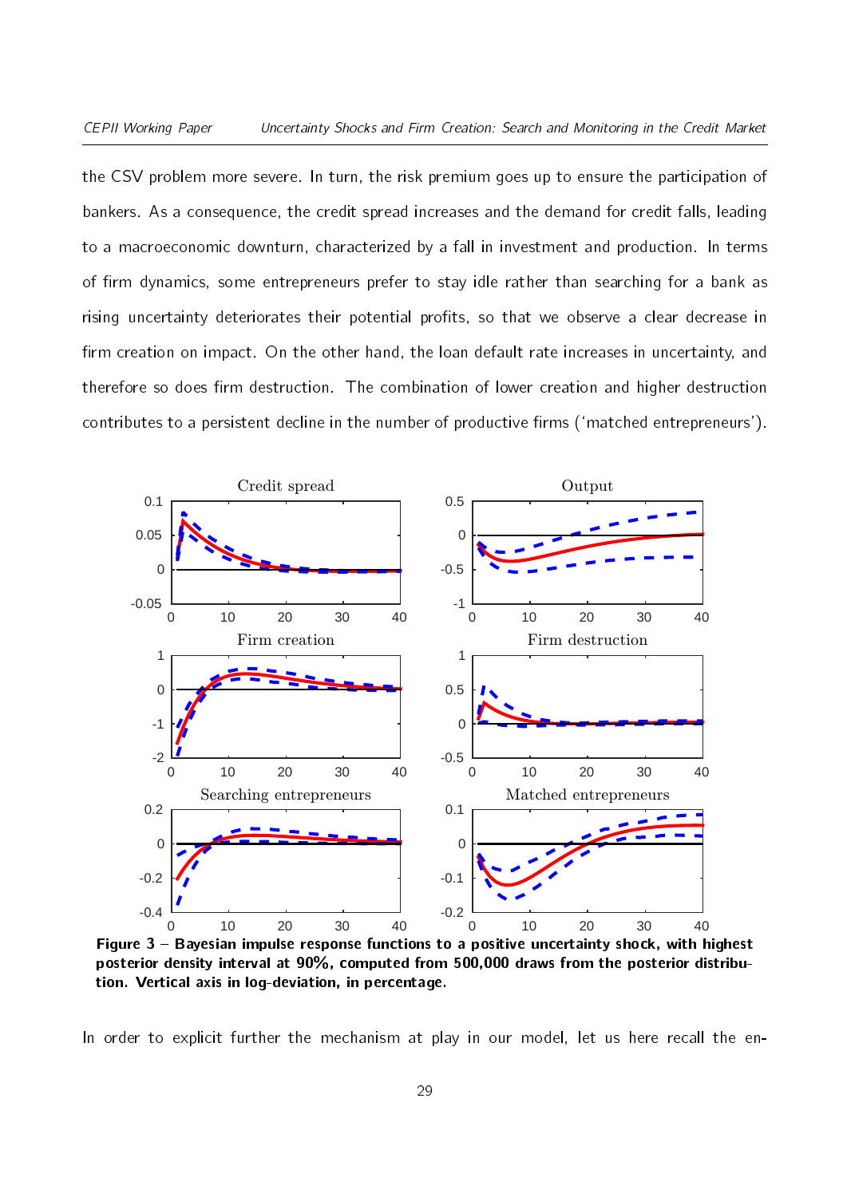the CSV problem more severe. In turn, the risk premium goes up to ensure the participation of bankers. As a consequence, the credit spread increases and the demand for credit falls, leading to a macroeconomic downturn, characterized by a fall in investment and production. In terms of firm dynamics, some entrepreneurs prefer to stay idle rather than searching for a bank as rising uncertainty deteriorates their potential profits, so that we observe a clear decrease in firm creation on impact. On the other hand, the loan default rate increases in uncertainty, and therefore so does firm destruction. The combination of lower creation and higher destruction contributes to a persistent decline in the number of productive firms ('matched entrepreneurs').

**Figure 3 – Bayesian impulse response functions to a positive uncertainty shock, with highest posterior density interval at 90%, computed from 500,000 draws from the posterior distribution. Vertical axis in log-deviation, in percentage.**

In order to explicit further the mechanism at play in our model, let us here recall the en-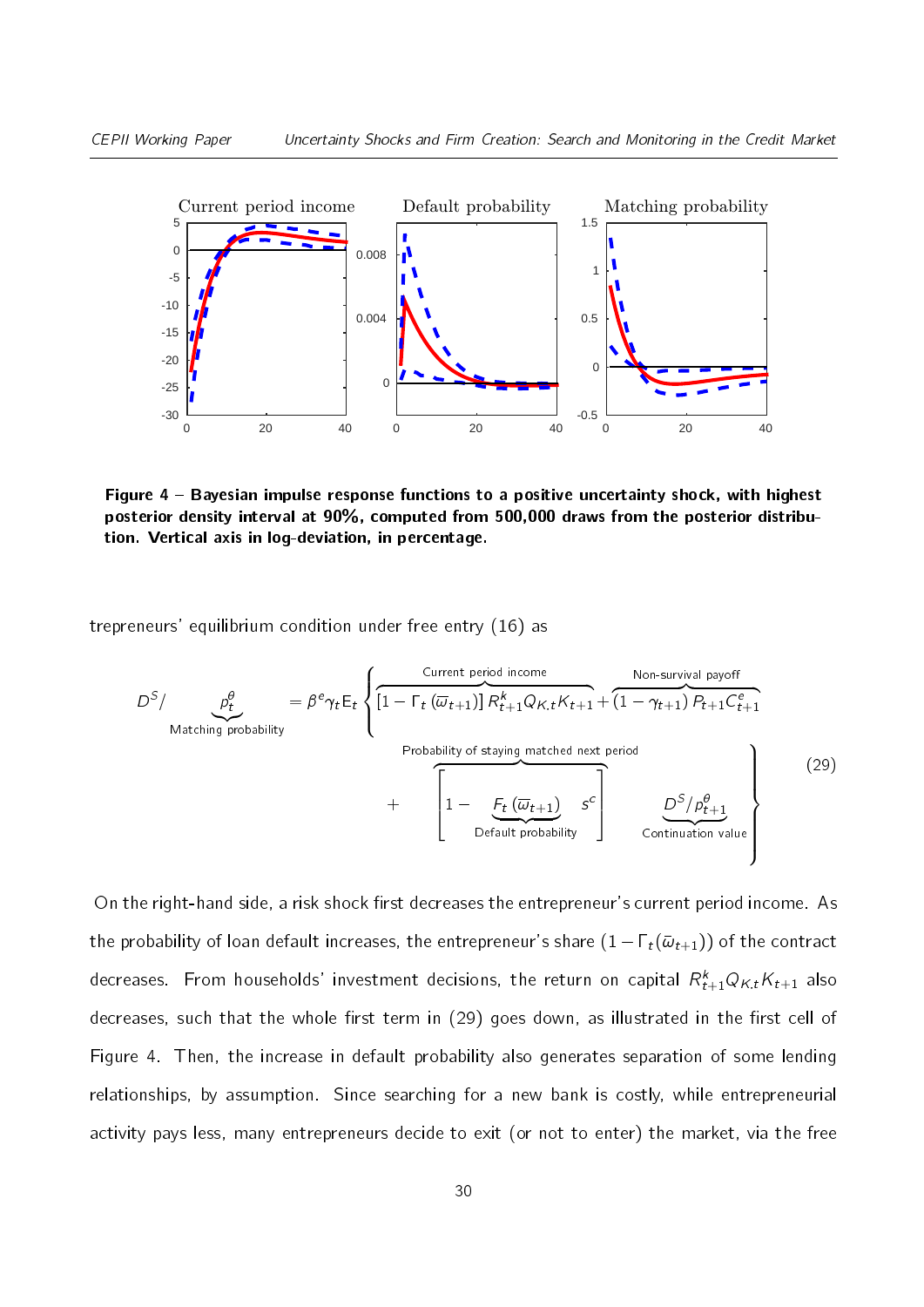**Figure 4 – Bayesian impulse response functions to a positive uncertainty shock, with highest posterior density interval at 90%, computed from 500,000 draws from the posterior distribution. Vertical axis in log-deviation, in percentage.**

trepreneurs' equilibrium condition under free entry (16) as

$$D^S / \underbrace{p_t^{\theta}}_{\text{Matching probability}} = \beta^e \gamma_t \mathrm{E}_t \left\{ \overbrace{\left[1 - \Gamma_t\left(\overline{\omega}_{t+1}\right)\right] R_{t+1}^k Q_{K,t} K_{t+1}}^{\text{Current period income}} + \overbrace{\left(1 - \gamma_{t+1}\right) P_{t+1} C_{t+1}^e}^{\text{Non-survival payoff}} \right.$$
$$\left. + \overbrace{\left[1 - \underbrace{F_t\left(\overline{\omega}_{t+1}\right)}_{\text{Default probability}} s^c\right]}^{\text{Probability of staying matched next period}} \underbrace{D^S / p_{t+1}^{\theta}}_{\text{Continuation value}} \right\} \tag{29}$$

On the right-hand side, a risk shock first decreases the entrepreneur's current period income. As the probability of loan default increases, the entrepreneur's share $(1 - \Gamma_t(\bar{\omega}_{t+1}))$ of the contract decreases. From households' investment decisions, the return on capital $R_{t+1}^k Q_{K,t} K_{t+1}$ also decreases, such that the whole first term in (29) goes down, as illustrated in the first cell of Figure 4. Then, the increase in default probability also generates separation of some lending relationships, by assumption. Since searching for a new bank is costly, while entrepreneurial activity pays less, many entrepreneurs decide to exit (or not to enter) the market, via the free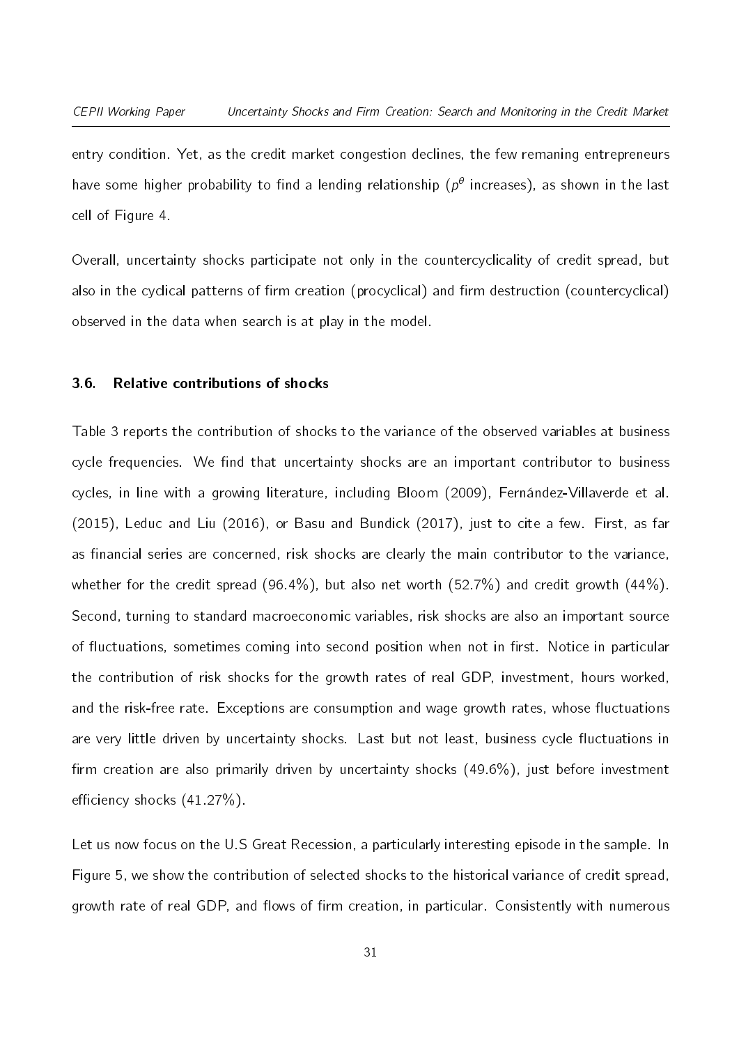entry condition. Yet, as the credit market congestion declines, the few remaning entrepreneurs have some higher probability to find a lending relationship ($p^{\theta}$ increases), as shown in the last cell of Figure 4.

Overall, uncertainty shocks participate not only in the countercyclicality of credit spread, but also in the cyclical patterns of firm creation (procyclical) and firm destruction (countercyclical) observed in the data when search is at play in the model.

### 3.6. Relative contributions of shocks

Table 3 reports the contribution of shocks to the variance of the observed variables at business cycle frequencies. We find that uncertainty shocks are an important contributor to business cycles, in line with a growing literature, including Bloom (2009), Fernández-Villaverde et al. (2015), Leduc and Liu (2016), or Basu and Bundick (2017), just to cite a few. First, as far as financial series are concerned, risk shocks are clearly the main contributor to the variance, whether for the credit spread (96.4%), but also net worth (52.7%) and credit growth (44%). Second, turning to standard macroeconomic variables, risk shocks are also an important source of fluctuations, sometimes coming into second position when not in first. Notice in particular the contribution of risk shocks for the growth rates of real GDP, investment, hours worked, and the risk-free rate. Exceptions are consumption and wage growth rates, whose fluctuations are very little driven by uncertainty shocks. Last but not least, business cycle fluctuations in firm creation are also primarily driven by uncertainty shocks (49.6%), just before investment efficiency shocks (41.27%).

Let us now focus on the U.S Great Recession, a particularly interesting episode in the sample. In Figure 5, we show the contribution of selected shocks to the historical variance of credit spread, growth rate of real GDP, and flows of firm creation, in particular. Consistently with numerous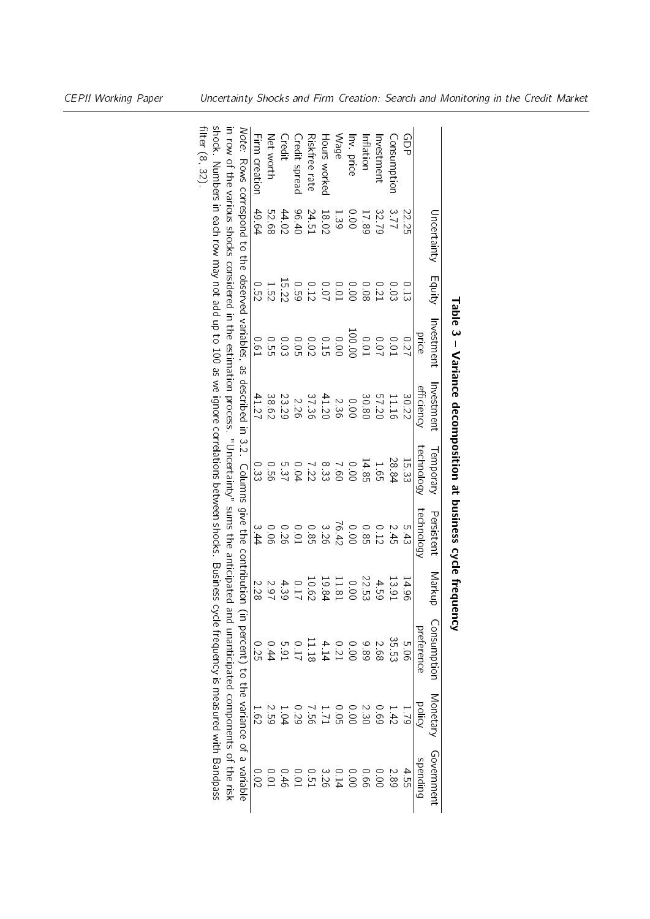**Table 3 – Variance decomposition at business cycle frequency**

| | Uncertainty | Equity | Investment price | Investment efficiency | Temporary technology | Persistent technology | Markup | Consumption preference | Monetary policy | Government spending |
|---|---|---|---|---|---|---|---|---|---|---|
| GDP | 22.25 | 0.13 | 0.27 | 30.22 | 15.33 | 5.43 | 14.96 | 5.06 | 1.79 | 4.55 |
| Consumption | 3.77 | 0.03 | 0.01 | 11.16 | 28.84 | 2.45 | 13.91 | 35.53 | 1.42 | 2.89 |
| Investment | 32.79 | 0.21 | 0.07 | 57.20 | 1.65 | 0.12 | 4.59 | 2.68 | 0.69 | 0.00 |
| Inflation | 17.89 | 0.08 | 0.01 | 30.80 | 14.85 | 0.85 | 22.53 | 9.89 | 2.30 | 0.66 |
| Inv. price | 0.00 | 0.00 | 100.00 | 0.00 | 0.00 | 0.00 | 0.00 | 0.00 | 0.00 | 0.00 |
| Wage | 1.39 | 0.01 | 0.00 | 2.36 | 7.60 | 76.42 | 11.81 | 0.21 | 0.05 | 0.14 |
| Hours worked | 18.02 | 0.07 | 0.15 | 41.20 | 8.33 | 3.26 | 19.84 | 4.14 | 1.71 | 3.26 |
| Riskfree rate | 24.51 | 0.12 | 0.02 | 37.36 | 7.22 | 0.85 | 10.62 | 11.18 | 7.56 | 0.51 |
| Credit spread | 96.40 | 0.59 | 0.05 | 2.26 | 0.04 | 0.01 | 0.17 | 0.17 | 0.29 | 0.01 |
| Credit | 44.02 | 15.22 | 0.03 | 23.29 | 5.37 | 0.26 | 4.39 | 5.91 | 1.04 | 0.46 |
| Net worth | 52.68 | 1.52 | 0.55 | 38.62 | 0.56 | 0.06 | 2.97 | 0.44 | 2.59 | 0.01 |
| Firm creation | 49.64 | 0.52 | 0.61 | 41.27 | 0.33 | 3.44 | 2.28 | 0.25 | 1.62 | 0.02 |

*Note:* Rows correspond to the observed variables, as described in 3.2. Columns give the contribution (in percent) to the variance of a variable in row of the various shocks considered in the estimation process. "Uncertainty" sums the anticipated and unanticipated components of the risk shock. Numbers in each row may not add up to 100 as we ignore correlations between shocks. Business cycle frequency is measured with Bandpass filter (8, 32).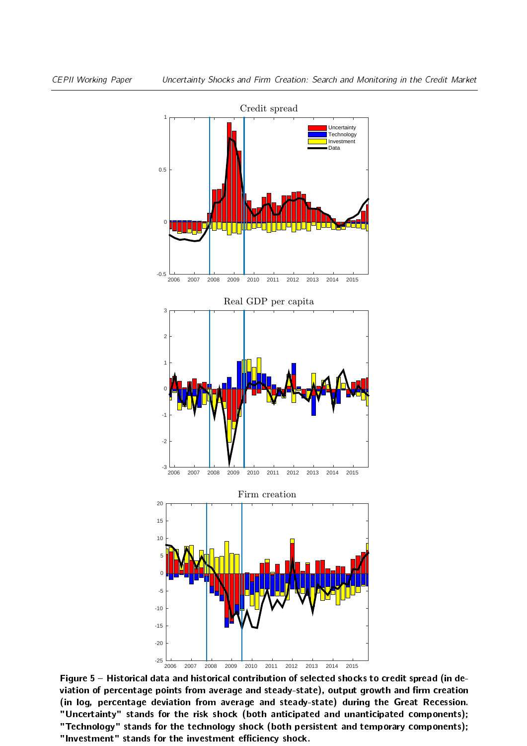**Figure 5 – Historical data and historical contribution of selected shocks to credit spread (in deviation of percentage points from average and steady-state), output growth and firm creation (in log, percentage deviation from average and steady-state) during the Great Recession. "Uncertainty" stands for the risk shock (both anticipated and unanticipated components); "Technology" stands for the technology shock (both persistent and temporary components); "Investment" stands for the investment efficiency shock.**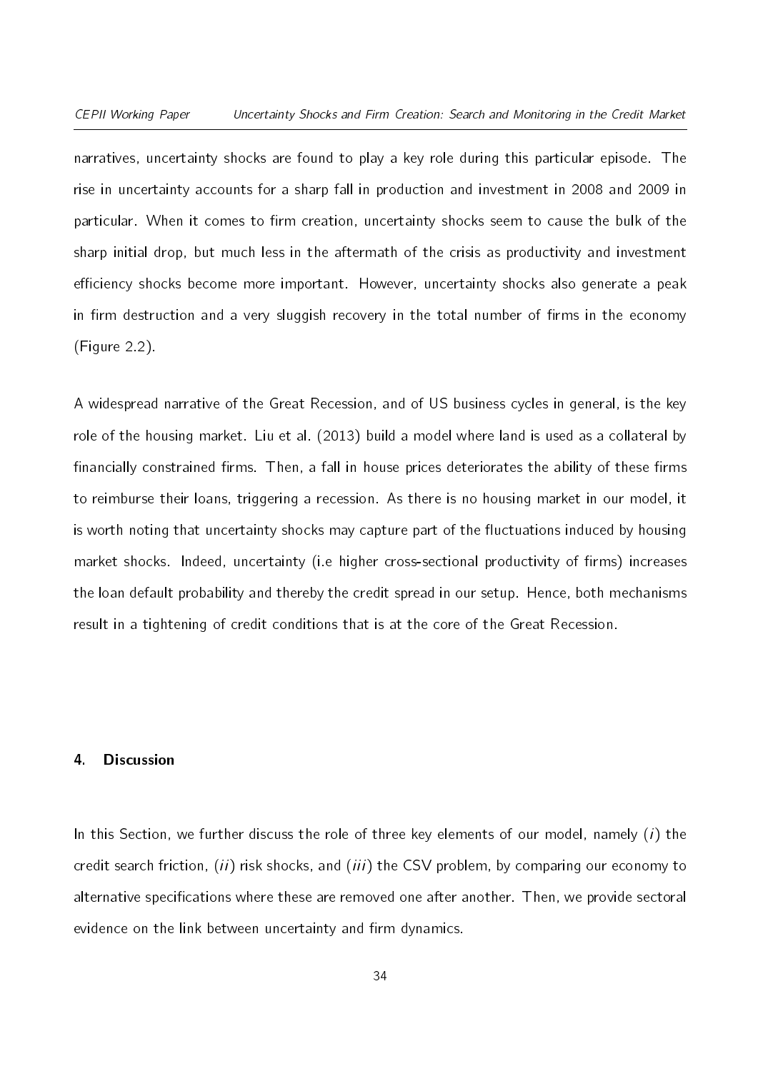narratives, uncertainty shocks are found to play a key role during this particular episode. The rise in uncertainty accounts for a sharp fall in production and investment in 2008 and 2009 in particular. When it comes to firm creation, uncertainty shocks seem to cause the bulk of the sharp initial drop, but much less in the aftermath of the crisis as productivity and investment efficiency shocks become more important. However, uncertainty shocks also generate a peak in firm destruction and a very sluggish recovery in the total number of firms in the economy (Figure 2.2).

A widespread narrative of the Great Recession, and of US business cycles in general, is the key role of the housing market. Liu et al. (2013) build a model where land is used as a collateral by financially constrained firms. Then, a fall in house prices deteriorates the ability of these firms to reimburse their loans, triggering a recession. As there is no housing market in our model, it is worth noting that uncertainty shocks may capture part of the fluctuations induced by housing market shocks. Indeed, uncertainty (i.e higher cross-sectional productivity of firms) increases the loan default probability and thereby the credit spread in our setup. Hence, both mechanisms result in a tightening of credit conditions that is at the core of the Great Recession.

## 4. Discussion

In this Section, we further discuss the role of three key elements of our model, namely (*i*) the credit search friction, (*ii*) risk shocks, and (*iii*) the CSV problem, by comparing our economy to alternative specifications where these are removed one after another. Then, we provide sectoral evidence on the link between uncertainty and firm dynamics.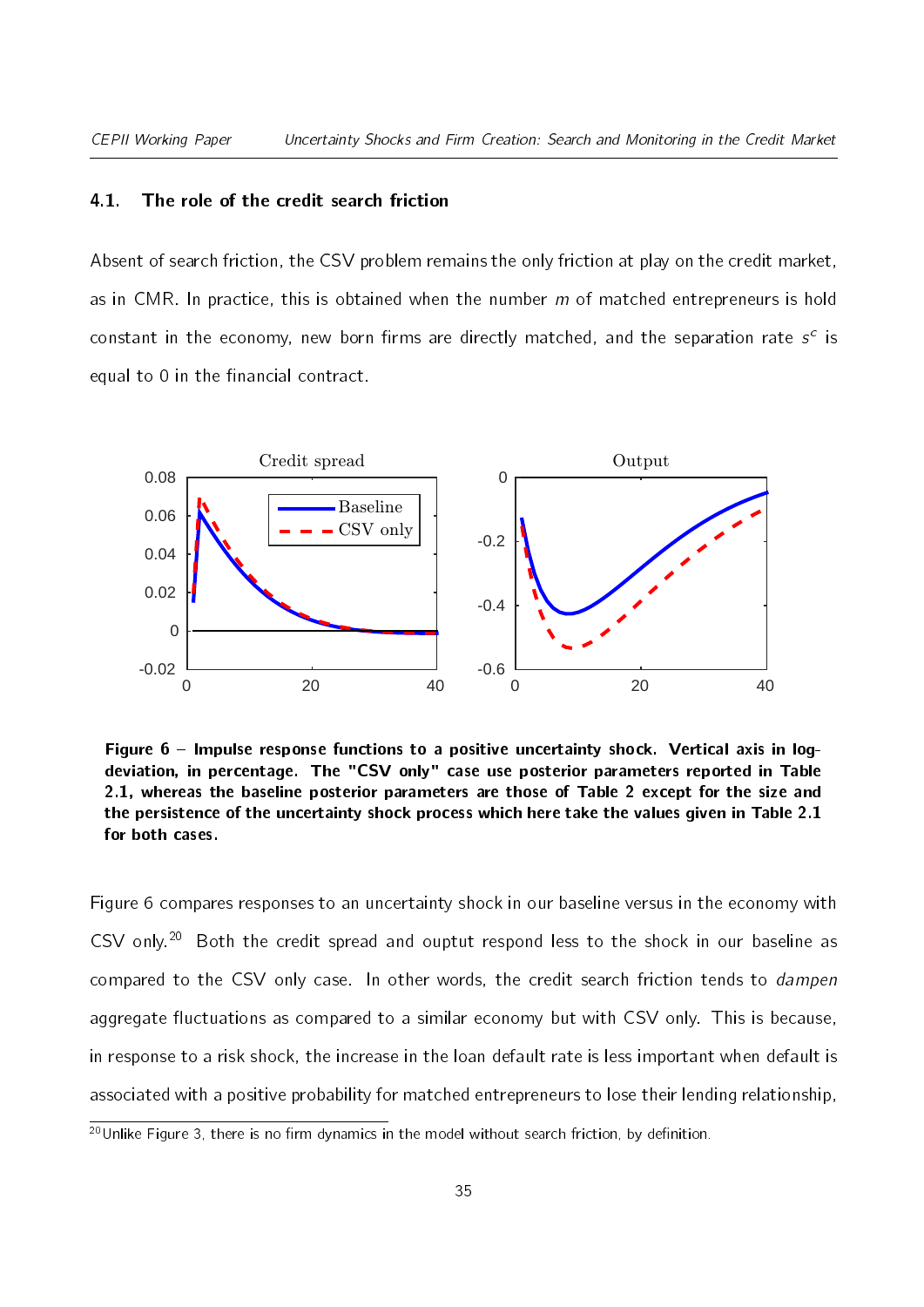### 4.1. The role of the credit search friction

Absent of search friction, the CSV problem remains the only friction at play on the credit market, as in CMR. In practice, this is obtained when the number $m$ of matched entrepreneurs is hold constant in the economy, new born firms are directly matched, and the separation rate $s^c$ is equal to 0 in the financial contract.

**Figure 6 – Impulse response functions to a positive uncertainty shock. Vertical axis in log-deviation, in percentage. The "CSV only" case use posterior parameters reported in Table 2.1, whereas the baseline posterior parameters are those of Table 2 except for the size and the persistence of the uncertainty shock process which here take the values given in Table 2.1 for both cases.**

Figure 6 compares responses to an uncertainty shock in our baseline versus in the economy with CSV only.[20] Both the credit spread and ouptut respond less to the shock in our baseline as compared to the CSV only case. In other words, the credit search friction tends to *dampen* aggregate fluctuations as compared to a similar economy but with CSV only. This is because, in response to a risk shock, the increase in the loan default rate is less important when default is associated with a positive probability for matched entrepreneurs to lose their lending relationship,

[20] Unlike Figure 3, there is no firm dynamics in the model without search friction, by definition.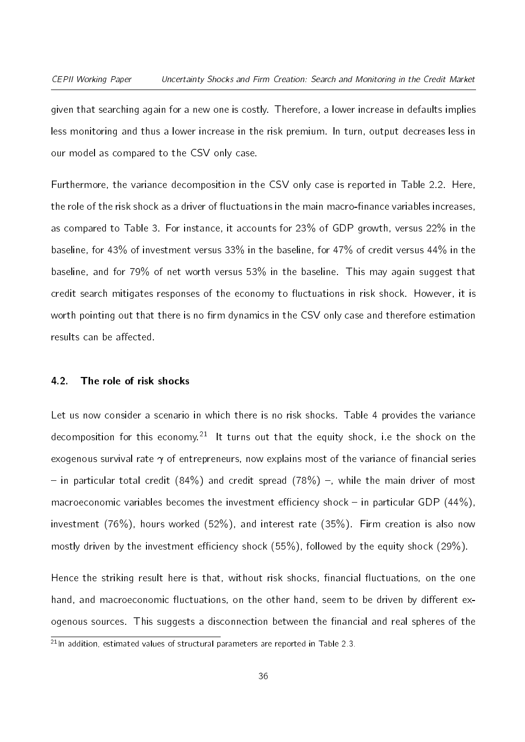given that searching again for a new one is costly. Therefore, a lower increase in defaults implies less monitoring and thus a lower increase in the risk premium. In turn, output decreases less in our model as compared to the CSV only case.

Furthermore, the variance decomposition in the CSV only case is reported in Table 2.2. Here, the role of the risk shock as a driver of fluctuations in the main macro-finance variables increases, as compared to Table 3. For instance, it accounts for 23% of GDP growth, versus 22% in the baseline, for 43% of investment versus 33% in the baseline, for 47% of credit versus 44% in the baseline, and for 79% of net worth versus 53% in the baseline. This may again suggest that credit search mitigates responses of the economy to fluctuations in risk shock. However, it is worth pointing out that there is no firm dynamics in the CSV only case and therefore estimation results can be affected.

### 4.2. The role of risk shocks

Let us now consider a scenario in which there is no risk shocks. Table 4 provides the variance decomposition for this economy.[21] It turns out that the equity shock, i.e the shock on the exogenous survival rate $\gamma$ of entrepreneurs, now explains most of the variance of financial series – in particular total credit (84%) and credit spread (78%) –, while the main driver of most macroeconomic variables becomes the investment efficiency shock – in particular GDP (44%), investment (76%), hours worked (52%), and interest rate (35%). Firm creation is also now mostly driven by the investment efficiency shock (55%), followed by the equity shock (29%).

Hence the striking result here is that, without risk shocks, financial fluctuations, on the one hand, and macroeconomic fluctuations, on the other hand, seem to be driven by different exogenous sources. This suggests a disconnection between the financial and real spheres of the

[21] In addition, estimated values of structural parameters are reported in Table 2.3.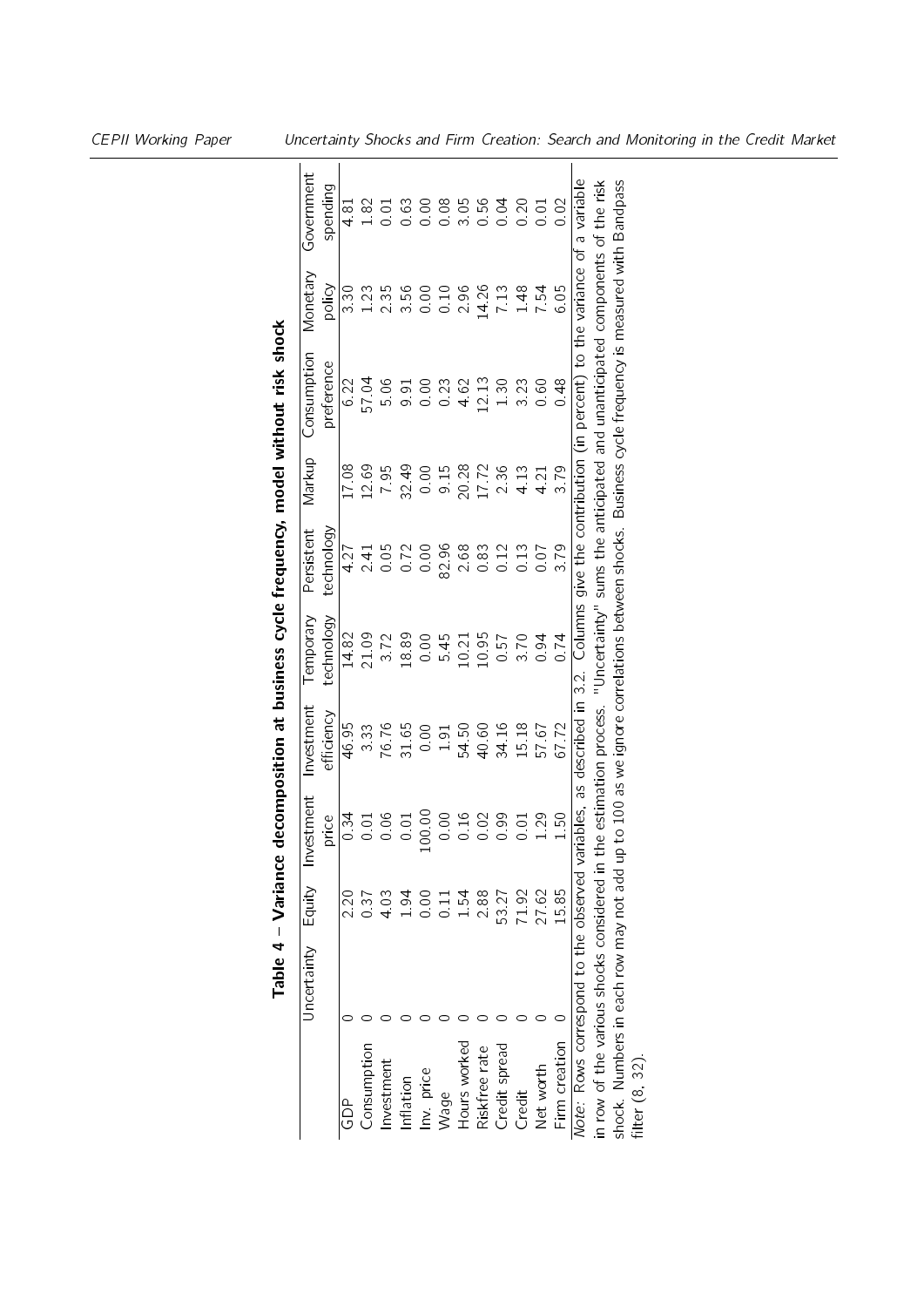**Table 4 – Variance decomposition at business cycle frequency, model without risk shock**

| | Uncertainty | Equity | Investment price | Investment efficiency | Temporary technology | Persistent technology | Markup | Consumption preference | Monetary policy | Government spending |
|---|---|---|---|---|---|---|---|---|---|---|
| GDP | 0 | 2.20 | 0.34 | 46.95 | 14.82 | 4.27 | 17.08 | 6.22 | 3.30 | 4.81 |
| Consumption | 0 | 0.37 | 0.01 | 3.33 | 21.09 | 2.41 | 12.69 | 57.04 | 1.23 | 1.82 |
| Investment | 0 | 4.03 | 0.06 | 76.76 | 3.72 | 0.05 | 7.95 | 5.06 | 2.35 | 0.01 |
| Inflation | 0 | 1.94 | 0.01 | 31.65 | 18.89 | 0.72 | 32.49 | 9.91 | 3.56 | 0.63 |
| Inv. price | 0 | 0.00 | 100.00 | 0.00 | 0.00 | 0.00 | 0.00 | 0.00 | 0.00 | 0.00 |
| Wage | 0 | 0.11 | 0.00 | 1.91 | 5.45 | 82.96 | 9.15 | 0.23 | 0.10 | 0.08 |
| Hours worked | 0 | 1.54 | 0.16 | 54.50 | 10.21 | 2.68 | 20.28 | 4.62 | 2.96 | 3.05 |
| Riskfree rate | 0 | 2.88 | 0.02 | 40.60 | 10.95 | 0.83 | 17.72 | 12.13 | 14.26 | 0.56 |
| Credit spread | 0 | 53.27 | 0.99 | 34.16 | 0.57 | 0.12 | 2.36 | 1.30 | 7.13 | 0.04 |
| Credit | 0 | 71.92 | 0.01 | 15.18 | 3.70 | 0.13 | 4.13 | 3.23 | 1.48 | 0.20 |
| Net worth | 0 | 27.62 | 1.29 | 57.67 | 0.94 | 0.07 | 4.21 | 0.60 | 7.54 | 0.01 |
| Firm creation | 0 | 15.85 | 1.50 | 67.72 | 0.74 | 3.79 | 3.79 | 0.48 | 6.05 | 0.02 |

*Note*: Rows correspond to the observed variables, as described in 3.2. Columns give the contribution (in percent) to the variance of a variable in row of the various shocks considered in the estimation process. "Uncertainty" sums the anticipated and unanticipated components of the risk shock. Numbers in each row may not add up to 100 as we ignore correlations between shocks. Business cycle frequency is measured with Bandpass filter (8, 32).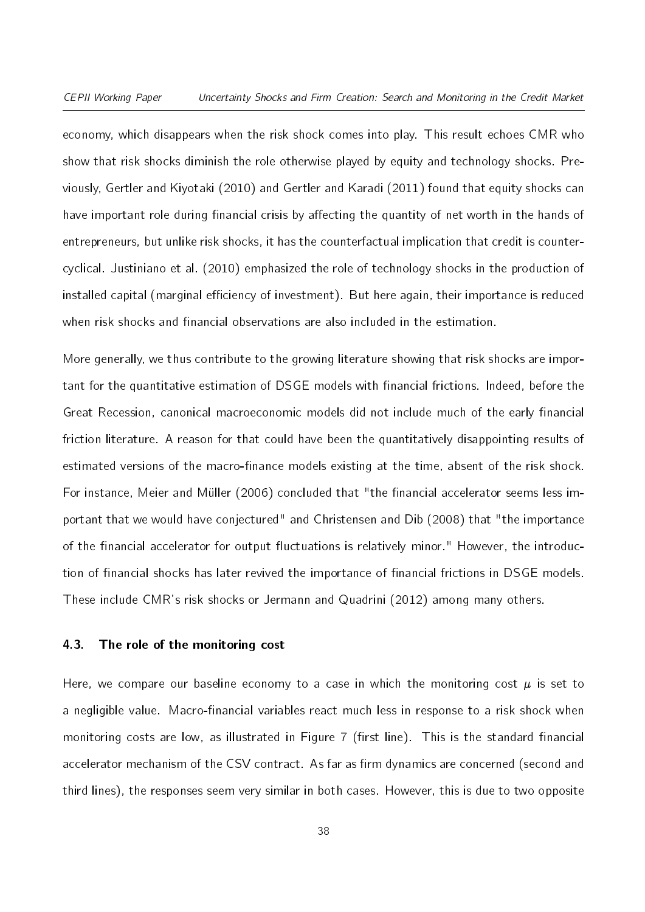economy, which disappears when the risk shock comes into play. This result echoes CMR who show that risk shocks diminish the role otherwise played by equity and technology shocks. Previously, Gertler and Kiyotaki (2010) and Gertler and Karadi (2011) found that equity shocks can have important role during financial crisis by affecting the quantity of net worth in the hands of entrepreneurs, but unlike risk shocks, it has the counterfactual implication that credit is countercyclical. Justiniano et al. (2010) emphasized the role of technology shocks in the production of installed capital (marginal efficiency of investment). But here again, their importance is reduced when risk shocks and financial observations are also included in the estimation.

More generally, we thus contribute to the growing literature showing that risk shocks are important for the quantitative estimation of DSGE models with financial frictions. Indeed, before the Great Recession, canonical macroeconomic models did not include much of the early financial friction literature. A reason for that could have been the quantitatively disappointing results of estimated versions of the macro-finance models existing at the time, absent of the risk shock. For instance, Meier and Müller (2006) concluded that "the financial accelerator seems less important that we would have conjectured" and Christensen and Dib (2008) that "the importance of the financial accelerator for output fluctuations is relatively minor." However, the introduction of financial shocks has later revived the importance of financial frictions in DSGE models. These include CMR's risk shocks or Jermann and Quadrini (2012) among many others.

### 4.3. The role of the monitoring cost

Here, we compare our baseline economy to a case in which the monitoring cost $\mu$ is set to a negligible value. Macro-financial variables react much less in response to a risk shock when monitoring costs are low, as illustrated in Figure 7 (first line). This is the standard financial accelerator mechanism of the CSV contract. As far as firm dynamics are concerned (second and third lines), the responses seem very similar in both cases. However, this is due to two opposite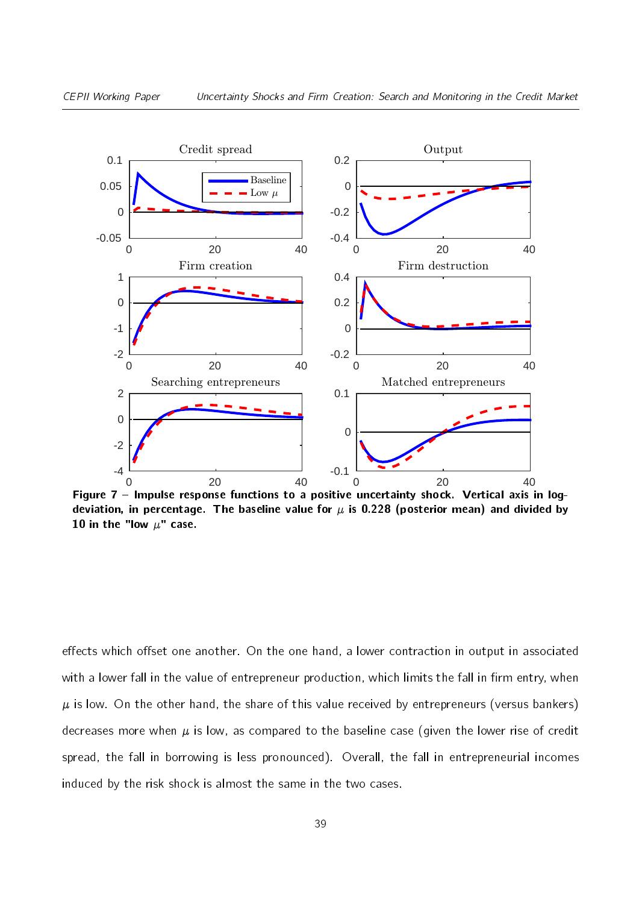**Figure 7** – **Impulse response functions to a positive uncertainty shock. Vertical axis in log-deviation, in percentage. The baseline value for $\mu$ is 0.228 (posterior mean) and divided by 10 in the "low $\mu$" case.**

effects which offset one another. On the one hand, a lower contraction in output in associated with a lower fall in the value of entrepreneur production, which limits the fall in firm entry, when $\mu$ is low. On the other hand, the share of this value received by entrepreneurs (versus bankers) decreases more when $\mu$ is low, as compared to the baseline case (given the lower rise of credit spread, the fall in borrowing is less pronounced). Overall, the fall in entrepreneurial incomes induced by the risk shock is almost the same in the two cases.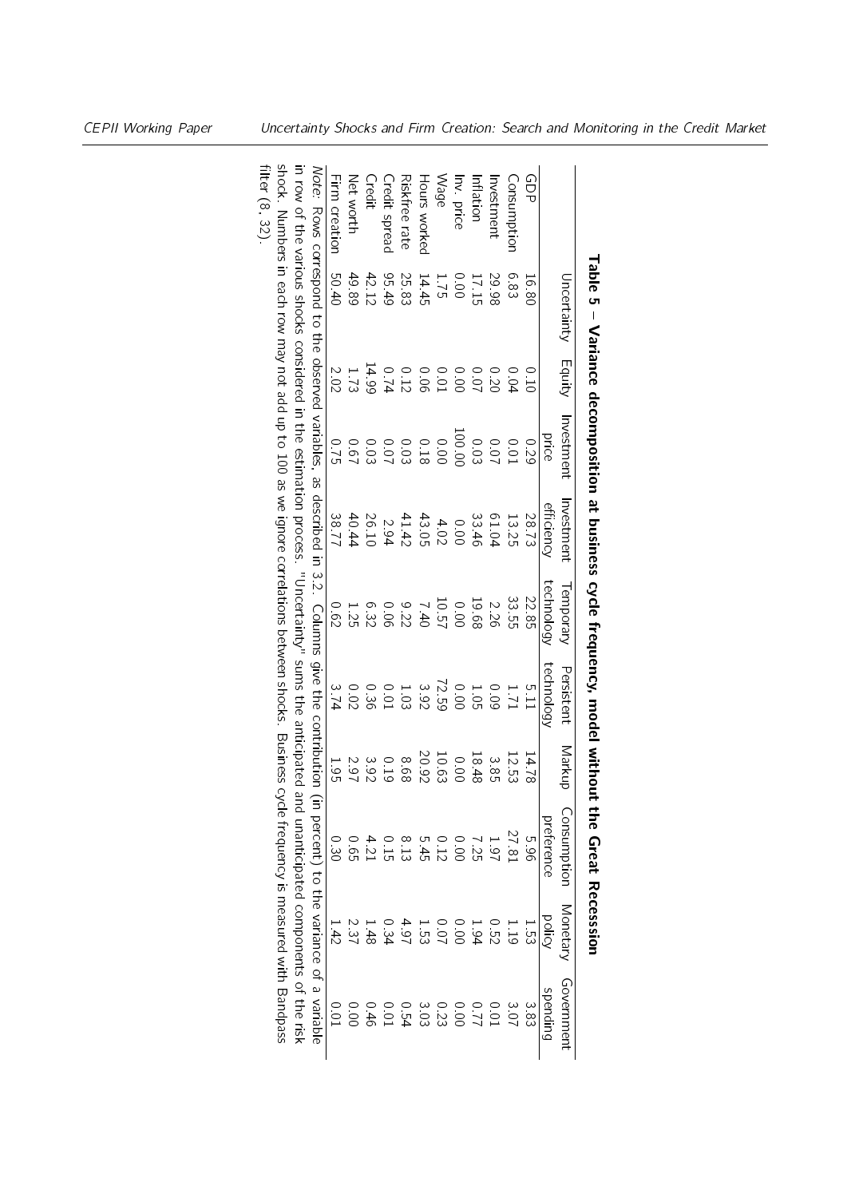**Table 5 – Variance decomposition at business cycle frequency, model without the Great Recession**

| | Uncertainty | Equity | Investment price | Investment efficiency | Temporary technology | Persistent technology | Markup | Consumption preference | Monetary policy | Government spending |
|---|---|---|---|---|---|---|---|---|---|---|
| GDP | 16.80 | 0.10 | 0.29 | 28.73 | 22.85 | 5.11 | 14.78 | 5.96 | 1.53 | 3.83 |
| Consumption | 6.83 | 0.04 | 0.01 | 13.25 | 33.55 | 1.71 | 12.53 | 27.81 | 1.19 | 3.07 |
| Investment | 29.98 | 0.20 | 0.07 | 61.04 | 2.26 | 0.09 | 3.85 | 1.97 | 0.52 | 0.01 |
| Inflation | 17.15 | 0.07 | 0.03 | 33.46 | 19.68 | 1.05 | 18.48 | 7.25 | 1.94 | 0.77 |
| Inv. price | 0.00 | 0.00 | 100.00 | 0.00 | 0.00 | 0.00 | 0.00 | 0.00 | 0.00 | 0.00 |
| Wage | 1.75 | 0.01 | 0.00 | 4.02 | 10.57 | 72.59 | 10.63 | 0.12 | 0.07 | 0.23 |
| Hours worked | 14.45 | 0.06 | 0.18 | 43.05 | 7.40 | 3.92 | 20.92 | 5.45 | 1.53 | 3.03 |
| Riskfree rate | 25.83 | 0.12 | 0.03 | 41.42 | 9.22 | 1.03 | 8.68 | 8.13 | 4.97 | 0.54 |
| Credit spread | 95.49 | 0.74 | 0.07 | 2.94 | 0.06 | 0.01 | 0.19 | 0.15 | 0.34 | 0.01 |
| Credit | 42.12 | 14.99 | 0.03 | 26.10 | 6.32 | 0.36 | 3.92 | 4.21 | 1.48 | 0.46 |
| Net worth | 49.89 | 1.73 | 0.67 | 40.44 | 1.25 | 0.02 | 2.97 | 0.65 | 2.37 | 0.00 |
| Firm creation | 50.40 | 2.02 | 0.75 | 38.77 | 0.62 | 3.74 | 1.95 | 0.30 | 1.42 | 0.01 |

*Note:* Rows correspond to the observed variables, as described in 3.2. Columns give the contribution (in percent) to the variance of a variable in row of the various shocks considered in the estimation process. "Uncertainty" sums the anticipated and unanticipated components of the risk shock. Numbers in each row may not add up to 100 as we ignore correlations between shocks. Business cycle frequency is measured with Bandpass filter (8, 32).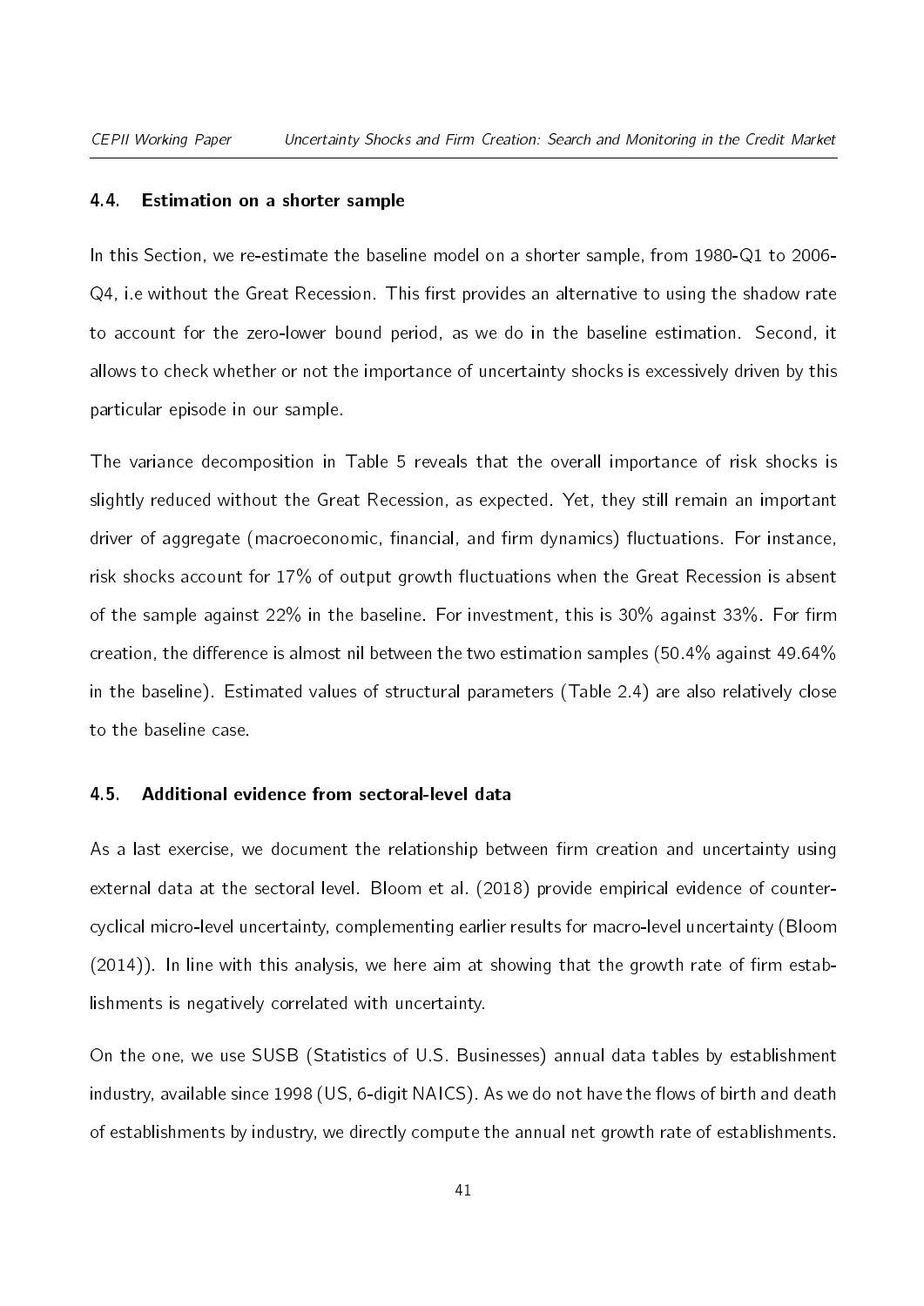### 4.4. Estimation on a shorter sample

In this Section, we re-estimate the baseline model on a shorter sample, from 1980-Q1 to 2006-Q4, i.e without the Great Recession. This first provides an alternative to using the shadow rate to account for the zero-lower bound period, as we do in the baseline estimation. Second, it allows to check whether or not the importance of uncertainty shocks is excessively driven by this particular episode in our sample.

The variance decomposition in Table 5 reveals that the overall importance of risk shocks is slightly reduced without the Great Recession, as expected. Yet, they still remain an important driver of aggregate (macroeconomic, financial, and firm dynamics) fluctuations. For instance, risk shocks account for 17% of output growth fluctuations when the Great Recession is absent of the sample against 22% in the baseline. For investment, this is 30% against 33%. For firm creation, the difference is almost nil between the two estimation samples (50.4% against 49.64% in the baseline). Estimated values of structural parameters (Table 2.4) are also relatively close to the baseline case.

### 4.5. Additional evidence from sectoral-level data

As a last exercise, we document the relationship between firm creation and uncertainty using external data at the sectoral level. Bloom et al. (2018) provide empirical evidence of counter-cyclical micro-level uncertainty, complementing earlier results for macro-level uncertainty (Bloom (2014)). In line with this analysis, we here aim at showing that the growth rate of firm establishments is negatively correlated with uncertainty.

On the one, we use SUSB (Statistics of U.S. Businesses) annual data tables by establishment industry, available since 1998 (US, 6-digit NAICS). As we do not have the flows of birth and death of establishments by industry, we directly compute the annual net growth rate of establishments.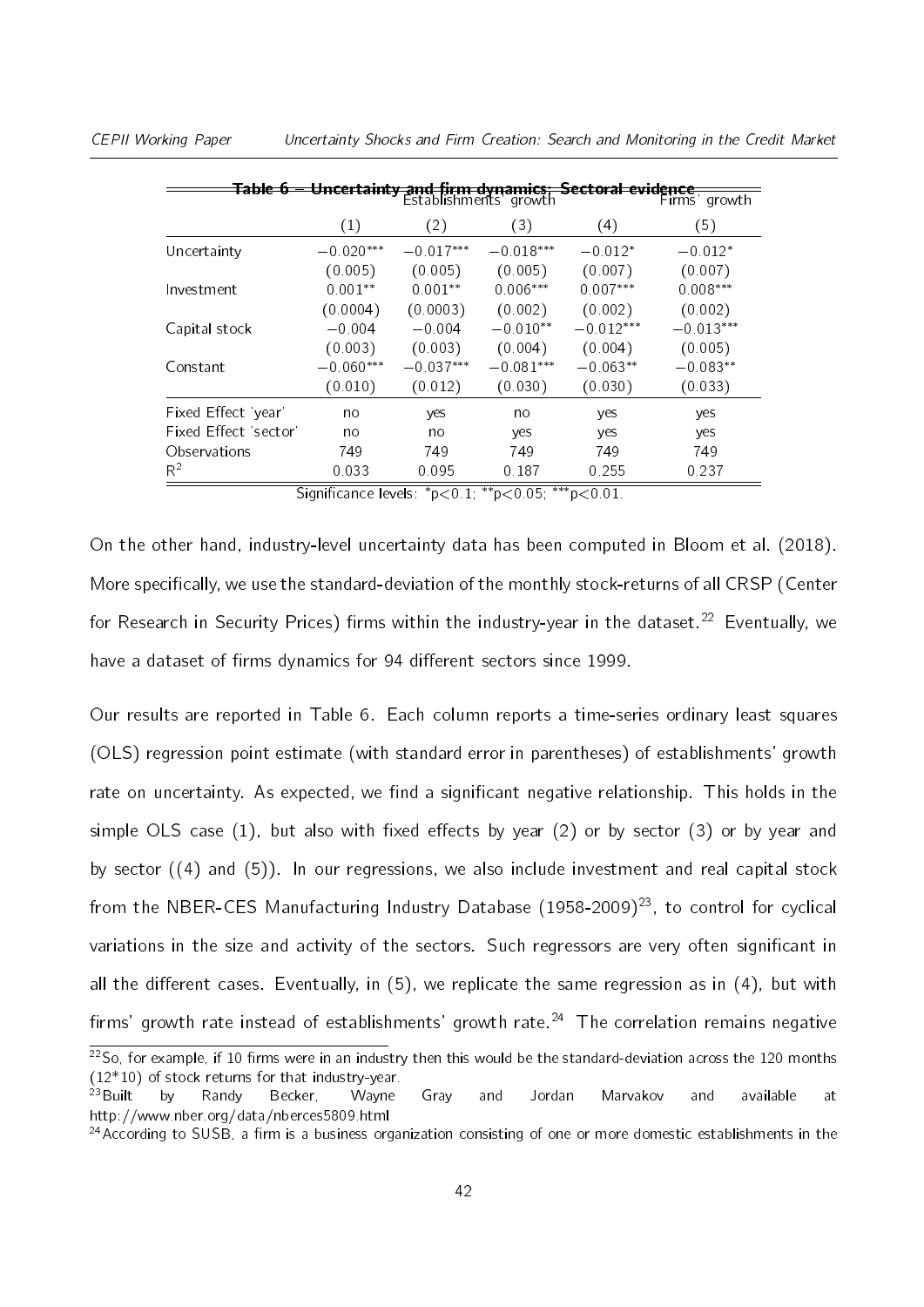**Table 6 – Uncertainty and firm dynamics: Sectoral evidence**

| | Establishments' growth | | | | Firms' growth |
|---|---|---|---|---|---|
| | (1) | (2) | (3) | (4) | (5) |
| Uncertainty | −0.020*** | −0.017*** | −0.018*** | −0.012* | −0.012* |
| | (0.005) | (0.005) | (0.005) | (0.007) | (0.007) |
| Investment | 0.001** | 0.001** | 0.006*** | 0.007*** | 0.008*** |
| | (0.0004) | (0.0003) | (0.002) | (0.002) | (0.002) |
| Capital stock | −0.004 | −0.004 | −0.010** | −0.012*** | −0.013*** |
| | (0.003) | (0.003) | (0.004) | (0.004) | (0.005) |
| Constant | −0.060*** | −0.037*** | −0.081*** | −0.063** | −0.083** |
| | (0.010) | (0.012) | (0.030) | (0.030) | (0.033) |
| Fixed Effect 'year' | no | yes | no | yes | yes |
| Fixed Effect 'sector' | no | no | yes | yes | yes |
| Observations | 749 | 749 | 749 | 749 | 749 |
| $R^2$ | 0.033 | 0.095 | 0.187 | 0.255 | 0.237 |

Significance levels: *p<0.1; **p<0.05; ***p<0.01.

On the other hand, industry-level uncertainty data has been computed in Bloom et al. (2018). More specifically, we use the standard-deviation of the monthly stock-returns of all CRSP (Center for Research in Security Prices) firms within the industry-year in the dataset.[22] Eventually, we have a dataset of firms dynamics for 94 different sectors since 1999.

Our results are reported in Table 6. Each column reports a time-series ordinary least squares (OLS) regression point estimate (with standard error in parentheses) of establishments' growth rate on uncertainty. As expected, we find a significant negative relationship. This holds in the simple OLS case (1), but also with fixed effects by year (2) or by sector (3) or by year and by sector ((4) and (5)). In our regressions, we also include investment and real capital stock from the NBER-CES Manufacturing Industry Database (1958-2009)[23], to control for cyclical variations in the size and activity of the sectors. Such regressors are very often significant in all the different cases. Eventually, in (5), we replicate the same regression as in (4), but with firms' growth rate instead of establishments' growth rate.[24] The correlation remains negative

[22] So, for example, if 10 firms were in an industry then this would be the standard-deviation across the 120 months (12*10) of stock returns for that industry-year.

[23] Built by Randy Becker, Wayne Gray and Jordan Marvakov and available at http://www.nber.org/data/nberces5809.html

[24] According to SUSB, a firm is a business organization consisting of one or more domestic establishments in the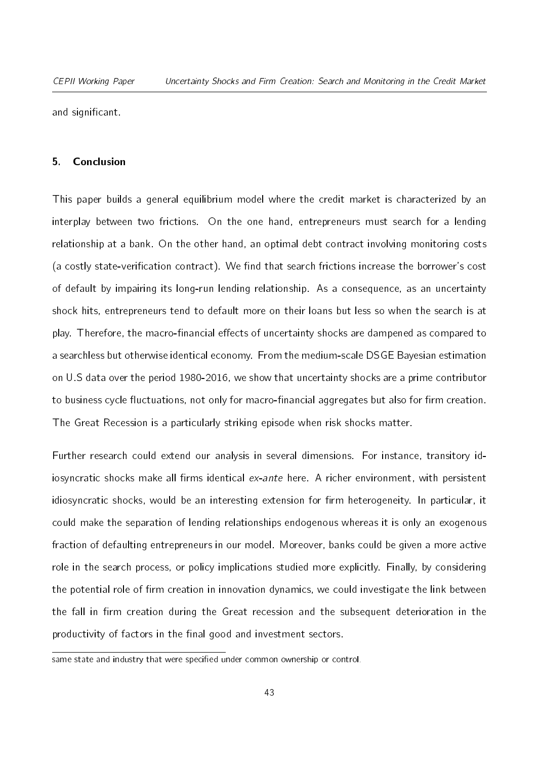and significant.

## 5. Conclusion

This paper builds a general equilibrium model where the credit market is characterized by an interplay between two frictions. On the one hand, entrepreneurs must search for a lending relationship at a bank. On the other hand, an optimal debt contract involving monitoring costs (a costly state-verification contract). We find that search frictions increase the borrower's cost of default by impairing its long-run lending relationship. As a consequence, as an uncertainty shock hits, entrepreneurs tend to default more on their loans but less so when the search is at play. Therefore, the macro-financial effects of uncertainty shocks are dampened as compared to a searchless but otherwise identical economy. From the medium-scale DSGE Bayesian estimation on U.S data over the period 1980-2016, we show that uncertainty shocks are a prime contributor to business cycle fluctuations, not only for macro-financial aggregates but also for firm creation. The Great Recession is a particularly striking episode when risk shocks matter.

Further research could extend our analysis in several dimensions. For instance, transitory idiosyncratic shocks make all firms identical *ex-ante* here. A richer environment, with persistent idiosyncratic shocks, would be an interesting extension for firm heterogeneity. In particular, it could make the separation of lending relationships endogenous whereas it is only an exogenous fraction of defaulting entrepreneurs in our model. Moreover, banks could be given a more active role in the search process, or policy implications studied more explicitly. Finally, by considering the potential role of firm creation in innovation dynamics, we could investigate the link between the fall in firm creation during the Great recession and the subsequent deterioration in the productivity of factors in the final good and investment sectors.

same state and industry that were specified under common ownership or control.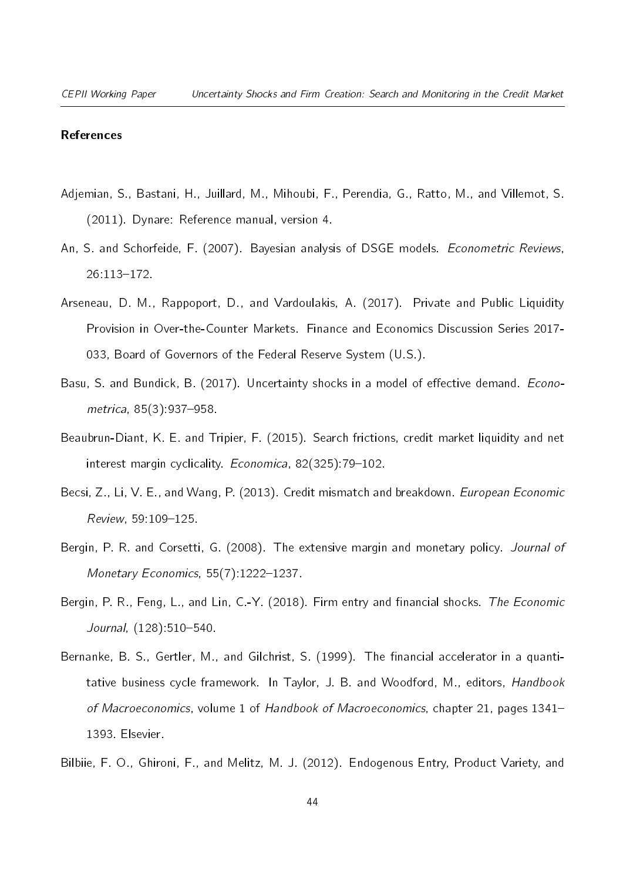## References

Adjemian, S., Bastani, H., Juillard, M., Mihoubi, F., Perendia, G., Ratto, M., and Villemot, S. (2011). Dynare: Reference manual, version 4.

An, S. and Schorfeide, F. (2007). Bayesian analysis of DSGE models. *Econometric Reviews*, 26:113–172.

Arseneau, D. M., Rappoport, D., and Vardoulakis, A. (2017). Private and Public Liquidity Provision in Over-the-Counter Markets. Finance and Economics Discussion Series 2017-033, Board of Governors of the Federal Reserve System (U.S.).

Basu, S. and Bundick, B. (2017). Uncertainty shocks in a model of effective demand. *Econometrica*, 85(3):937–958.

Beaubrun-Diant, K. E. and Tripier, F. (2015). Search frictions, credit market liquidity and net interest margin cyclicality. *Economica*, 82(325):79–102.

Becsi, Z., Li, V. E., and Wang, P. (2013). Credit mismatch and breakdown. *European Economic Review*, 59:109–125.

Bergin, P. R. and Corsetti, G. (2008). The extensive margin and monetary policy. *Journal of Monetary Economics*, 55(7):1222–1237.

Bergin, P. R., Feng, L., and Lin, C.-Y. (2018). Firm entry and financial shocks. *The Economic Journal*, (128):510–540.

Bernanke, B. S., Gertler, M., and Gilchrist, S. (1999). The financial accelerator in a quantitative business cycle framework. In Taylor, J. B. and Woodford, M., editors, *Handbook of Macroeconomics*, volume 1 of *Handbook of Macroeconomics*, chapter 21, pages 1341–1393. Elsevier.

Bilbiie, F. O., Ghironi, F., and Melitz, M. J. (2012). Endogenous Entry, Product Variety, and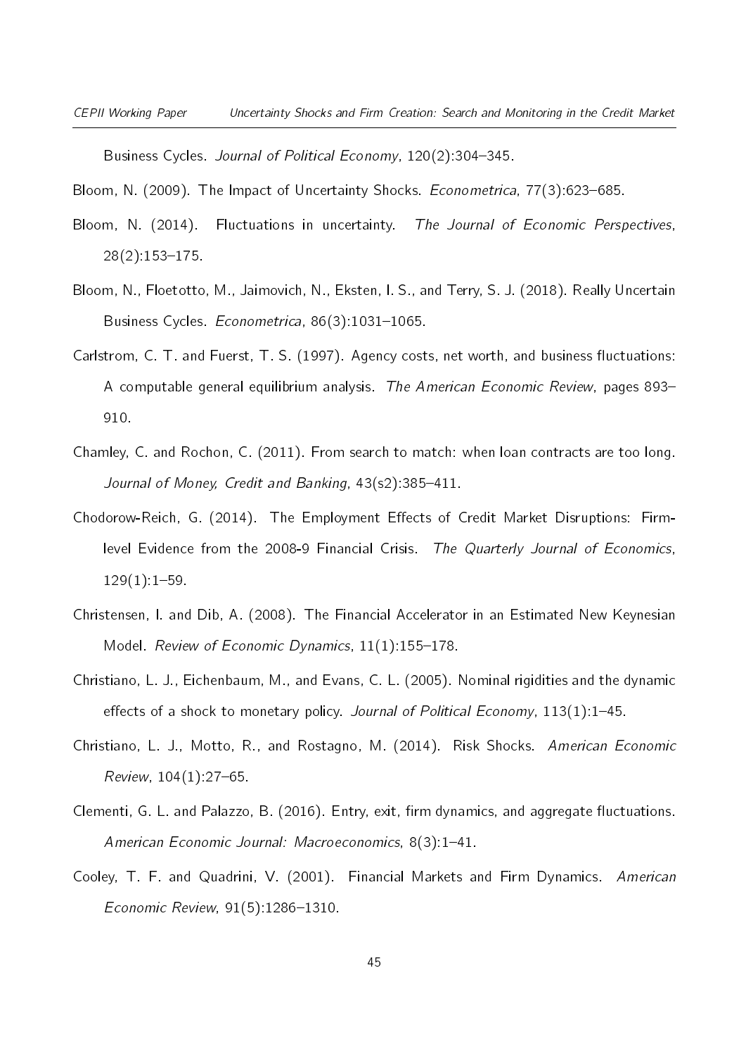Business Cycles. *Journal of Political Economy*, 120(2):304–345.

Bloom, N. (2009). The Impact of Uncertainty Shocks. *Econometrica*, 77(3):623–685.

Bloom, N. (2014). Fluctuations in uncertainty. *The Journal of Economic Perspectives*, 28(2):153–175.

Bloom, N., Floetotto, M., Jaimovich, N., Eksten, I. S., and Terry, S. J. (2018). Really Uncertain Business Cycles. *Econometrica*, 86(3):1031–1065.

Carlstrom, C. T. and Fuerst, T. S. (1997). Agency costs, net worth, and business fluctuations: A computable general equilibrium analysis. *The American Economic Review*, pages 893–910.

Chamley, C. and Rochon, C. (2011). From search to match: when loan contracts are too long. *Journal of Money, Credit and Banking*, 43(s2):385–411.

Chodorow-Reich, G. (2014). The Employment Effects of Credit Market Disruptions: Firm-level Evidence from the 2008-9 Financial Crisis. *The Quarterly Journal of Economics*, 129(1):1–59.

Christensen, I. and Dib, A. (2008). The Financial Accelerator in an Estimated New Keynesian Model. *Review of Economic Dynamics*, 11(1):155–178.

Christiano, L. J., Eichenbaum, M., and Evans, C. L. (2005). Nominal rigidities and the dynamic effects of a shock to monetary policy. *Journal of Political Economy*, 113(1):1–45.

Christiano, L. J., Motto, R., and Rostagno, M. (2014). Risk Shocks. *American Economic Review*, 104(1):27–65.

Clementi, G. L. and Palazzo, B. (2016). Entry, exit, firm dynamics, and aggregate fluctuations. *American Economic Journal: Macroeconomics*, 8(3):1–41.

Cooley, T. F. and Quadrini, V. (2001). Financial Markets and Firm Dynamics. *American Economic Review*, 91(5):1286–1310.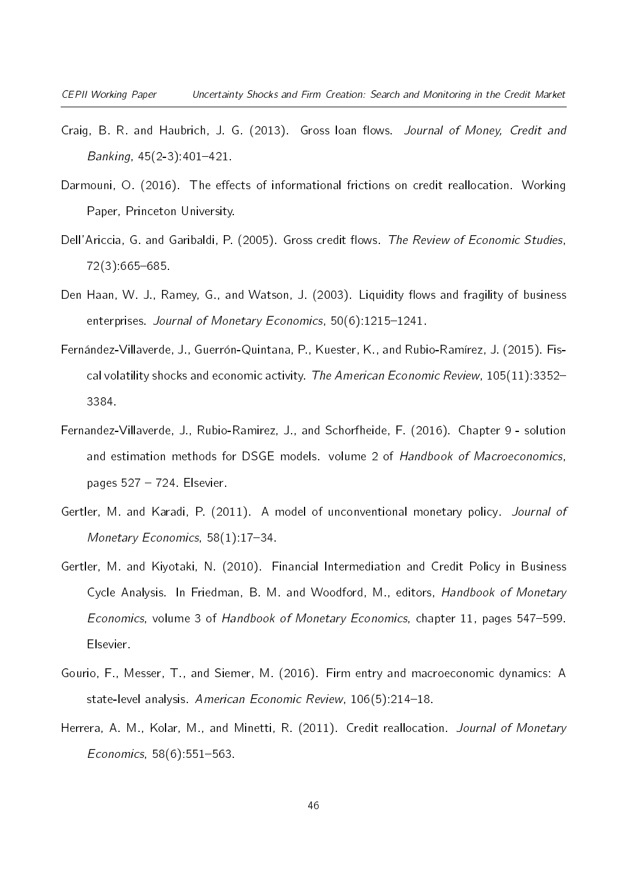Craig, B. R. and Haubrich, J. G. (2013). Gross loan flows. *Journal of Money, Credit and Banking*, 45(2-3):401–421.

Darmouni, O. (2016). The effects of informational frictions on credit reallocation. Working Paper, Princeton University.

Dell'Ariccia, G. and Garibaldi, P. (2005). Gross credit flows. *The Review of Economic Studies*, 72(3):665–685.

Den Haan, W. J., Ramey, G., and Watson, J. (2003). Liquidity flows and fragility of business enterprises. *Journal of Monetary Economics*, 50(6):1215–1241.

Fernández-Villaverde, J., Guerrón-Quintana, P., Kuester, K., and Rubio-Ramírez, J. (2015). Fiscal volatility shocks and economic activity. *The American Economic Review*, 105(11):3352–3384.

Fernandez-Villaverde, J., Rubio-Ramirez, J., and Schorfheide, F. (2016). Chapter 9 - solution and estimation methods for DSGE models. volume 2 of *Handbook of Macroeconomics*, pages 527 – 724. Elsevier.

Gertler, M. and Karadi, P. (2011). A model of unconventional monetary policy. *Journal of Monetary Economics*, 58(1):17–34.

Gertler, M. and Kiyotaki, N. (2010). Financial Intermediation and Credit Policy in Business Cycle Analysis. In Friedman, B. M. and Woodford, M., editors, *Handbook of Monetary Economics*, volume 3 of *Handbook of Monetary Economics*, chapter 11, pages 547–599. Elsevier.

Gourio, F., Messer, T., and Siemer, M. (2016). Firm entry and macroeconomic dynamics: A state-level analysis. *American Economic Review*, 106(5):214–18.

Herrera, A. M., Kolar, M., and Minetti, R. (2011). Credit reallocation. *Journal of Monetary Economics*, 58(6):551–563.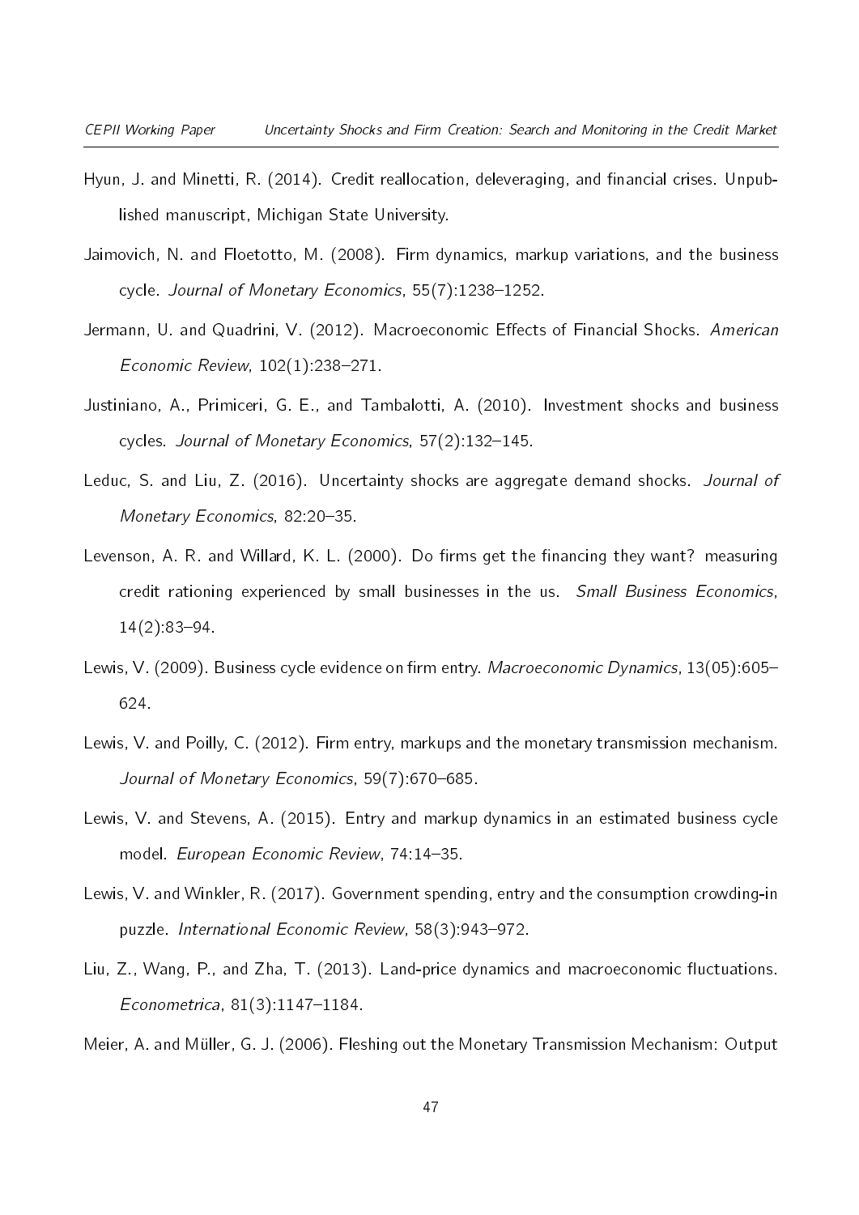Hyun, J. and Minetti, R. (2014). Credit reallocation, deleveraging, and financial crises. Unpublished manuscript, Michigan State University.

Jaimovich, N. and Floetotto, M. (2008). Firm dynamics, markup variations, and the business cycle. *Journal of Monetary Economics*, 55(7):1238–1252.

Jermann, U. and Quadrini, V. (2012). Macroeconomic Effects of Financial Shocks. *American Economic Review*, 102(1):238–271.

Justiniano, A., Primiceri, G. E., and Tambalotti, A. (2010). Investment shocks and business cycles. *Journal of Monetary Economics*, 57(2):132–145.

Leduc, S. and Liu, Z. (2016). Uncertainty shocks are aggregate demand shocks. *Journal of Monetary Economics*, 82:20–35.

Levenson, A. R. and Willard, K. L. (2000). Do firms get the financing they want? measuring credit rationing experienced by small businesses in the us. *Small Business Economics*, 14(2):83–94.

Lewis, V. (2009). Business cycle evidence on firm entry. *Macroeconomic Dynamics*, 13(05):605–624.

Lewis, V. and Poilly, C. (2012). Firm entry, markups and the monetary transmission mechanism. *Journal of Monetary Economics*, 59(7):670–685.

Lewis, V. and Stevens, A. (2015). Entry and markup dynamics in an estimated business cycle model. *European Economic Review*, 74:14–35.

Lewis, V. and Winkler, R. (2017). Government spending, entry and the consumption crowding-in puzzle. *International Economic Review*, 58(3):943–972.

Liu, Z., Wang, P., and Zha, T. (2013). Land-price dynamics and macroeconomic fluctuations. *Econometrica*, 81(3):1147–1184.

Meier, A. and Müller, G. J. (2006). Fleshing out the Monetary Transmission Mechanism: Output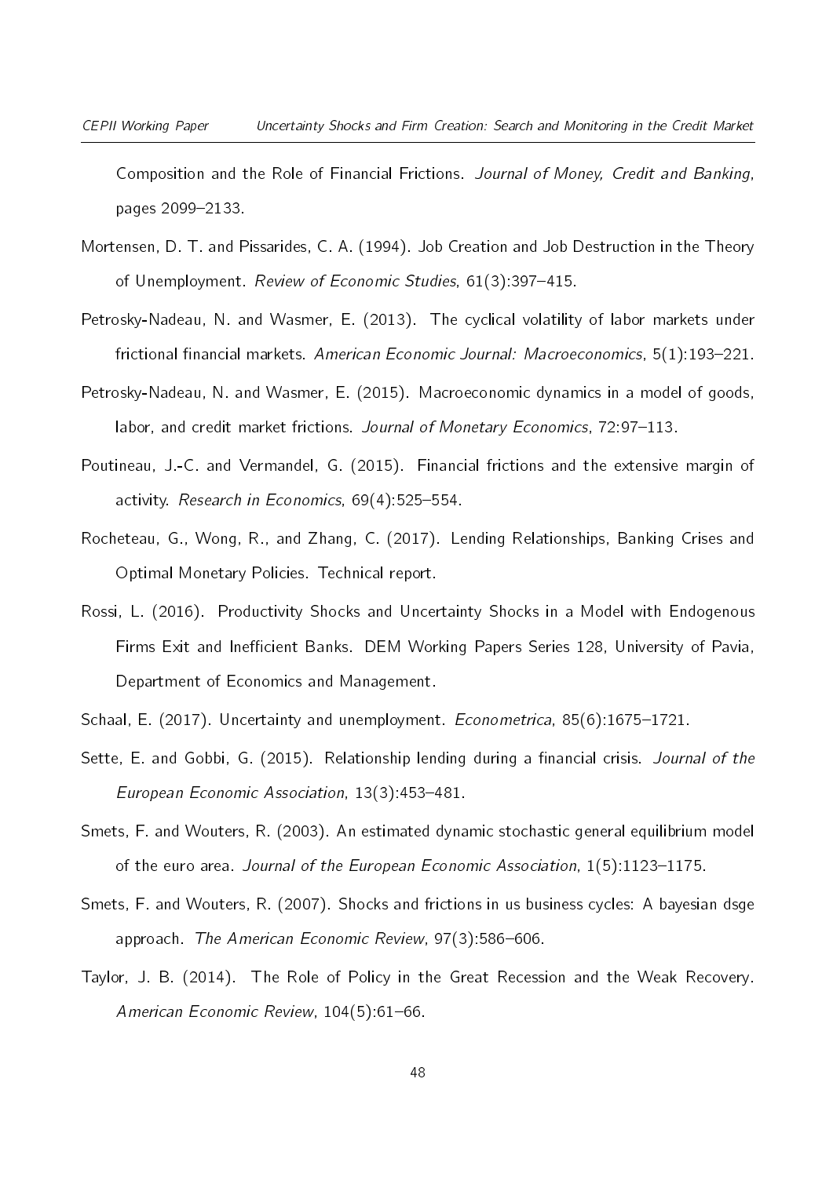Composition and the Role of Financial Frictions. *Journal of Money, Credit and Banking*, pages 2099–2133.

Mortensen, D. T. and Pissarides, C. A. (1994). Job Creation and Job Destruction in the Theory of Unemployment. *Review of Economic Studies*, 61(3):397–415.

Petrosky-Nadeau, N. and Wasmer, E. (2013). The cyclical volatility of labor markets under frictional financial markets. *American Economic Journal: Macroeconomics*, 5(1):193–221.

Petrosky-Nadeau, N. and Wasmer, E. (2015). Macroeconomic dynamics in a model of goods, labor, and credit market frictions. *Journal of Monetary Economics*, 72:97–113.

Poutineau, J.-C. and Vermandel, G. (2015). Financial frictions and the extensive margin of activity. *Research in Economics*, 69(4):525–554.

Rocheteau, G., Wong, R., and Zhang, C. (2017). Lending Relationships, Banking Crises and Optimal Monetary Policies. Technical report.

Rossi, L. (2016). Productivity Shocks and Uncertainty Shocks in a Model with Endogenous Firms Exit and Inefficient Banks. DEM Working Papers Series 128, University of Pavia, Department of Economics and Management.

Schaal, E. (2017). Uncertainty and unemployment. *Econometrica*, 85(6):1675–1721.

Sette, E. and Gobbi, G. (2015). Relationship lending during a financial crisis. *Journal of the European Economic Association*, 13(3):453–481.

Smets, F. and Wouters, R. (2003). An estimated dynamic stochastic general equilibrium model of the euro area. *Journal of the European Economic Association*, 1(5):1123–1175.

Smets, F. and Wouters, R. (2007). Shocks and frictions in us business cycles: A bayesian dsge approach. *The American Economic Review*, 97(3):586–606.

Taylor, J. B. (2014). The Role of Policy in the Great Recession and the Weak Recovery. *American Economic Review*, 104(5):61–66.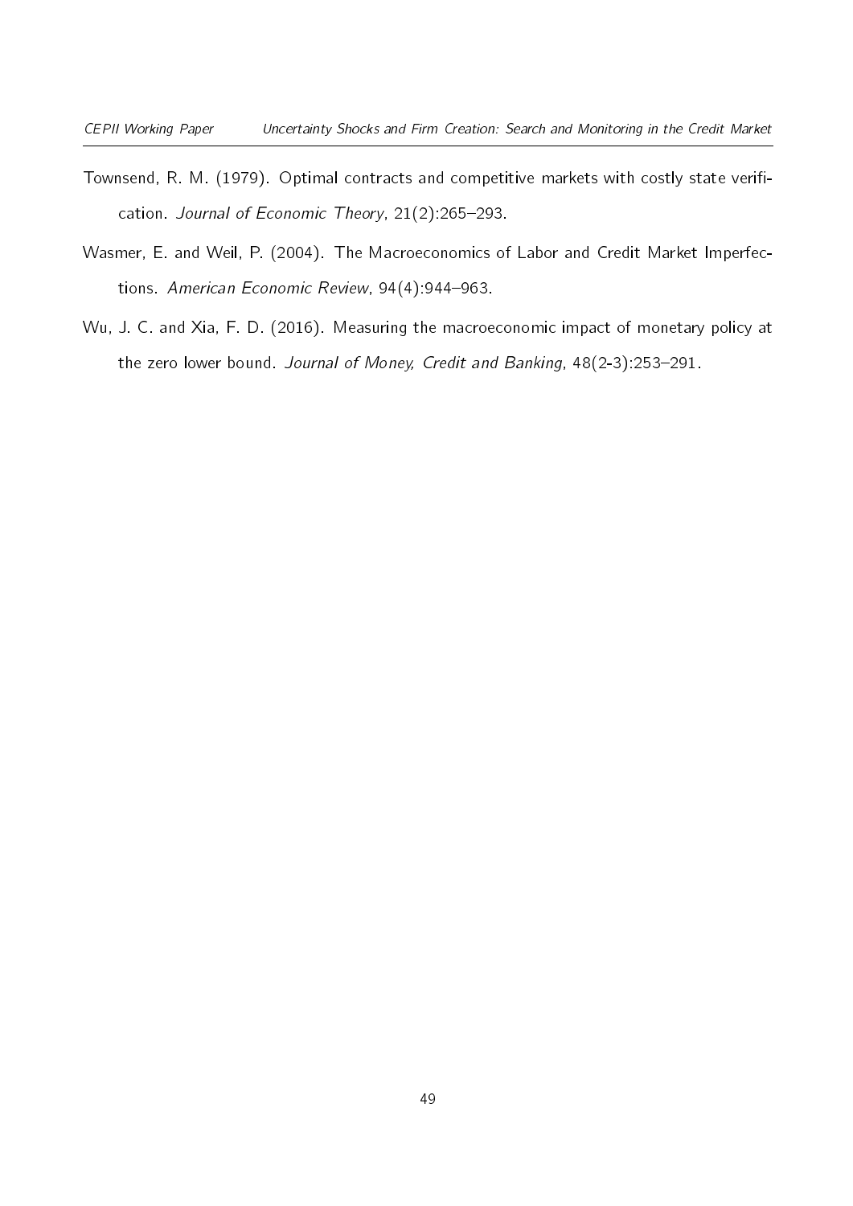Townsend, R. M. (1979). Optimal contracts and competitive markets with costly state verification. *Journal of Economic Theory*, 21(2):265–293.

Wasmer, E. and Weil, P. (2004). The Macroeconomics of Labor and Credit Market Imperfections. *American Economic Review*, 94(4):944–963.

Wu, J. C. and Xia, F. D. (2016). Measuring the macroeconomic impact of monetary policy at the zero lower bound. *Journal of Money, Credit and Banking*, 48(2-3):253–291.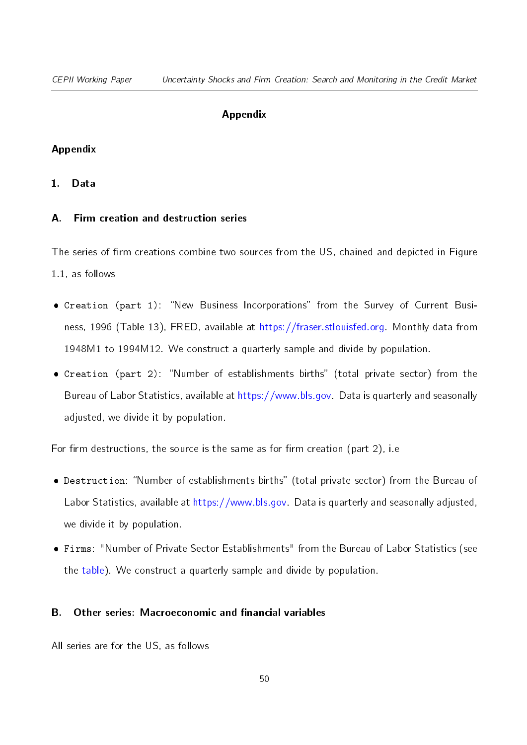## Appendix

## Appendix

### 1. Data

#### A. Firm creation and destruction series

The series of firm creations combine two sources from the US, chained and depicted in Figure 1.1, as follows

- `Creation (part 1)`: "New Business Incorporations" from the Survey of Current Business, 1996 (Table 13), FRED, available at https://fraser.stlouisfed.org. Monthly data from 1948M1 to 1994M12. We construct a quarterly sample and divide by population.
- `Creation (part 2)`: "Number of establishments births" (total private sector) from the Bureau of Labor Statistics, available at https://www.bls.gov. Data is quarterly and seasonally adjusted, we divide it by population.

For firm destructions, the source is the same as for firm creation (part 2), i.e

- `Destruction`: "Number of establishments births" (total private sector) from the Bureau of Labor Statistics, available at https://www.bls.gov. Data is quarterly and seasonally adjusted, we divide it by population.
- `Firms`: "Number of Private Sector Establishments" from the Bureau of Labor Statistics (see the table). We construct a quarterly sample and divide by population.

#### B. Other series: Macroeconomic and financial variables

All series are for the US, as follows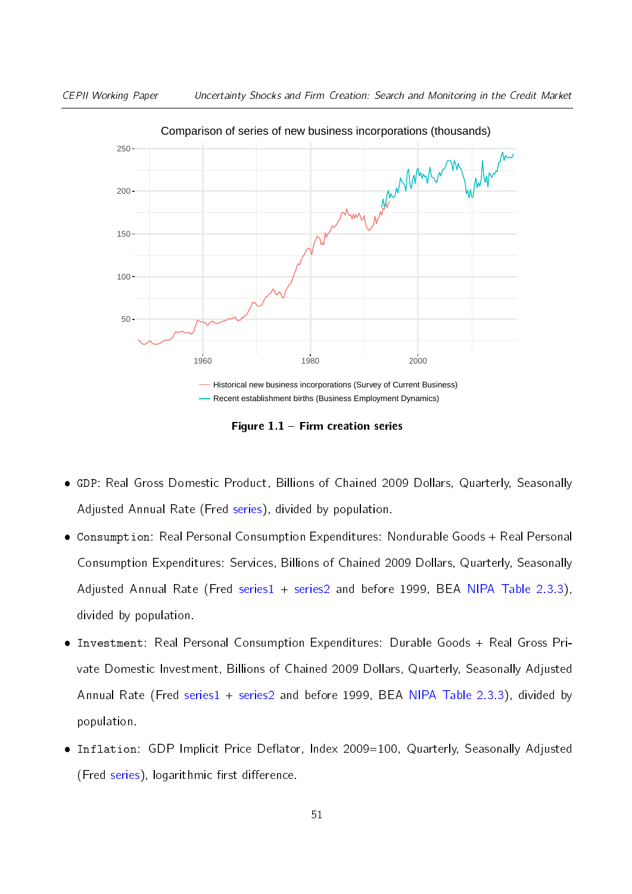**Figure 1.1 – Firm creation series**

- `GDP`: Real Gross Domestic Product, Billions of Chained 2009 Dollars, Quarterly, Seasonally Adjusted Annual Rate (Fred series), divided by population.
- `Consumption`: Real Personal Consumption Expenditures: Nondurable Goods + Real Personal Consumption Expenditures: Services, Billions of Chained 2009 Dollars, Quarterly, Seasonally Adjusted Annual Rate (Fred series1 + series2 and before 1999, BEA NIPA Table 2.3.3), divided by population.
- `Investment`: Real Personal Consumption Expenditures: Durable Goods + Real Gross Private Domestic Investment, Billions of Chained 2009 Dollars, Quarterly, Seasonally Adjusted Annual Rate (Fred series1 + series2 and before 1999, BEA NIPA Table 2.3.3), divided by population.
- `Inflation`: GDP Implicit Price Deflator, Index 2009=100, Quarterly, Seasonally Adjusted (Fred series), logarithmic first difference.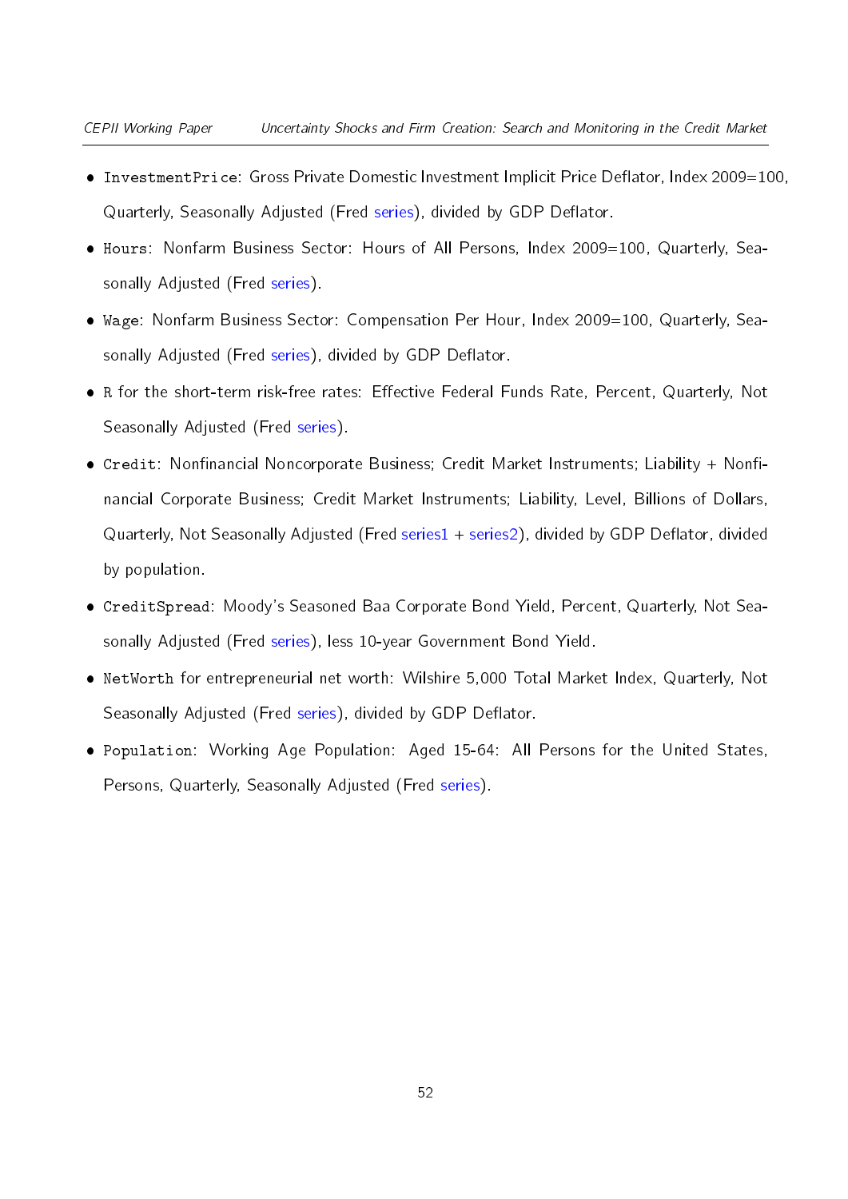- `InvestmentPrice`: Gross Private Domestic Investment Implicit Price Deflator, Index 2009=100, Quarterly, Seasonally Adjusted (Fred series), divided by GDP Deflator.
- `Hours`: Nonfarm Business Sector: Hours of All Persons, Index 2009=100, Quarterly, Seasonally Adjusted (Fred series).
- `Wage`: Nonfarm Business Sector: Compensation Per Hour, Index 2009=100, Quarterly, Seasonally Adjusted (Fred series), divided by GDP Deflator.
- `R` for the short-term risk-free rates: Effective Federal Funds Rate, Percent, Quarterly, Not Seasonally Adjusted (Fred series).
- `Credit`: Nonfinancial Noncorporate Business; Credit Market Instruments; Liability + Nonfinancial Corporate Business; Credit Market Instruments; Liability, Level, Billions of Dollars, Quarterly, Not Seasonally Adjusted (Fred series1 + series2), divided by GDP Deflator, divided by population.
- `CreditSpread`: Moody's Seasoned Baa Corporate Bond Yield, Percent, Quarterly, Not Seasonally Adjusted (Fred series), less 10-year Government Bond Yield.
- `NetWorth` for entrepreneurial net worth: Wilshire 5,000 Total Market Index, Quarterly, Not Seasonally Adjusted (Fred series), divided by GDP Deflator.
- `Population`: Working Age Population: Aged 15-64: All Persons for the United States, Persons, Quarterly, Seasonally Adjusted (Fred series).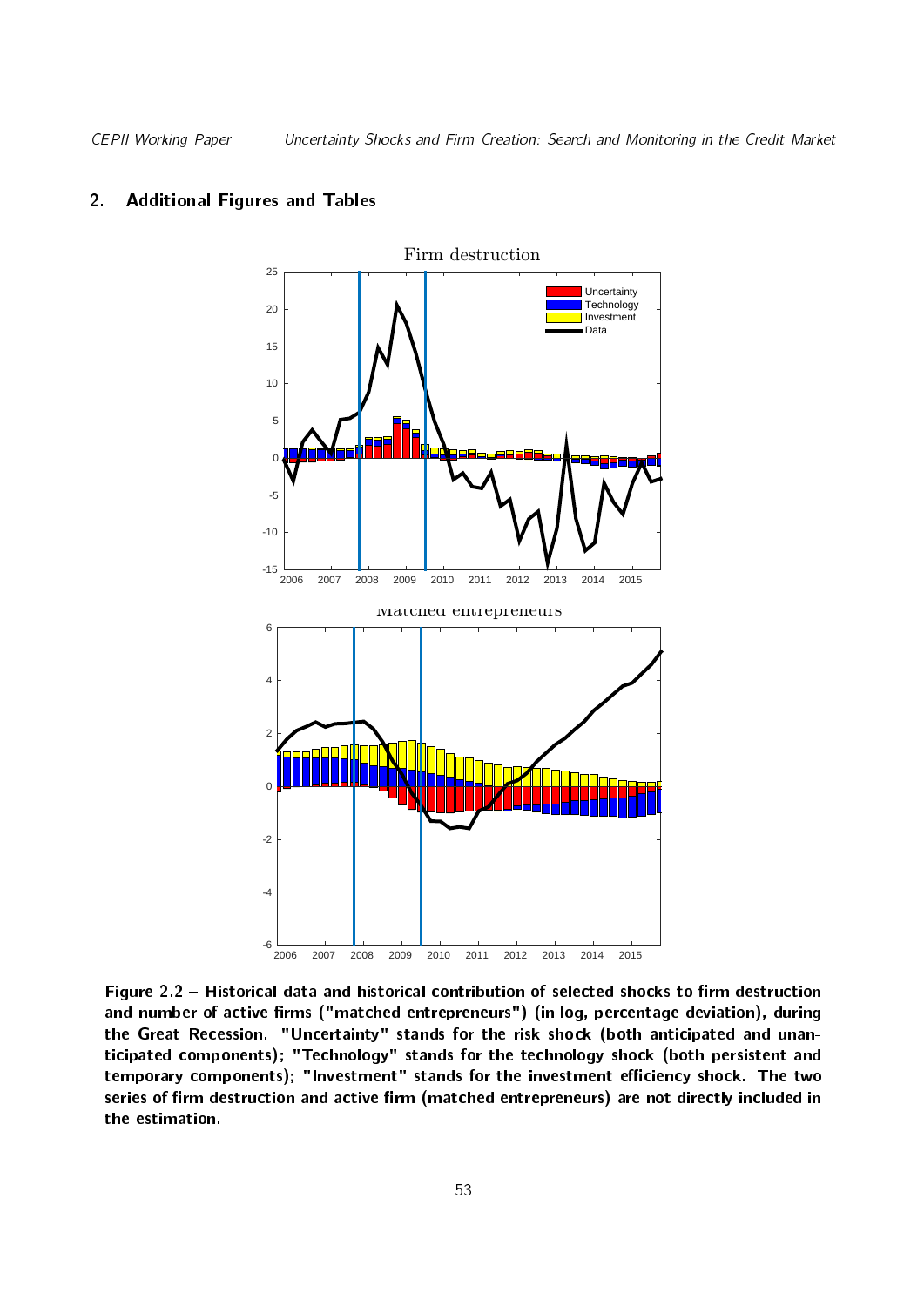## 2. Additional Figures and Tables

Figure 2.2 – Historical data and historical contribution of selected shocks to firm destruction and number of active firms ("matched entrepreneurs") (in log, percentage deviation), during the Great Recession. "Uncertainty" stands for the risk shock (both anticipated and unanticipated components); "Technology" stands for the technology shock (both persistent and temporary components); "Investment" stands for the investment efficiency shock. The two series of firm destruction and active firm (matched entrepreneurs) are not directly included in the estimation.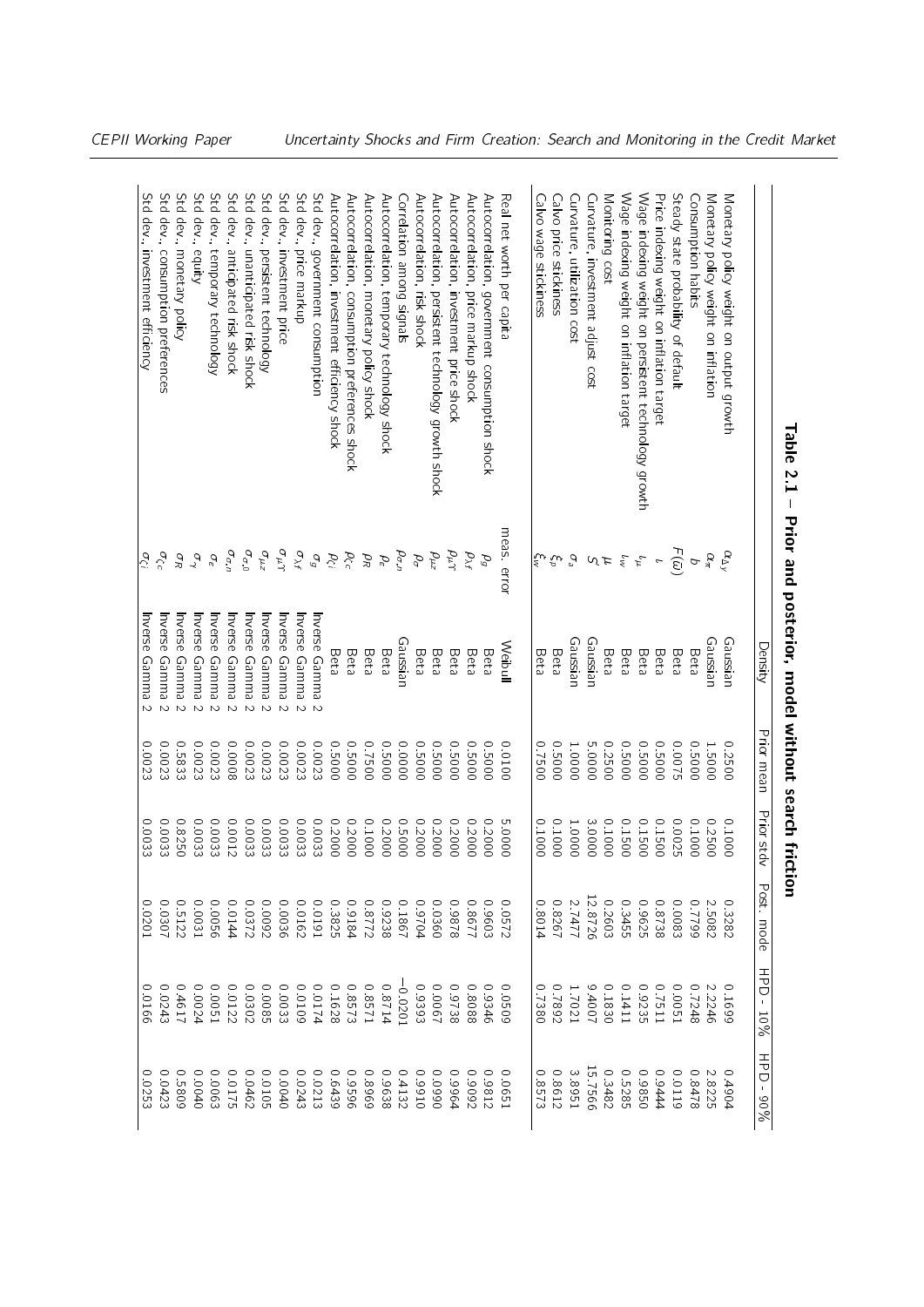**Table 2.1 – Prior and posterior, model without search friction**

| | | Density | Prior mean | Prior stdv | Post. mode | HPD - 10% | HPD - 90% |
|---|---|---|---|---|---|---|---|
| Monetary policy weight on output growth | $\alpha_{\Delta y}$ | Gaussian | 0.2500 | 0.1000 | 0.3282 | 0.1699 | 0.4904 |
| Monetary policy weight on inflation | $\alpha_{\pi}$ | Gaussian | 1.5000 | 0.2500 | 2.5082 | 2.2246 | 2.8225 |
| Consumption habits | $b$ | Beta | 0.5000 | 0.1000 | 0.7799 | 0.7248 | 0.8478 |
| Steady state probability of default | $F(\bar{\omega})$ | Beta | 0.0075 | 0.0025 | 0.0083 | 0.0051 | 0.0119 |
| Price indexing weight on inflation target | $\iota$ | Beta | 0.5000 | 0.1500 | 0.8738 | 0.7511 | 0.9444 |
| Wage indexing weight on persistent technology growth | $\iota_{\mu}$ | Beta | 0.5000 | 0.1500 | 0.9625 | 0.9235 | 0.9850 |
| Wage indexing weight on inflation target | $\iota_{w}$ | Beta | 0.5000 | 0.1500 | 0.3455 | 0.1411 | 0.5285 |
| Monitoring cost | $\mu$ | Beta | 0.2500 | 0.1000 | 0.2603 | 0.1830 | 0.3482 |
| Curvature, investment adjust cost | $S''$ | Gaussian | 5.0000 | 3.0000 | 12.8726 | 9.4007 | 15.7566 |
| Curvature, utilization cost | $\sigma_a$ | Gaussian | 1.0000 | 1.0000 | 2.7477 | 1.7021 | 3.8951 |
| Calvo price stickiness | $\xi_p$ | Beta | 0.5000 | 0.1000 | 0.8267 | 0.7892 | 0.8612 |
| Calvo wage stickiness | $\xi_w$ | Beta | 0.7500 | 0.1000 | 0.8014 | 0.7380 | 0.8573 |
| Real net worth per capita | meas. error | Weibull | 0.0100 | 5.0000 | 0.0572 | 0.0509 | 0.0651 |
| Autocorrelation, government consumption shock | $\rho_g$ | Beta | 0.5000 | 0.2000 | 0.9603 | 0.9346 | 0.9812 |
| Autocorrelation, price markup shock | $\rho_{\lambda f}$ | Beta | 0.5000 | 0.2000 | 0.8677 | 0.8088 | 0.9092 |
| Autocorrelation, investment price shock | $\rho_{\mu \Upsilon}$ | Beta | 0.5000 | 0.2000 | 0.9878 | 0.9738 | 0.9964 |
| Autocorrelation, persistent technology growth shock | $\rho_{\mu z}$ | Beta | 0.5000 | 0.2000 | 0.0360 | 0.0067 | 0.0690 |
| Autocorrelation, risk shock | $\rho_{\sigma}$ | Beta | 0.5000 | 0.2000 | 0.9704 | 0.9393 | 0.9910 |
| Correlation among signals | $\rho_{\sigma,n}$ | Gaussian | 0.0000 | 0.5000 | 0.1867 | −0.0201 | 0.4132 |
| Autocorrelation, temporary technology shock | $\rho_{\epsilon}$ | Beta | 0.5000 | 0.2000 | 0.9238 | 0.8714 | 0.9638 |
| Autocorrelation, monetary policy shock | $\rho_R$ | Beta | 0.7500 | 0.1000 | 0.8772 | 0.8571 | 0.8969 |
| Autocorrelation, consumption preferences shock | $\rho_C$ | Beta | 0.5000 | 0.2000 | 0.9184 | 0.8573 | 0.9596 |
| Autocorrelation, investment efficiency shock | $\rho_{\zeta i}$ | Beta | 0.5000 | 0.2000 | 0.3825 | 0.1628 | 0.6439 |
| Std dev., government consumption | $\sigma_g$ | Inverse Gamma 2 | 0.0023 | 0.0033 | 0.0191 | 0.0174 | 0.0213 |
| Std dev., price markup | $\sigma_{\lambda f}$ | Inverse Gamma 2 | 0.0023 | 0.0033 | 0.0162 | 0.0109 | 0.0243 |
| Std dev., investment price | $\sigma_{\mu \Upsilon}$ | Inverse Gamma 2 | 0.0023 | 0.0033 | 0.0036 | 0.0033 | 0.0040 |
| Std dev., persistent technology | $\sigma_{\mu z}$ | Inverse Gamma 2 | 0.0023 | 0.0033 | 0.0092 | 0.0085 | 0.0105 |
| Std dev., unanticipated risk shock | $\sigma_{\sigma,0}$ | Inverse Gamma 2 | 0.0023 | 0.0033 | 0.0372 | 0.0302 | 0.0462 |
| Std dev., anticipated risk shock | $\sigma_{\sigma,n}$ | Inverse Gamma 2 | 0.0008 | 0.0012 | 0.0144 | 0.0122 | 0.0175 |
| Std dev., temporary technology | $\sigma_{\epsilon}$ | Inverse Gamma 2 | 0.0023 | 0.0033 | 0.0056 | 0.0051 | 0.0063 |
| Std dev., equity | $\sigma_{\gamma}$ | Inverse Gamma 2 | 0.0023 | 0.0033 | 0.0031 | 0.0024 | 0.0040 |
| Std dev., monetary policy | $\sigma_R$ | Inverse Gamma 2 | 0.5833 | 0.8250 | 0.5122 | 0.4617 | 0.5809 |
| Std dev., consumption preferences | $\sigma_{\zeta c}$ | Inverse Gamma 2 | 0.0023 | 0.0033 | 0.0307 | 0.0243 | 0.0423 |
| Std dev., investment efficiency | $\sigma_{\zeta i}$ | Inverse Gamma 2 | 0.0023 | 0.0033 | 0.0201 | 0.0166 | 0.0253 |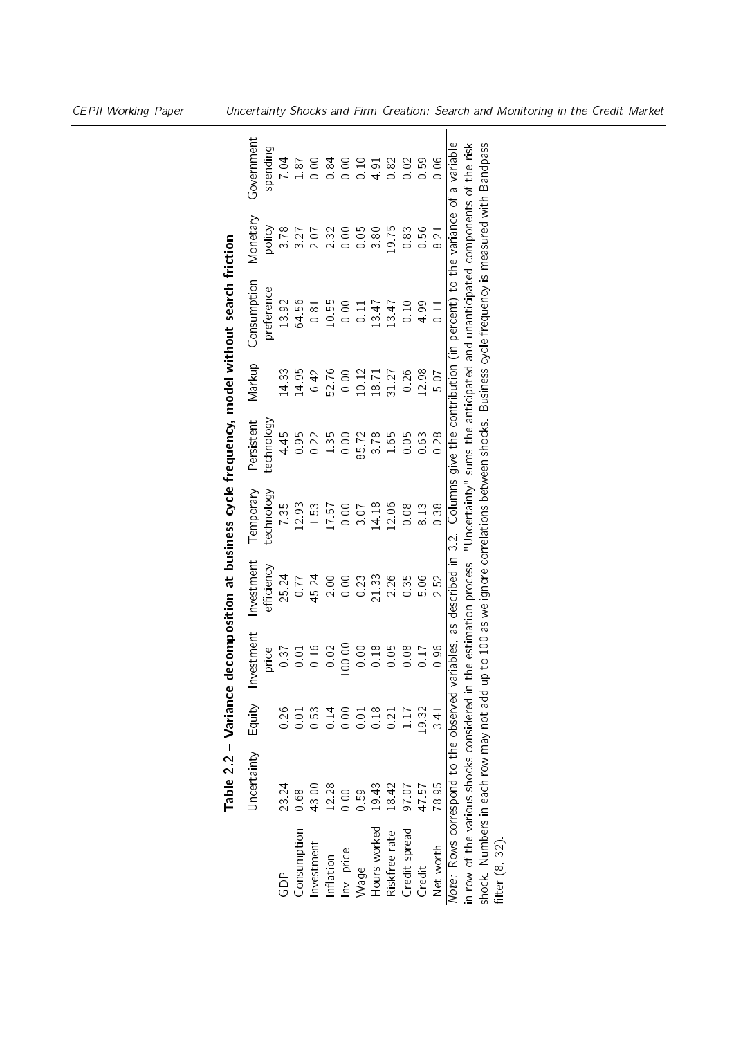**Table 2.2 – Variance decomposition at business cycle frequency, model without search friction**

| | Uncertainty | Equity | Investment price | Investment efficiency | Temporary technology | Persistent technology | Markup | Consumption preference | Monetary policy | Government spending |
|---|---|---|---|---|---|---|---|---|---|---|
| GDP | 23.24 | 0.26 | 0.37 | 25.24 | 7.35 | 4.45 | 14.33 | 13.92 | 3.78 | 7.04 |
| Consumption | 0.68 | 0.01 | 0.01 | 0.77 | 12.93 | 0.95 | 14.95 | 64.56 | 3.27 | 1.87 |
| Investment | 43.00 | 0.53 | 0.16 | 45.24 | 1.53 | 0.22 | 6.42 | 0.81 | 2.07 | 0.00 |
| Inflation | 12.28 | 0.14 | 0.02 | 2.00 | 17.57 | 1.35 | 52.76 | 10.55 | 2.32 | 0.84 |
| Inv. price | 0.00 | 0.00 | 100.00 | 0.00 | 0.00 | 0.00 | 0.00 | 0.00 | 0.00 | 0.00 |
| Wage | 0.59 | 0.01 | 0.00 | 0.23 | 3.07 | 85.72 | 10.12 | 0.11 | 0.05 | 0.10 |
| Hours worked | 19.43 | 0.18 | 0.18 | 21.33 | 14.18 | 3.78 | 18.71 | 13.47 | 3.80 | 4.91 |
| Riskfree rate | 18.42 | 0.21 | 0.05 | 2.26 | 12.06 | 1.65 | 31.27 | 13.47 | 19.75 | 0.82 |
| Credit spread | 97.07 | 1.17 | 0.08 | 0.35 | 0.08 | 0.05 | 0.26 | 0.10 | 0.83 | 0.02 |
| Credit | 47.57 | 19.32 | 0.17 | 5.06 | 8.13 | 0.63 | 12.98 | 4.99 | 0.56 | 0.59 |
| Net worth | 78.95 | 3.41 | 0.96 | 2.52 | 0.38 | 0.28 | 5.07 | 0.11 | 8.21 | 0.06 |

*Note*: Rows correspond to the observed variables, as described in 3.2. Columns give the contribution (in percent) to the variance of a variable in row of the various shocks considered in the estimation process. "Uncertainty" sums the anticipated and unanticipated components of the risk shock. Numbers in each row may not add up to 100 as we ignore correlations between shocks. Business cycle frequency is measured with Bandpass filter (8, 32).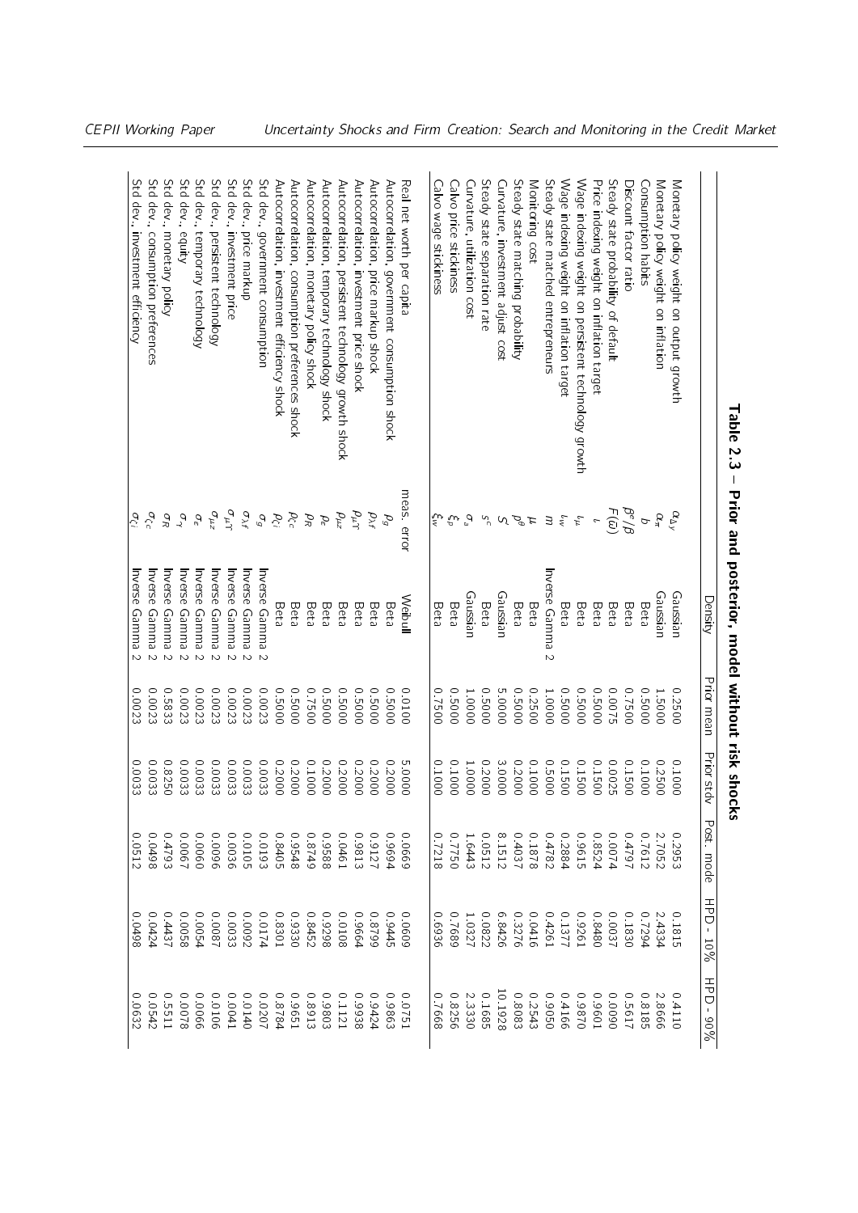**Table 2.3 – Prior and posterior, model without risk shocks**

| | | Density | Prior mean | Prior stdv | Post. mode | HPD - 10% | HPD - 90% |
|---|---|---|---|---|---|---|---|
| Monetary policy weight on output growth | $\alpha_{\Delta y}$ | Gaussian | 0.2500 | 0.1000 | 0.2953 | 0.1815 | 0.4110 |
| Monetary policy weight on inflation | $\alpha_{\pi}$ | Gaussian | 1.5000 | 0.2500 | 2.7052 | 2.4334 | 2.8666 |
| Consumption habits | $b$ | Beta | 0.5000 | 0.1000 | 0.7612 | 0.7294 | 0.8185 |
| Discount factor ratio | $\beta^e/\beta$ | Beta | 0.7500 | 0.1500 | 0.4797 | 0.1830 | 0.5617 |
| Steady state probability of default | $F(\bar{\omega})$ | Beta | 0.0075 | 0.0025 | 0.0074 | 0.0037 | 0.0090 |
| Price indexing weight on inflation target | $\iota$ | Beta | 0.5000 | 0.1500 | 0.8524 | 0.8480 | 0.9601 |
| Wage indexing weight on persistent technology growth | $\iota_{\mu}$ | Beta | 0.5000 | 0.1500 | 0.9615 | 0.9261 | 0.9870 |
| Wage indexing weight on inflation target | $\iota_w$ | Beta | 0.5000 | 0.1500 | 0.2884 | 0.1377 | 0.4166 |
| Steady state matched entrepreneurs | $m$ | Inverse Gamma 2 | 1.0000 | 0.5000 | 0.4782 | 0.4261 | 0.9050 |
| Monitoring cost | $\mu$ | Beta | 0.2500 | 0.1000 | 0.1878 | 0.0416 | 0.2543 |
| Steady state matching probability | $p^{\theta}$ | Beta | 0.5000 | 0.2000 | 0.4037 | 0.3276 | 0.8083 |
| Curvature, investment adjust cost | $S''$ | Gaussian | 5.0000 | 3.0000 | 8.1512 | 6.8426 | 10.1928 |
| Steady state separation rate | $s^c$ | Beta | 0.5000 | 0.2000 | 0.0512 | 0.0822 | 0.1685 |
| Curvature, utilization cost | $\sigma_a$ | Gaussian | 1.0000 | 1.0000 | 1.6443 | 1.0327 | 2.3330 |
| Calvo price stickiness | $\xi_p$ | Beta | 0.5000 | 0.1000 | 0.7750 | 0.7689 | 0.8256 |
| Calvo wage stickiness | $\xi_w$ | Beta | 0.7500 | 0.1000 | 0.7218 | 0.6936 | 0.7668 |
| Real net worth per capita | meas. error | Weibull | 0.010 | 5.0000 | 0.0669 | 0.0609 | 0.0751 |
| Autocorrelation, government consumption shock | $\rho_g$ | Beta | 0.5000 | 0.2000 | 0.9694 | 0.9445 | 0.9863 |
| Autocorrelation, price markup shock | $\rho_{\lambda f}$ | Beta | 0.5000 | 0.2000 | 0.9127 | 0.8799 | 0.9424 |
| Autocorrelation, investment price shock | $\rho_{\mu\Upsilon}$ | Beta | 0.5000 | 0.2000 | 0.9813 | 0.9664 | 0.9938 |
| Autocorrelation, persistent technology growth shock | $\rho_{\mu z}$ | Beta | 0.5000 | 0.2000 | 0.0461 | 0.0108 | 0.1121 |
| Autocorrelation, temporary technology shock | $\rho_{\epsilon}$ | Beta | 0.5000 | 0.2000 | 0.9588 | 0.9298 | 0.9803 |
| Autocorrelation, monetary policy shock | $\rho_R$ | Beta | 0.7500 | 0.1000 | 0.8749 | 0.8452 | 0.8913 |
| Autocorrelation, consumption preferences shock | $\rho_C$ | Beta | 0.5000 | 0.2000 | 0.9548 | 0.9330 | 0.9651 |
| Autocorrelation, investment efficiency shock | $\rho_i$ | Beta | 0.5000 | 0.2000 | 0.8405 | 0.8301 | 0.8784 |
| Std dev., government consumption | $\sigma_g$ | Inverse Gamma 2 | 0.0023 | 0.0033 | 0.0193 | 0.0174 | 0.0207 |
| Std dev., price markup | $\sigma_{\lambda f}$ | Inverse Gamma 2 | 0.0023 | 0.0033 | 0.0105 | 0.0092 | 0.0140 |
| Std dev., investment price | $\sigma_{\mu\Upsilon}$ | Inverse Gamma 2 | 0.0023 | 0.0033 | 0.0036 | 0.0033 | 0.0041 |
| Std dev., persistent technology | $\sigma_{\mu z}$ | Inverse Gamma 2 | 0.0023 | 0.0033 | 0.0096 | 0.0087 | 0.0106 |
| Std dev., temporary technology | $\sigma_{\epsilon}$ | Inverse Gamma 2 | 0.0023 | 0.0033 | 0.0060 | 0.0054 | 0.0066 |
| Std dev., equity | $\sigma_{\gamma}$ | Inverse Gamma 2 | 0.0023 | 0.0033 | 0.0067 | 0.0058 | 0.0078 |
| Std dev., monetary policy | $\sigma_R$ | Inverse Gamma 2 | 0.5833 | 0.8250 | 0.4793 | 0.4437 | 0.5511 |
| Std dev., consumption preferences | $\sigma_{\zeta c}$ | Inverse Gamma 2 | 0.0023 | 0.0033 | 0.0498 | 0.0424 | 0.0542 |
| Std dev., investment efficiency | $\sigma_{\zeta i}$ | Inverse Gamma 2 | 0.0023 | 0.0033 | 0.0512 | 0.0498 | 0.0632 |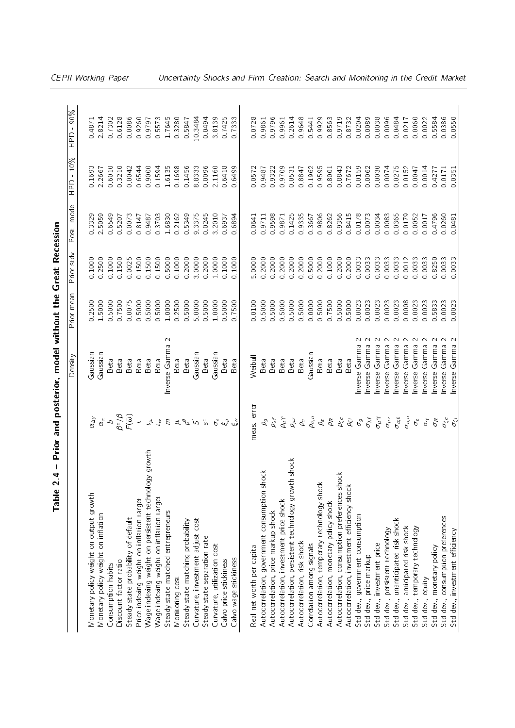# Table 2.4 – Prior and posterior, model without the Great Recession

| | | Density | Prior mean | Prior stdv | Post. mode | HPD - 10% | HPD - 90% |
|---|---|---|---|---|---|---|---|
| Monetary policy weight on output growth | $\alpha_{\Delta y}$ | Gaussian | 0.2500 | 0.1000 | 0.3329 | 0.1693 | 0.4871 |
| Monetary policy weight on inflation | $\alpha_{\pi}$ | Gaussian | 1.5000 | 0.2500 | 2.5059 | 2.2667 | 2.8214 |
| Consumption habits | $b$ | Beta | 0.5000 | 0.1000 | 0.6549 | 0.6010 | 0.7302 |
| Discount factor ratio | $\beta^e/\beta$ | Beta | 0.7500 | 0.1500 | 0.5207 | 0.3210 | 0.6128 |
| Steady state probability of default | $F(\bar{\omega})$ | Beta | 0.0075 | 0.0025 | 0.0073 | 0.0042 | 0.0086 |
| Price indexing weight on inflation target | $\iota$ | Beta | 0.5000 | 0.1500 | 0.8147 | 0.6544 | 0.9260 |
| Wage indexing weight on persistent technology growth | $\iota_{\mu}$ | Beta | 0.5000 | 0.1500 | 0.9487 | 0.9000 | 0.9797 |
| Wage indexing weight on inflation target | $\iota_{w}$ | Beta | 0.5000 | 0.1500 | 0.3703 | 0.1594 | 0.5573 |
| Steady state matched entrepreneurs | $m$ | Inverse Gamma 2 | 1.0000 | 0.5000 | 1.6830 | 1.6135 | 1.7645 |
| Monitoring cost | $\mu$ | Beta | 0.2500 | 0.1000 | 0.2162 | 0.1698 | 0.3280 |
| Steady state matching probability | $p^{\vartheta}$ | Beta | 0.5000 | 0.2000 | 0.5349 | 0.1456 | 0.5847 |
| Curvature, investment adjust cost | $S'$ | Gaussian | 5.0000 | 3.0000 | 9.3375 | 8.8333 | 10.3484 |
| Steady state separation rate | $s^c$ | Beta | 0.5000 | 0.2000 | 0.0245 | 0.0096 | 0.0494 |
| Curvature, utilization cost | $\sigma_a$ | Gaussian | 1.0000 | 1.0000 | 3.2010 | 2.1160 | 3.8139 |
| Calvo price stickiness | $\xi_p$ | Beta | 0.5000 | 0.1000 | 0.6937 | 0.6418 | 0.7425 |
| Calvo wage stickiness | $\xi_w$ | Beta | 0.7500 | 0.1000 | 0.6894 | 0.6499 | 0.7333 |
| Real net worth per capita | meas. error | Weibull | 0.0100 | 5.0000 | 0.0641 | 0.0572 | 0.0728 |
| Autocorrelation, government consumption shock | $\rho_g$ | Beta | 0.5000 | 0.2000 | 0.9711 | 0.9487 | 0.9861 |
| Autocorrelation, price markup shock | $\rho_{\lambda f}$ | Beta | 0.5000 | 0.2000 | 0.9598 | 0.9322 | 0.9796 |
| Autocorrelation, investment price shock | $\rho_{\mu\Upsilon}$ | Beta | 0.5000 | 0.2000 | 0.9871 | 0.9709 | 0.9961 |
| Autocorrelation, persistent technology growth shock | $\rho_{\mu z}$ | Beta | 0.5000 | 0.2000 | 0.1425 | 0.0531 | 0.2614 |
| Autocorrelation, risk shock | $\rho_{\sigma}$ | Beta | 0.5000 | 0.2000 | 0.9335 | 0.8847 | 0.9648 |
| Correlation among signals | $\rho_{\sigma,n}$ | Gaussian | 0.0000 | 0.5000 | 0.3667 | 0.1962 | 0.5441 |
| Autocorrelation, temporary technology shock | $\rho_{\varepsilon}$ | Beta | 0.5000 | 0.2000 | 0.9806 | 0.9595 | 0.9929 |
| Autocorrelation, monetary policy shock | $\rho_R$ | Beta | 0.7500 | 0.1000 | 0.8262 | 0.8001 | 0.8563 |
| Autocorrelation, consumption preferences shock | $\rho_{\zeta c}$ | Beta | 0.5000 | 0.2000 | 0.9356 | 0.8843 | 0.9719 |
| Autocorrelation, investment efficiency shock | $\rho_{\zeta i}$ | Beta | 0.5000 | 0.2000 | 0.8415 | 0.7672 | 0.8732 |
| Std dev., government consumption | $\sigma_g$ | Inverse Gamma 2 | 0.0023 | 0.0033 | 0.0178 | 0.0159 | 0.0204 |
| Std dev., price markup | $\sigma_{\lambda f}$ | Inverse Gamma 2 | 0.0023 | 0.0033 | 0.0073 | 0.0062 | 0.0089 |
| Std dev., investment price | $\sigma_{\mu\Upsilon}$ | Inverse Gamma 2 | 0.0023 | 0.0033 | 0.0034 | 0.0030 | 0.0038 |
| Std dev., persistent technology | $\sigma_{\mu z}$ | Inverse Gamma 2 | 0.0023 | 0.0033 | 0.0083 | 0.0074 | 0.0096 |
| Std dev., unanticipated risk shock | $\sigma_{\sigma,0}$ | Inverse Gamma 2 | 0.0023 | 0.0033 | 0.0365 | 0.0275 | 0.0484 |
| Std dev., anticipated risk shock | $\sigma_{\sigma,n}$ | Inverse Gamma 2 | 0.0008 | 0.0012 | 0.0179 | 0.0152 | 0.0217 |
| Std dev., temporary technology | $\sigma_{\varepsilon}$ | Inverse Gamma 2 | 0.0023 | 0.0033 | 0.0052 | 0.0047 | 0.0060 |
| Std dev., equity | $\sigma_{\gamma}$ | Inverse Gamma 2 | 0.0023 | 0.0033 | 0.0017 | 0.0014 | 0.0022 |
| Std dev., monetary policy | $\sigma_R$ | Inverse Gamma 2 | 0.5833 | 0.8250 | 0.4796 | 0.4277 | 0.5584 |
| Std dev., consumption preferences | $\sigma_{\zeta c}$ | Inverse Gamma 2 | 0.0023 | 0.0033 | 0.0260 | 0.0171 | 0.0386 |
| Std dev., investment efficiency | $\sigma_{\zeta i}$ | Inverse Gamma 2 | 0.0023 | 0.0033 | 0.0481 | 0.0351 | 0.0550 |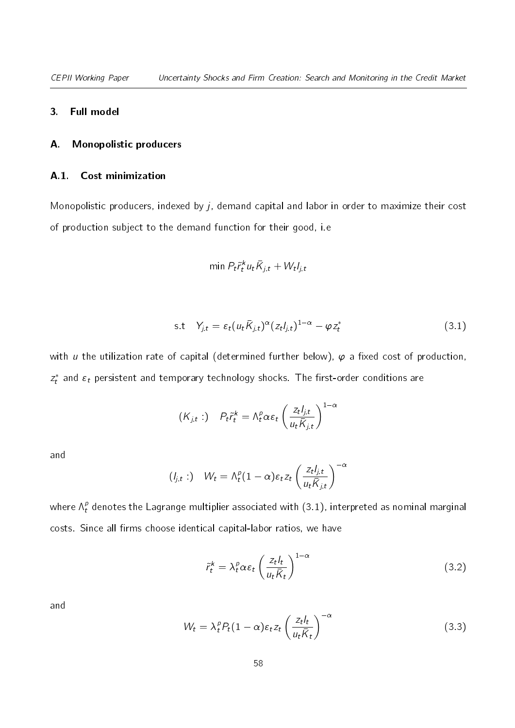## 3. Full model

### A. Monopolistic producers

#### A.1. Cost minimization

Monopolistic producers, indexed by $j$, demand capital and labor in order to maximize their cost of production subject to the demand function for their good, i.e

$$\min P_t \tilde{r}_t^k u_t \bar{K}_{j,t} + W_t l_{j,t}$$

$$\text{s.t} \quad Y_{j,t} = \varepsilon_t (u_t \bar{K}_{j,t})^{\alpha} (z_t l_{j,t})^{1-\alpha} - \varphi z_t^* \tag{3.1}$$

with $u$ the utilization rate of capital (determined further below), $\varphi$ a fixed cost of production, $z_t^*$ and $\varepsilon_t$ persistent and temporary technology shocks. The first-order conditions are

$$(K_{j,t} :) \quad P_t \tilde{r}_t^k = \Lambda_t^p \alpha \varepsilon_t \left( \frac{z_t l_{j,t}}{u_t \bar{K}_{j,t}} \right)^{1-\alpha}$$

and

$$(l_{j,t} :) \quad W_t = \Lambda_t^p (1-\alpha) \varepsilon_t z_t \left( \frac{z_t l_{j,t}}{u_t \bar{K}_{j,t}} \right)^{-\alpha}$$

where $\Lambda_t^p$ denotes the Lagrange multiplier associated with (3.1), interpreted as nominal marginal costs. Since all firms choose identical capital-labor ratios, we have

$$\tilde{r}_t^k = \lambda_t^p \alpha \varepsilon_t \left( \frac{z_t l_t}{u_t \bar{K}_t} \right)^{1-\alpha} \tag{3.2}$$

and

$$W_t = \lambda_t^p P_t (1-\alpha) \varepsilon_t z_t \left( \frac{z_t l_t}{u_t \bar{K}_t} \right)^{-\alpha} \tag{3.3}$$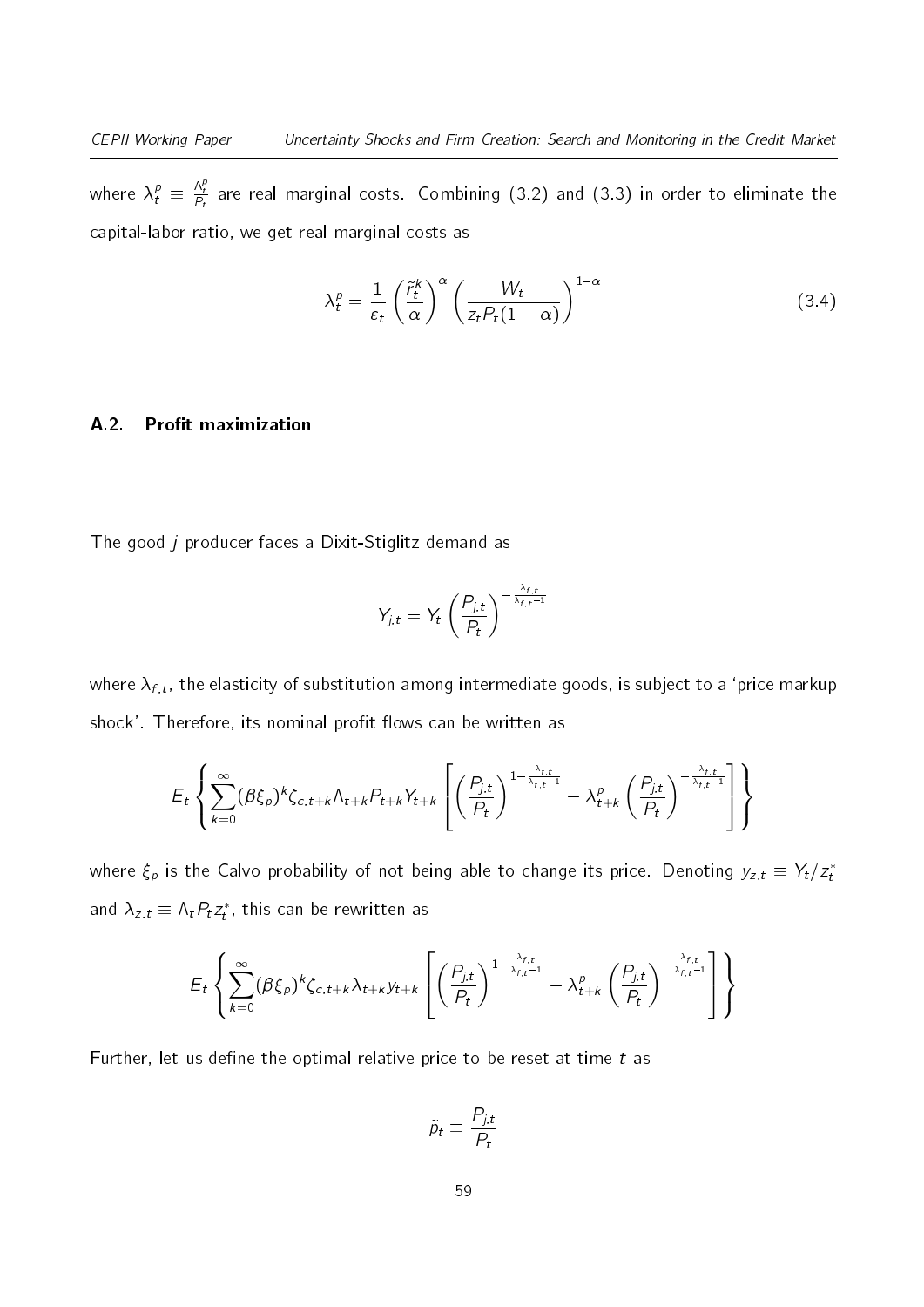where $\lambda_t^p \equiv \frac{\Lambda_t^p}{P_t}$ are real marginal costs. Combining (3.2) and (3.3) in order to eliminate the capital-labor ratio, we get real marginal costs as

$$\lambda_t^p = \frac{1}{\varepsilon_t}\left(\frac{\tilde{r}_t^k}{\alpha}\right)^{\alpha}\left(\frac{W_t}{z_t P_t(1-\alpha)}\right)^{1-\alpha} \tag{3.4}$$

### A.2. Profit maximization

The good $j$ producer faces a Dixit-Stiglitz demand as

$$Y_{j,t} = Y_t\left(\frac{P_{j,t}}{P_t}\right)^{-\frac{\lambda_{f,t}}{\lambda_{f,t}-1}}$$

where $\lambda_{f,t}$, the elasticity of substitution among intermediate goods, is subject to a 'price markup shock'. Therefore, its nominal profit flows can be written as

$$E_t\left\{\sum_{k=0}^{\infty}(\beta\xi_p)^k \zeta_{c,t+k}\Lambda_{t+k}P_{t+k}Y_{t+k}\left[\left(\frac{P_{j,t}}{P_t}\right)^{1-\frac{\lambda_{f,t}}{\lambda_{f,t}-1}} - \lambda_{t+k}^p\left(\frac{P_{j,t}}{P_t}\right)^{-\frac{\lambda_{f,t}}{\lambda_{f,t}-1}}\right]\right\}$$

where $\xi_p$ is the Calvo probability of not being able to change its price. Denoting $y_{z,t} \equiv Y_t/z_t^*$ and $\lambda_{z,t} \equiv \Lambda_t P_t z_t^*$, this can be rewritten as

$$E_t\left\{\sum_{k=0}^{\infty}(\beta\xi_p)^k \zeta_{c,t+k}\lambda_{t+k}y_{t+k}\left[\left(\frac{P_{j,t}}{P_t}\right)^{1-\frac{\lambda_{f,t}}{\lambda_{f,t}-1}} - \lambda_{t+k}^p\left(\frac{P_{j,t}}{P_t}\right)^{-\frac{\lambda_{f,t}}{\lambda_{f,t}-1}}\right]\right\}$$

Further, let us define the optimal relative price to be reset at time $t$ as

$$\tilde{p}_t \equiv \frac{P_{j,t}}{P_t}$$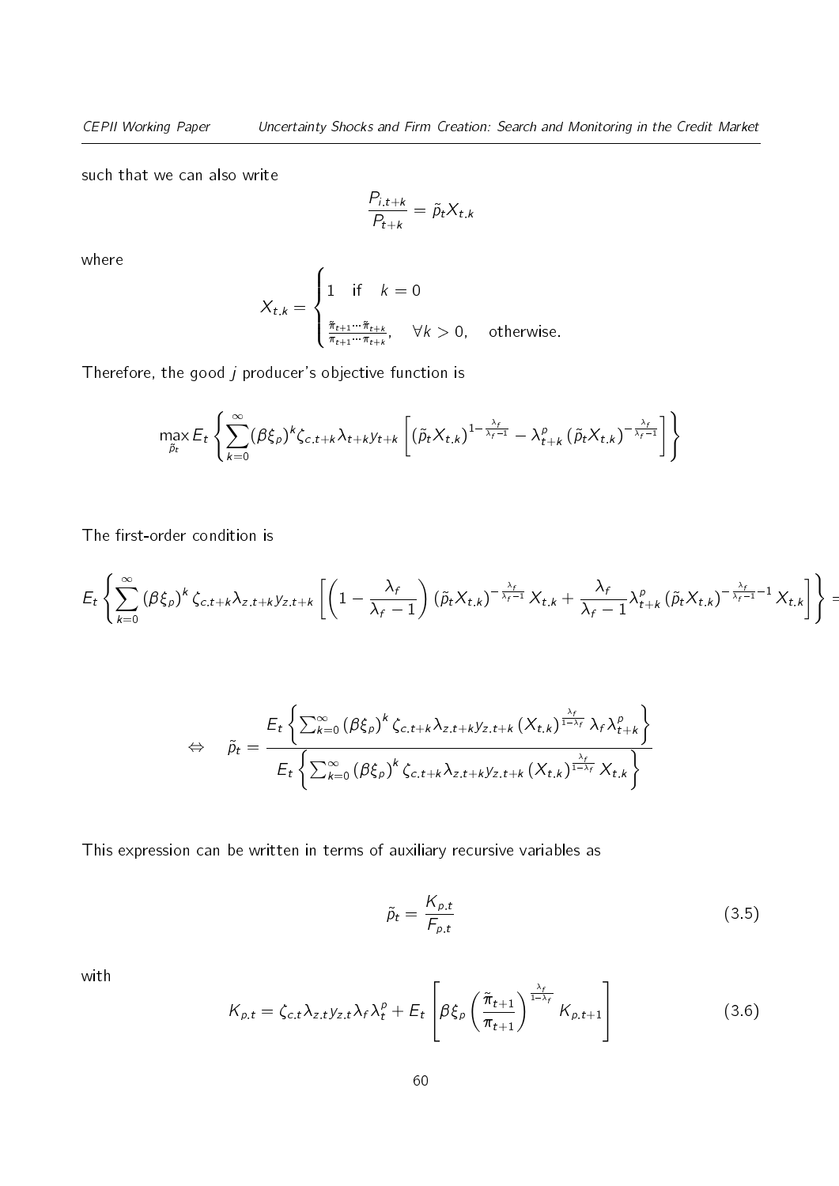such that we can also write

$$\frac{P_{i,t+k}}{P_{t+k}} = \tilde{p}_t X_{t,k}$$

where

$$X_{t,k} = \begin{cases} 1 \quad \text{if} \quad k = 0 \\ \frac{\tilde{\pi}_{t+1} \cdots \tilde{\pi}_{t+k}}{\pi_{t+1} \cdots \pi_{t+k}}, \quad \forall k > 0, \quad \text{otherwise.} \end{cases}$$

Therefore, the good $j$ producer's objective function is

$$\max_{\tilde{p}_t} E_t \left\{ \sum_{k=0}^{\infty} (\beta \xi_p)^k \zeta_{c,t+k} \lambda_{t+k} y_{t+k} \left[ (\tilde{p}_t X_{t,k})^{1 - \frac{\lambda_f}{\lambda_f - 1}} - \lambda_{t+k}^p (\tilde{p}_t X_{t,k})^{-\frac{\lambda_f}{\lambda_f - 1}} \right] \right\}$$

The first-order condition is

$$E_t \left\{ \sum_{k=0}^{\infty} (\beta \xi_p)^k \zeta_{c,t+k} \lambda_{z,t+k} y_{z,t+k} \left[ \left( 1 - \frac{\lambda_f}{\lambda_f - 1} \right) (\tilde{p}_t X_{t,k})^{-\frac{\lambda_f}{\lambda_f - 1}} X_{t,k} + \frac{\lambda_f}{\lambda_f - 1} \lambda_{t+k}^p (\tilde{p}_t X_{t,k})^{-\frac{\lambda_f}{\lambda_f - 1} - 1} X_{t,k} \right] \right\} =$$

$$\Leftrightarrow \quad \tilde{p}_t = \frac{E_t \left\{ \sum_{k=0}^{\infty} (\beta \xi_p)^k \zeta_{c,t+k} \lambda_{z,t+k} y_{z,t+k} (X_{t,k})^{\frac{\lambda_f}{1 - \lambda_f}} \lambda_f \lambda_{t+k}^p \right\}}{E_t \left\{ \sum_{k=0}^{\infty} (\beta \xi_p)^k \zeta_{c,t+k} \lambda_{z,t+k} y_{z,t+k} (X_{t,k})^{\frac{\lambda_f}{1 - \lambda_f}} X_{t,k} \right\}}$$

This expression can be written in terms of auxiliary recursive variables as

$$\tilde{p}_t = \frac{K_{p,t}}{F_{p,t}} \tag{3.5}$$

with

$$K_{p,t} = \zeta_{c,t} \lambda_{z,t} y_{z,t} \lambda_f \lambda_t^p + E_t \left[ \beta \xi_p \left( \frac{\tilde{\pi}_{t+1}}{\pi_{t+1}} \right)^{\frac{\lambda_f}{1 - \lambda_f}} K_{p,t+1} \right] \tag{3.6}$$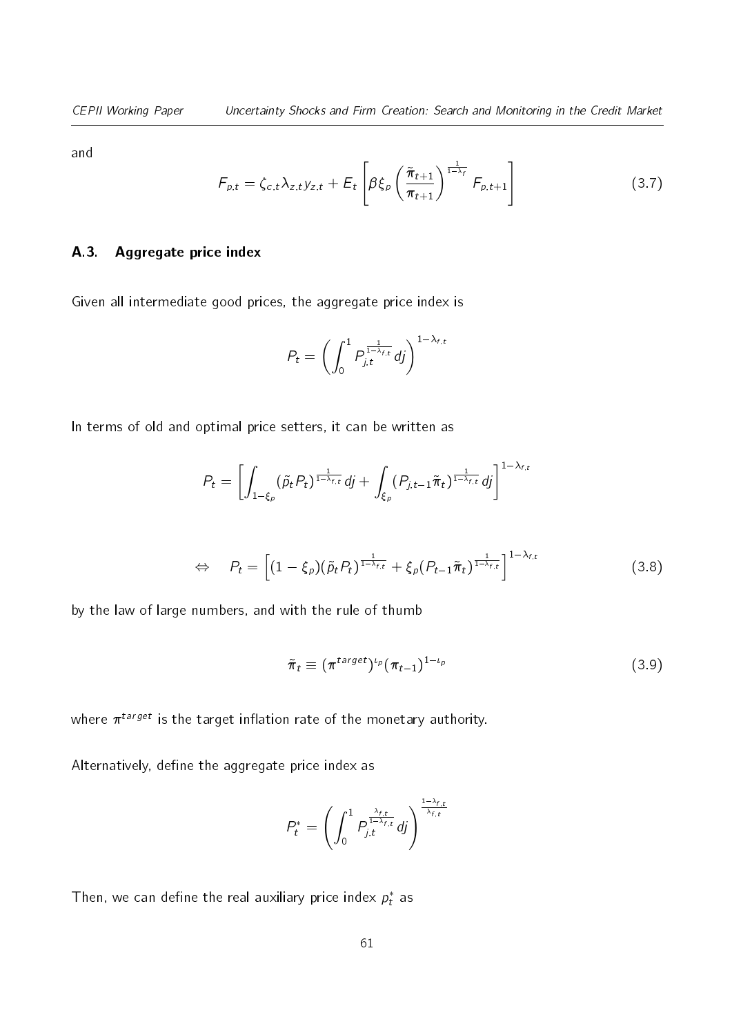and

$$F_{p,t} = \zeta_{c,t}\lambda_{z,t}y_{z,t} + E_t\left[\beta\xi_p\left(\frac{\tilde{\pi}_{t+1}}{\pi_{t+1}}\right)^{\frac{1}{1-\lambda_f}} F_{p,t+1}\right] \tag{3.7}$$

### A.3. Aggregate price index

Given all intermediate good prices, the aggregate price index is

$$P_t = \left(\int_0^1 P_{j,t}^{\frac{1}{1-\lambda_{f,t}}} dj\right)^{1-\lambda_{f,t}}$$

In terms of old and optimal price setters, it can be written as

$$P_t = \left[\int_{1-\xi_p} (\tilde{p}_t P_t)^{\frac{1}{1-\lambda_{f,t}}} dj + \int_{\xi_p} (P_{j,t-1}\tilde{\pi}_t)^{\frac{1}{1-\lambda_{f,t}}} dj\right]^{1-\lambda_{f,t}}$$

$$\Leftrightarrow \quad P_t = \left[(1-\xi_p)(\tilde{p}_t P_t)^{\frac{1}{1-\lambda_{f,t}}} + \xi_p(P_{t-1}\tilde{\pi}_t)^{\frac{1}{1-\lambda_{f,t}}}\right]^{1-\lambda_{f,t}} \tag{3.8}$$

by the law of large numbers, and with the rule of thumb

$$\tilde{\pi}_t \equiv (\pi^{target})^{\iota_p}(\pi_{t-1})^{1-\iota_p} \tag{3.9}$$

where $\pi^{target}$ is the target inflation rate of the monetary authority.

Alternatively, define the aggregate price index as

$$P_t^* = \left(\int_0^1 P_{j,t}^{\frac{\lambda_{f,t}}{1-\lambda_{f,t}}} dj\right)^{\frac{1-\lambda_{f,t}}{\lambda_{f,t}}}$$

Then, we can define the real auxiliary price index $p_t^*$ as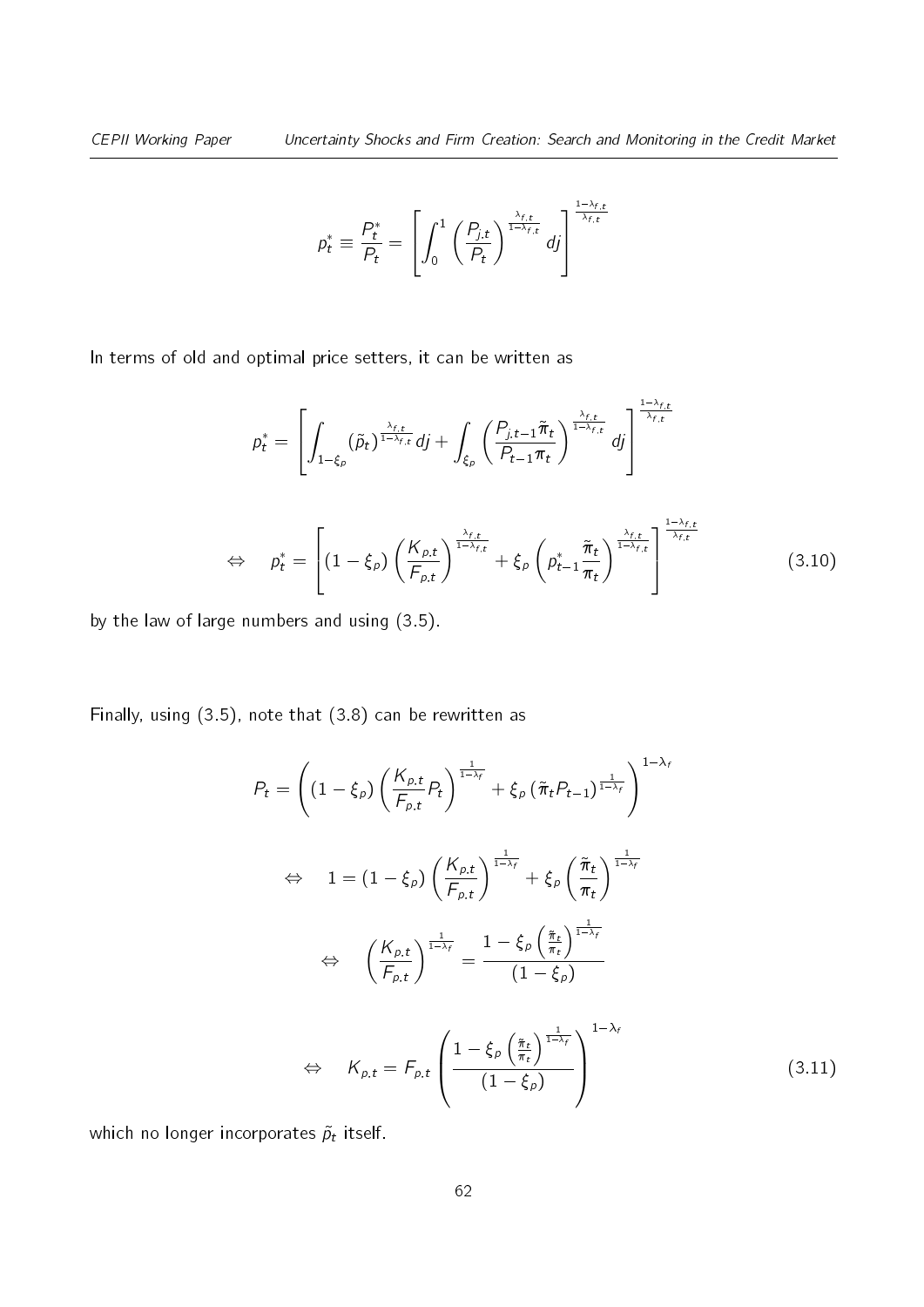$$p_t^* \equiv \frac{P_t^*}{P_t} = \left[ \int_0^1 \left( \frac{P_{j,t}}{P_t} \right)^{\frac{\lambda_{f,t}}{1-\lambda_{f,t}}} dj \right]^{\frac{1-\lambda_{f,t}}{\lambda_{f,t}}}$$

In terms of old and optimal price setters, it can be written as

$$p_t^* = \left[ \int_{1-\xi_p} (\tilde{p}_t)^{\frac{\lambda_{f,t}}{1-\lambda_{f,t}}} dj + \int_{\xi_p} \left( \frac{P_{j,t-1}\tilde{\pi}_t}{P_{t-1}\pi_t} \right)^{\frac{\lambda_{f,t}}{1-\lambda_{f,t}}} dj \right]^{\frac{1-\lambda_{f,t}}{\lambda_{f,t}}}$$

$$\Leftrightarrow \quad p_t^* = \left[ (1-\xi_p) \left( \frac{K_{p,t}}{F_{p,t}} \right)^{\frac{\lambda_{f,t}}{1-\lambda_{f,t}}} + \xi_p \left( p_{t-1}^* \frac{\tilde{\pi}_t}{\pi_t} \right)^{\frac{\lambda_{f,t}}{1-\lambda_{f,t}}} \right]^{\frac{1-\lambda_{f,t}}{\lambda_{f,t}}} \tag{3.10}$$

by the law of large numbers and using (3.5).

Finally, using (3.5), note that (3.8) can be rewritten as

$$P_t = \left( (1-\xi_p) \left( \frac{K_{p,t}}{F_{p,t}} P_t \right)^{\frac{1}{1-\lambda_f}} + \xi_p \left( \tilde{\pi}_t P_{t-1} \right)^{\frac{1}{1-\lambda_f}} \right)^{1-\lambda_f}$$

$$\Leftrightarrow \quad 1 = (1-\xi_p) \left( \frac{K_{p,t}}{F_{p,t}} \right)^{\frac{1}{1-\lambda_f}} + \xi_p \left( \frac{\tilde{\pi}_t}{\pi_t} \right)^{\frac{1}{1-\lambda_f}}$$

$$\Leftrightarrow \quad \left( \frac{K_{p,t}}{F_{p,t}} \right)^{\frac{1}{1-\lambda_f}} = \frac{1 - \xi_p \left( \frac{\tilde{\pi}_t}{\pi_t} \right)^{\frac{1}{1-\lambda_f}}}{(1-\xi_p)}$$

$$\Leftrightarrow \quad K_{p,t} = F_{p,t} \left( \frac{1 - \xi_p \left( \frac{\tilde{\pi}_t}{\pi_t} \right)^{\frac{1}{1-\lambda_f}}}{(1-\xi_p)} \right)^{1-\lambda_f} \tag{3.11}$$

which no longer incorporates $\tilde{p}_t$ itself.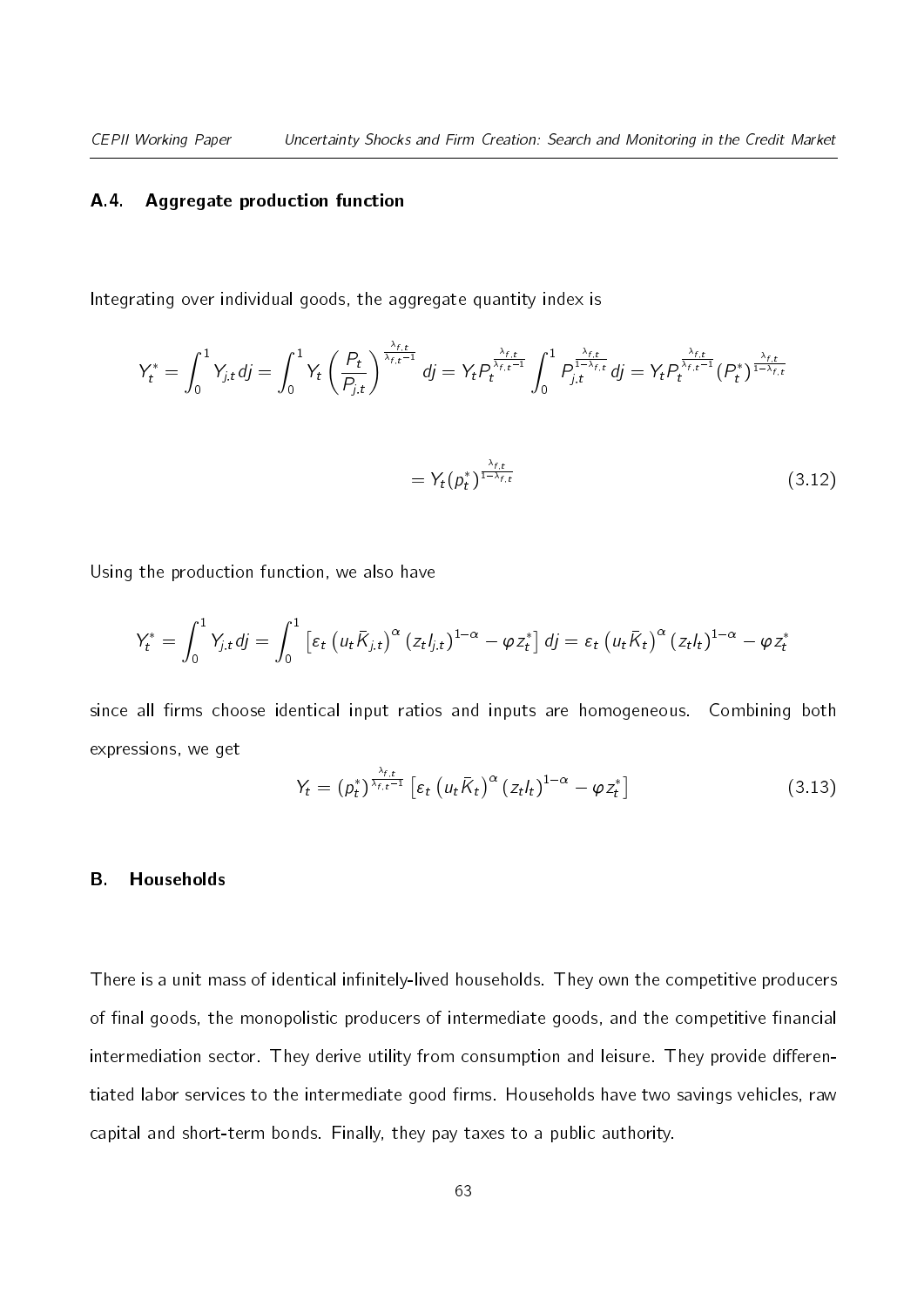### A.4. Aggregate production function

Integrating over individual goods, the aggregate quantity index is

$$Y_t^* = \int_0^1 Y_{j,t} dj = \int_0^1 Y_t \left( \frac{P_t}{P_{j,t}} \right)^{\frac{\lambda_{f,t}}{\lambda_{f,t}-1}} dj = Y_t P_t^{\frac{\lambda_{f,t}}{\lambda_{f,t}-1}} \int_0^1 P_{j,t}^{\frac{\lambda_{f,t}}{1-\lambda_{f,t}}} dj = Y_t P_t^{\frac{\lambda_{f,t}}{\lambda_{f,t}-1}} (P_t^*)^{\frac{\lambda_{f,t}}{1-\lambda_{f,t}}}$$

$$= Y_t (p_t^*)^{\frac{\lambda_{f,t}}{1-\lambda_{f,t}}} \tag{3.12}$$

Using the production function, we also have

$$Y_t^* = \int_0^1 Y_{j,t} dj = \int_0^1 \left[ \varepsilon_t \left( u_t \bar{K}_{j,t} \right)^{\alpha} \left( z_t l_{j,t} \right)^{1-\alpha} - \varphi z_t^* \right] dj = \varepsilon_t \left( u_t \bar{K}_t \right)^{\alpha} \left( z_t l_t \right)^{1-\alpha} - \varphi z_t^*$$

since all firms choose identical input ratios and inputs are homogeneous. Combining both expressions, we get

$$Y_t = (p_t^*)^{\frac{\lambda_{f,t}}{\lambda_{f,t}-1}} \left[ \varepsilon_t \left( u_t \bar{K}_t \right)^{\alpha} \left( z_t l_t \right)^{1-\alpha} - \varphi z_t^* \right] \tag{3.13}$$

## B. Households

There is a unit mass of identical infinitely-lived households. They own the competitive producers of final goods, the monopolistic producers of intermediate goods, and the competitive financial intermediation sector. They derive utility from consumption and leisure. They provide differentiated labor services to the intermediate good firms. Households have two savings vehicles, raw capital and short-term bonds. Finally, they pay taxes to a public authority.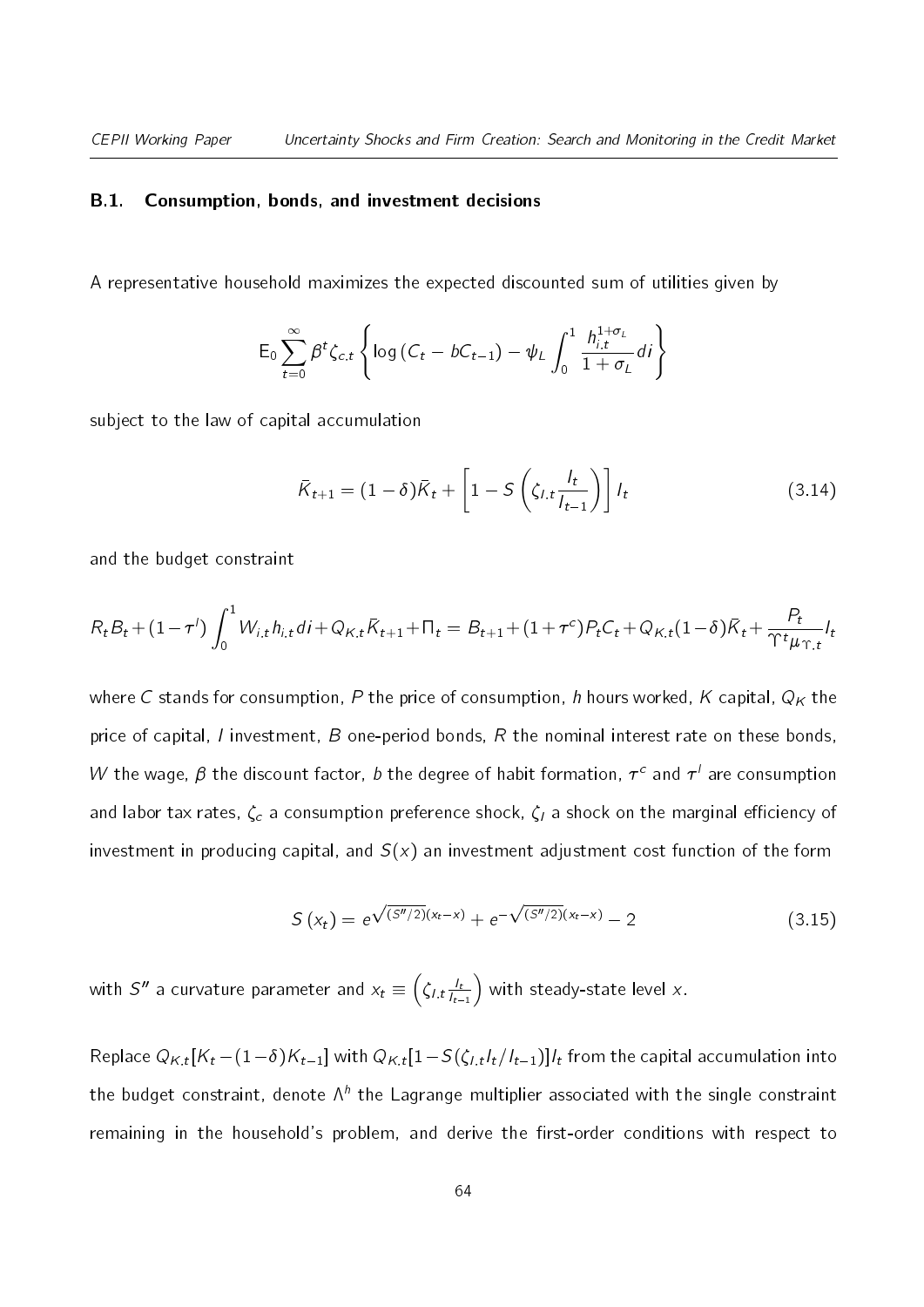### B.1. Consumption, bonds, and investment decisions

A representative household maximizes the expected discounted sum of utilities given by

$$\mathrm{E}_0 \sum_{t=0}^{\infty} \beta^t \zeta_{c,t} \left\{ \log\left(C_t - bC_{t-1}\right) - \psi_L \int_0^1 \frac{h_{i,t}^{1+\sigma_L}}{1+\sigma_L} di \right\}$$

subject to the law of capital accumulation

$$\bar{K}_{t+1} = (1-\delta)\bar{K}_t + \left[1 - S\left(\zeta_{I,t}\frac{I_t}{I_{t-1}}\right)\right] I_t \tag{3.14}$$

and the budget constraint

$$R_t B_t + (1-\tau^l)\int_0^1 W_{i,t} h_{i,t} di + Q_{K,t}\bar{K}_{t+1} + \Pi_t = B_{t+1} + (1+\tau^c)P_t C_t + Q_{K,t}(1-\delta)\bar{K}_t + \frac{P_t}{\Upsilon^t \mu_{\Upsilon,t}} I_t$$

where $C$ stands for consumption, $P$ the price of consumption, $h$ hours worked, $K$ capital, $Q_K$ the price of capital, $I$ investment, $B$ one-period bonds, $R$ the nominal interest rate on these bonds, $W$ the wage, $\beta$ the discount factor, $b$ the degree of habit formation, $\tau^c$ and $\tau^l$ are consumption and labor tax rates, $\zeta_c$ a consumption preference shock, $\zeta_I$ a shock on the marginal efficiency of investment in producing capital, and $S(x)$ an investment adjustment cost function of the form

$$S\left(x_t\right) = e^{\sqrt{(S''/2)}(x_t - x)} + e^{-\sqrt{(S''/2)}(x_t - x)} - 2 \tag{3.15}$$

with $S''$ a curvature parameter and $x_t \equiv \left(\zeta_{I,t}\frac{I_t}{I_{t-1}}\right)$ with steady-state level $x$.

Replace $Q_{K,t}[K_t - (1-\delta)K_{t-1}]$ with $Q_{K,t}[1 - S(\zeta_{I,t}I_t/I_{t-1})]I_t$ from the capital accumulation into the budget constraint, denote $\Lambda^h$ the Lagrange multiplier associated with the single constraint remaining in the household's problem, and derive the first-order conditions with respect to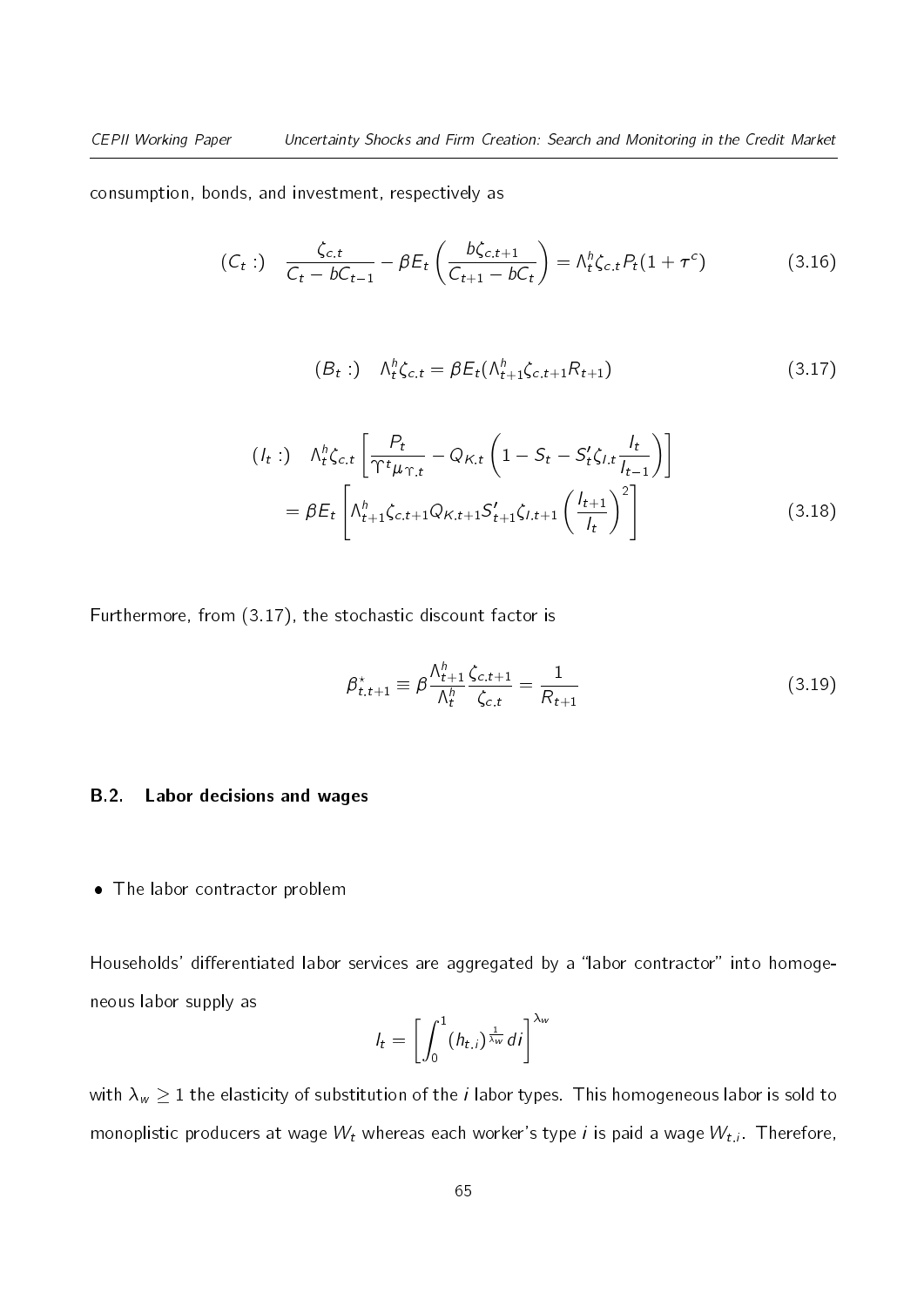consumption, bonds, and investment, respectively as

$$(C_t :) \quad \frac{\zeta_{c,t}}{C_t - bC_{t-1}} - \beta E_t \left( \frac{b\zeta_{c,t+1}}{C_{t+1} - bC_t} \right) = \Lambda_t^h \zeta_{c,t} P_t (1 + \tau^c) \tag{3.16}$$

$$(B_t :) \quad \Lambda_t^h \zeta_{c,t} = \beta E_t (\Lambda_{t+1}^h \zeta_{c,t+1} R_{t+1}) \tag{3.17}$$

$$\begin{aligned}(I_t :) \quad \Lambda_t^h \zeta_{c,t} &\left[ \frac{P_t}{\Upsilon^t \mu_{\Upsilon,t}} - Q_{K,t} \left( 1 - S_t - S_t' \zeta_{I,t} \frac{I_t}{I_{t-1}} \right) \right] \\ &= \beta E_t \left[ \Lambda_{t+1}^h \zeta_{c,t+1} Q_{K,t+1} S_{t+1}' \zeta_{I,t+1} \left( \frac{I_{t+1}}{I_t} \right)^2 \right] \end{aligned} \tag{3.18}$$

Furthermore, from (3.17), the stochastic discount factor is

$$\beta_{t,t+1}^{\star} \equiv \beta \frac{\Lambda_{t+1}^h}{\Lambda_t^h} \frac{\zeta_{c,t+1}}{\zeta_{c,t}} = \frac{1}{R_{t+1}} \tag{3.19}$$

### B.2. Labor decisions and wages

- The labor contractor problem

Households' differentiated labor services are aggregated by a "labor contractor" into homogeneous labor supply as

$$l_t = \left[ \int_0^1 (h_{t,i})^{\frac{1}{\lambda_w}} di \right]^{\lambda_w}$$

with $\lambda_w \geq 1$ the elasticity of substitution of the $i$ labor types. This homogeneous labor is sold to monoplistic producers at wage $W_t$ whereas each worker's type $i$ is paid a wage $W_{t,i}$. Therefore,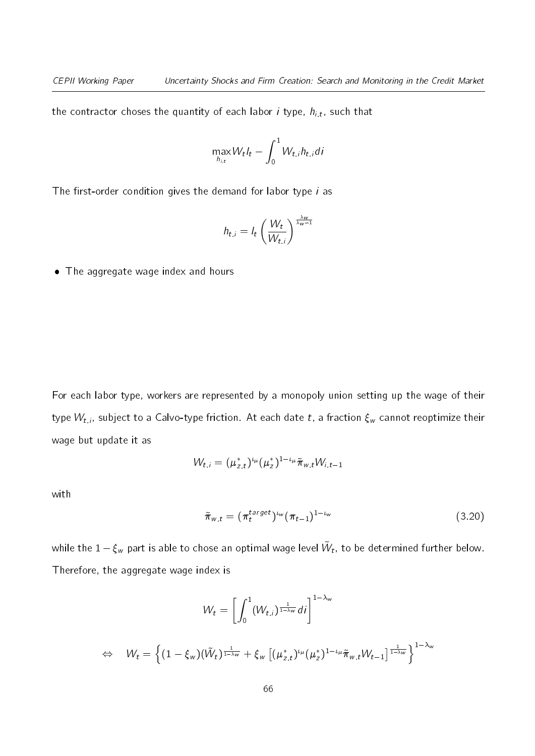the contractor choses the quantity of each labor $i$ type, $h_{i,t}$, such that

$$\max_{h_{i,t}} W_t l_t - \int_0^1 W_{t,i} h_{t,i} di$$

The first-order condition gives the demand for labor type $i$ as

$$h_{t,i} = l_t \left( \frac{W_t}{W_{t,i}} \right)^{\frac{\lambda_w}{\lambda_w - 1}}$$

- The aggregate wage index and hours

For each labor type, workers are represented by a monopoly union setting up the wage of their type $W_{t,i}$, subject to a Calvo-type friction. At each date $t$, a fraction $\xi_w$ cannot reoptimize their wage but update it as

$$W_{t,i} = (\mu^*_{z,t})^{\iota_\mu} (\mu^*_z)^{1-\iota_\mu} \tilde{\pi}_{w,t} W_{i,t-1}$$

with

$$\tilde{\pi}_{w,t} = (\pi_t^{target})^{\iota_w} (\pi_{t-1})^{1-\iota_w} \tag{3.20}$$

while the $1 - \xi_w$ part is able to chose an optimal wage level $\tilde{W}_t$, to be determined further below. Therefore, the aggregate wage index is

$$W_t = \left[ \int_0^1 (W_{t,i})^{\frac{1}{1-\lambda_w}} di \right]^{1-\lambda_w}$$

$$\Leftrightarrow \quad W_t = \left\{ (1 - \xi_w)(\tilde{W}_t)^{\frac{1}{1-\lambda_w}} + \xi_w \left[ (\mu^*_{z,t})^{\iota_\mu} (\mu^*_z)^{1-\iota_\mu} \tilde{\pi}_{w,t} W_{t-1} \right]^{\frac{1}{1-\lambda_w}} \right\}^{1-\lambda_w}$$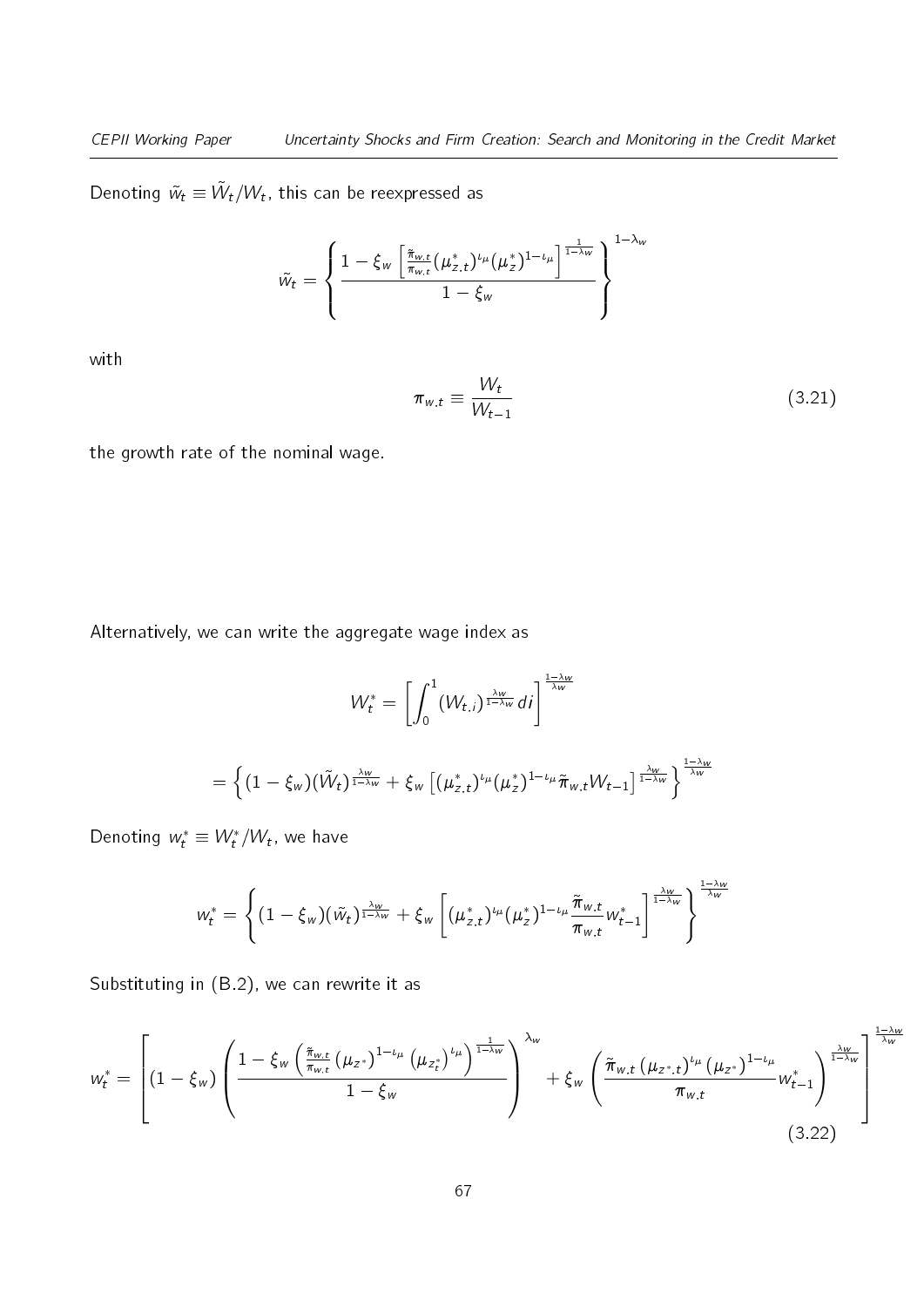Denoting $\tilde{w}_t \equiv \tilde{W}_t / W_t$, this can be reexpressed as

$$\tilde{w}_t = \left\{ \frac{1 - \xi_w \left[ \frac{\tilde{\pi}_{w,t}}{\pi_{w,t}} (\mu^*_{z,t})^{\iota_\mu} (\mu^*_z)^{1-\iota_\mu} \right]^{\frac{1}{1-\lambda_w}}}{1 - \xi_w} \right\}^{1-\lambda_w}$$

with

$$\pi_{w,t} \equiv \frac{W_t}{W_{t-1}} \tag{3.21}$$

the growth rate of the nominal wage.

Alternatively, we can write the aggregate wage index as

$$W^*_t = \left[ \int_0^1 (W_{t,i})^{\frac{\lambda_w}{1-\lambda_w}} di \right]^{\frac{1-\lambda_w}{\lambda_w}}$$

$$= \left\{ (1 - \xi_w)(\tilde{W}_t)^{\frac{\lambda_w}{1-\lambda_w}} + \xi_w \left[ (\mu^*_{z,t})^{\iota_\mu} (\mu^*_z)^{1-\iota_\mu} \tilde{\pi}_{w,t} W_{t-1} \right]^{\frac{\lambda_w}{1-\lambda_w}} \right\}^{\frac{1-\lambda_w}{\lambda_w}}$$

Denoting $w^*_t \equiv W^*_t / W_t$, we have

$$w^*_t = \left\{ (1 - \xi_w)(\tilde{w}_t)^{\frac{\lambda_w}{1-\lambda_w}} + \xi_w \left[ (\mu^*_{z,t})^{\iota_\mu} (\mu^*_z)^{1-\iota_\mu} \frac{\tilde{\pi}_{w,t}}{\pi_{w,t}} w^*_{t-1} \right]^{\frac{\lambda_w}{1-\lambda_w}} \right\}^{\frac{1-\lambda_w}{\lambda_w}}$$

Substituting in (B.2), we can rewrite it as

$$w^*_t = \left[ (1 - \xi_w) \left( \frac{1 - \xi_w \left( \frac{\tilde{\pi}_{w,t}}{\pi_{w,t}} \left(\mu_{z^*}\right)^{1-\iota_\mu} \left(\mu_{z^*_t}\right)^{\iota_\mu} \right)^{\frac{1}{1-\lambda_w}}}{1 - \xi_w} \right)^{\lambda_w} + \xi_w \left( \frac{\tilde{\pi}_{w,t} \left(\mu_{z^*,t}\right)^{\iota_\mu} \left(\mu_{z^*}\right)^{1-\iota_\mu}}{\pi_{w,t}} w^*_{t-1} \right)^{\frac{\lambda_w}{1-\lambda_w}} \right]^{\frac{1-\lambda_w}{\lambda_w}} \tag{3.22}$$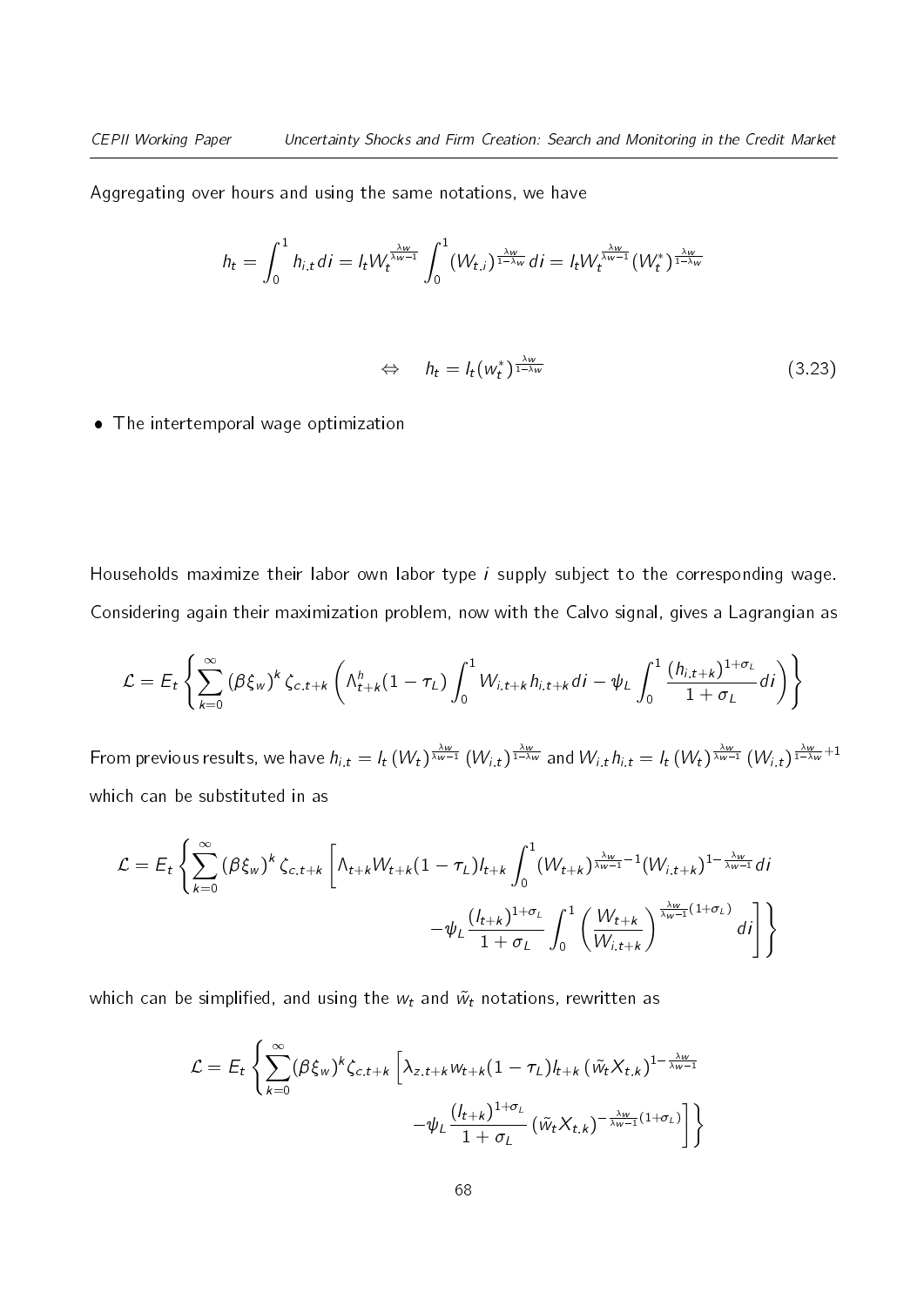Aggregating over hours and using the same notations, we have

$$h_t = \int_0^1 h_{i,t} di = l_t W_t^{\frac{\lambda_w}{\lambda_w - 1}} \int_0^1 (W_{t,i})^{\frac{\lambda_w}{1-\lambda_w}} di = l_t W_t^{\frac{\lambda_w}{\lambda_w - 1}} (W_t^*)^{\frac{\lambda_w}{1-\lambda_w}}$$

$$\Leftrightarrow \quad h_t = l_t (w_t^*)^{\frac{\lambda_w}{1-\lambda_w}} \tag{3.23}$$

- The intertemporal wage optimization

Households maximize their labor own labor type $i$ supply subject to the corresponding wage. Considering again their maximization problem, now with the Calvo signal, gives a Lagrangian as

$$\mathcal{L} = E_t \left\{ \sum_{k=0}^{\infty} (\beta \xi_w)^k \zeta_{c,t+k} \left( \Lambda_{t+k}^h (1 - \tau_L) \int_0^1 W_{i,t+k} h_{i,t+k} di - \psi_L \int_0^1 \frac{(h_{i,t+k})^{1+\sigma_L}}{1+\sigma_L} di \right) \right\}$$

From previous results, we have $h_{i,t} = l_t (W_t)^{\frac{\lambda_w}{\lambda_w - 1}} (W_{i,t})^{\frac{\lambda_w}{1-\lambda_w}}$ and $W_{i,t} h_{i,t} = l_t (W_t)^{\frac{\lambda_w}{\lambda_w - 1}} (W_{i,t})^{\frac{\lambda_w}{1-\lambda_w}+1}$ which can be substituted in as

$$\mathcal{L} = E_t \left\{ \sum_{k=0}^{\infty} (\beta \xi_w)^k \zeta_{c,t+k} \left[ \Lambda_{t+k} W_{t+k} (1 - \tau_L) l_{t+k} \int_0^1 (W_{t+k})^{\frac{\lambda_w}{\lambda_w - 1} - 1} (W_{i,t+k})^{1 - \frac{\lambda_w}{\lambda_w - 1}} di \right. \right.$$
$$\left. \left. - \psi_L \frac{(l_{t+k})^{1+\sigma_L}}{1+\sigma_L} \int_0^1 \left( \frac{W_{t+k}}{W_{i,t+k}} \right)^{\frac{\lambda_w}{\lambda_w - 1}(1+\sigma_L)} di \right] \right\}$$

which can be simplified, and using the $w_t$ and $\tilde{w}_t$ notations, rewritten as

$$\mathcal{L} = E_t \left\{ \sum_{k=0}^{\infty} (\beta \xi_w)^k \zeta_{c,t+k} \left[ \lambda_{z,t+k} w_{t+k} (1 - \tau_L) l_{t+k} \left( \tilde{w}_t X_{t,k} \right)^{1 - \frac{\lambda_w}{\lambda_w - 1}} \right. \right.$$
$$\left. \left. - \psi_L \frac{(l_{t+k})^{1+\sigma_L}}{1+\sigma_L} \left( \tilde{w}_t X_{t,k} \right)^{-\frac{\lambda_w}{\lambda_w - 1}(1+\sigma_L)} \right] \right\}$$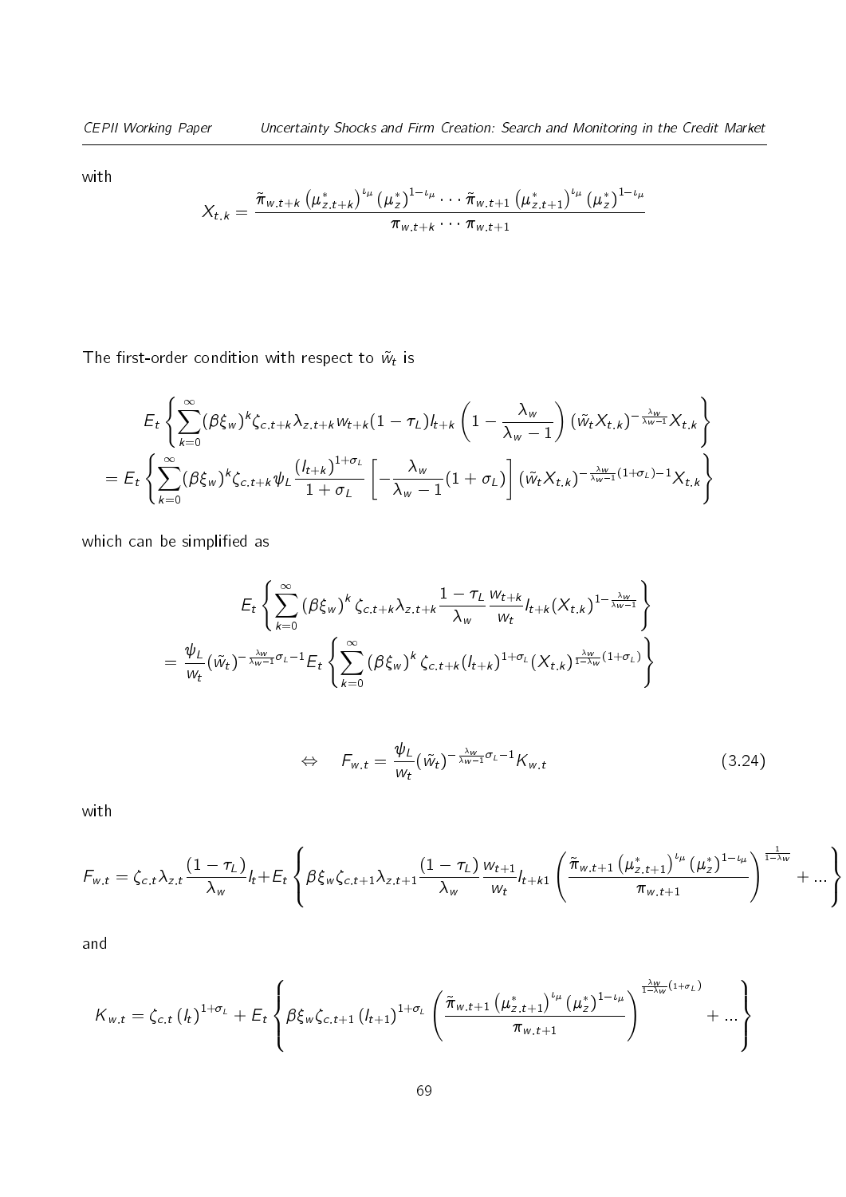with

$$X_{t,k} = \frac{\tilde{\pi}_{w,t+k}\left(\mu^*_{z,t+k}\right)^{\iota_\mu}\left(\mu^*_z\right)^{1-\iota_\mu}\cdots\tilde{\pi}_{w,t+1}\left(\mu^*_{z,t+1}\right)^{\iota_\mu}\left(\mu^*_z\right)^{1-\iota_\mu}}{\pi_{w,t+k}\cdots\pi_{w,t+1}}$$

The first-order condition with respect to $\tilde{w}_t$ is

$$\begin{aligned}
&E_t\left\{\sum_{k=0}^{\infty}(\beta\xi_w)^k\zeta_{c,t+k}\lambda_{z,t+k}w_{t+k}(1-\tau_L)l_{t+k}\left(1-\frac{\lambda_w}{\lambda_w-1}\right)(\tilde{w}_tX_{t,k})^{-\frac{\lambda_w}{\lambda_w-1}}X_{t,k}\right\}\\
&=E_t\left\{\sum_{k=0}^{\infty}(\beta\xi_w)^k\zeta_{c,t+k}\psi_L\frac{(l_{t+k})^{1+\sigma_L}}{1+\sigma_L}\left[-\frac{\lambda_w}{\lambda_w-1}(1+\sigma_L)\right](\tilde{w}_tX_{t,k})^{-\frac{\lambda_w}{\lambda_w-1}(1+\sigma_L)-1}X_{t,k}\right\}
\end{aligned}$$

which can be simplified as

$$\begin{aligned}
&E_t\left\{\sum_{k=0}^{\infty}(\beta\xi_w)^k\zeta_{c,t+k}\lambda_{z,t+k}\frac{1-\tau_L}{\lambda_w}\frac{w_{t+k}}{w_t}l_{t+k}(X_{t,k})^{1-\frac{\lambda_w}{\lambda_w-1}}\right\}\\
&=\frac{\psi_L}{w_t}(\tilde{w}_t)^{-\frac{\lambda_w}{\lambda_w-1}\sigma_L-1}E_t\left\{\sum_{k=0}^{\infty}(\beta\xi_w)^k\zeta_{c,t+k}(l_{t+k})^{1+\sigma_L}(X_{t,k})^{\frac{\lambda_w}{1-\lambda_w}(1+\sigma_L)}\right\}
\end{aligned}$$

$$\Leftrightarrow \quad F_{w,t} = \frac{\psi_L}{w_t}(\tilde{w}_t)^{-\frac{\lambda_w}{\lambda_w-1}\sigma_L-1}K_{w,t} \tag{3.24}$$

with

$$F_{w,t} = \zeta_{c,t}\lambda_{z,t}\frac{(1-\tau_L)}{\lambda_w}l_t + E_t\left\{\beta\xi_w\zeta_{c,t+1}\lambda_{z,t+1}\frac{(1-\tau_L)}{\lambda_w}\frac{w_{t+1}}{w_t}l_{t+k1}\left(\frac{\tilde{\pi}_{w,t+1}\left(\mu^*_{z,t+1}\right)^{\iota_\mu}\left(\mu^*_z\right)^{1-\iota_\mu}}{\pi_{w,t+1}}\right)^{\frac{1}{1-\lambda_w}}+\ldots\right\}$$

and

$$K_{w,t} = \zeta_{c,t}\left(l_t\right)^{1+\sigma_L} + E_t\left\{\beta\xi_w\zeta_{c,t+1}\left(l_{t+1}\right)^{1+\sigma_L}\left(\frac{\tilde{\pi}_{w,t+1}\left(\mu^*_{z,t+1}\right)^{\iota_\mu}\left(\mu^*_z\right)^{1-\iota_\mu}}{\pi_{w,t+1}}\right)^{\frac{\lambda_w}{1-\lambda_w}(1+\sigma_L)}+\ldots\right\}$$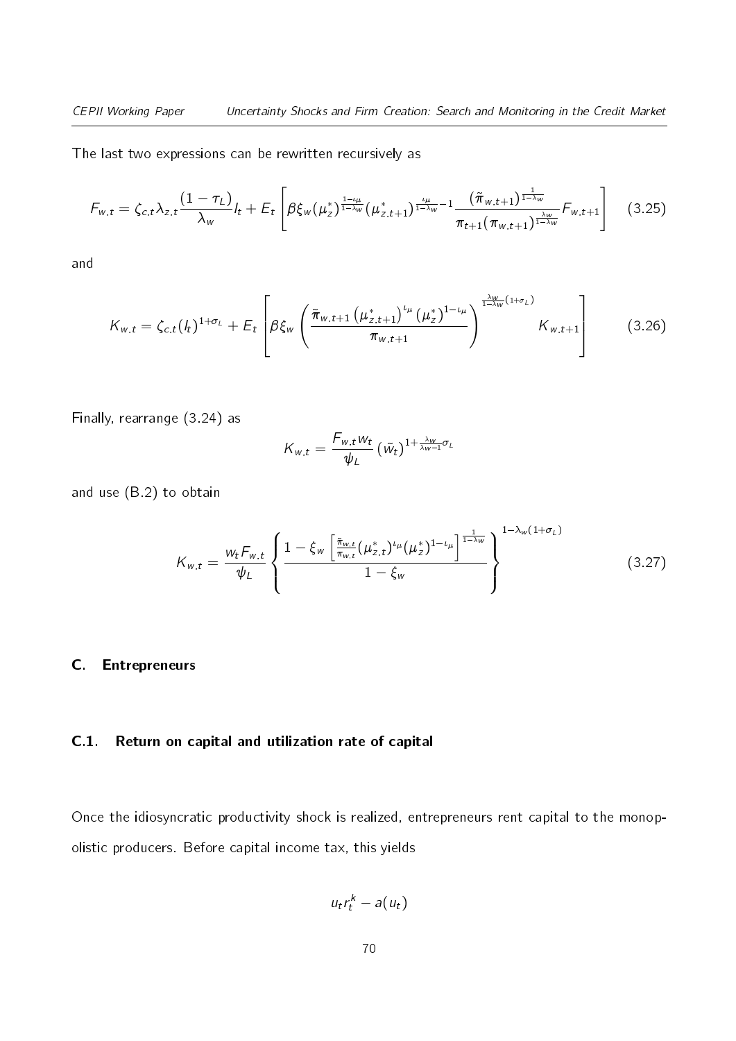The last two expressions can be rewritten recursively as

$$F_{w,t} = \zeta_{c,t}\lambda_{z,t}\frac{(1-\tau_L)}{\lambda_w}l_t + E_t\left[\beta\xi_w(\mu_z^*)^{\frac{1-\iota_\mu}{1-\lambda_w}}(\mu_{z,t+1}^*)^{\frac{\iota_\mu}{1-\lambda_w}-1}\frac{(\tilde{\pi}_{w,t+1})^{\frac{1}{1-\lambda_w}}}{\pi_{t+1}(\pi_{w,t+1})^{\frac{\lambda_w}{1-\lambda_w}}}F_{w,t+1}\right] \quad (3.25)$$

and

$$K_{w,t} = \zeta_{c,t}(l_t)^{1+\sigma_L} + E_t\left[\beta\xi_w\left(\frac{\tilde{\pi}_{w,t+1}\left(\mu_{z,t+1}^*\right)^{\iota_\mu}\left(\mu_z^*\right)^{1-\iota_\mu}}{\pi_{w,t+1}}\right)^{\frac{\lambda_w}{1-\lambda_w}(1+\sigma_L)}K_{w,t+1}\right] \quad (3.26)$$

Finally, rearrange (3.24) as

$$K_{w,t} = \frac{F_{w,t}w_t}{\psi_L}\left(\tilde{w}_t\right)^{1+\frac{\lambda_w}{\lambda_w-1}\sigma_L}$$

and use (B.2) to obtain

$$K_{w,t} = \frac{w_t F_{w,t}}{\psi_L}\left\{\frac{1-\xi_w\left[\frac{\tilde{\pi}_{w,t}}{\pi_{w,t}}(\mu_{z,t}^*)^{\iota_\mu}(\mu_z^*)^{1-\iota_\mu}\right]^{\frac{1}{1-\lambda_w}}}{1-\xi_w}\right\}^{1-\lambda_w(1+\sigma_L)} \quad (3.27)$$

## C. Entrepreneurs

### C.1. Return on capital and utilization rate of capital

Once the idiosyncratic productivity shock is realized, entrepreneurs rent capital to the monopolistic producers. Before capital income tax, this yields

$$u_t r_t^k - a(u_t)$$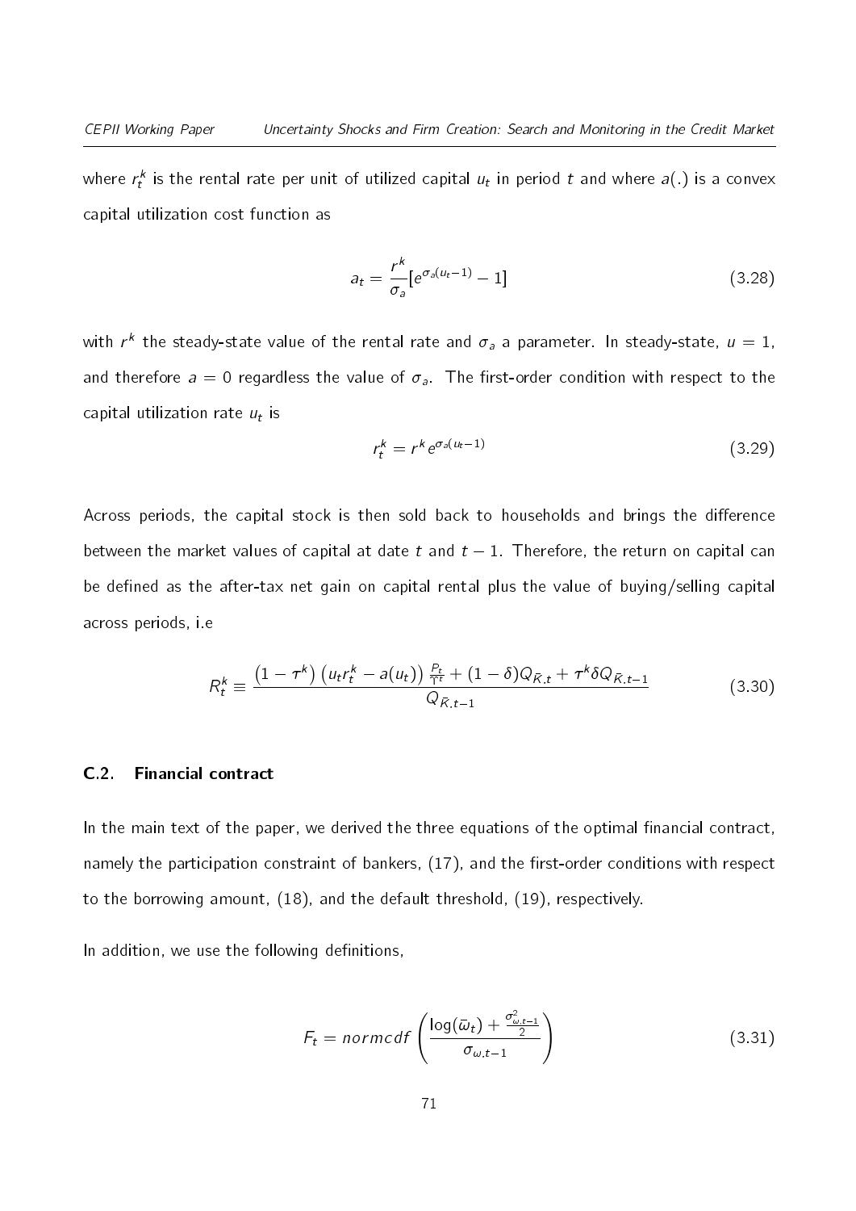where $r_t^k$ is the rental rate per unit of utilized capital $u_t$ in period $t$ and where $a(.)$ is a convex capital utilization cost function as

$$a_t = \frac{r^k}{\sigma_a}[e^{\sigma_a(u_t-1)} - 1] \tag{3.28}$$

with $r^k$ the steady-state value of the rental rate and $\sigma_a$ a parameter. In steady-state, $u = 1$, and therefore $a = 0$ regardless the value of $\sigma_a$. The first-order condition with respect to the capital utilization rate $u_t$ is

$$r_t^k = r^k e^{\sigma_a(u_t-1)} \tag{3.29}$$

Across periods, the capital stock is then sold back to households and brings the difference between the market values of capital at date $t$ and $t-1$. Therefore, the return on capital can be defined as the after-tax net gain on capital rental plus the value of buying/selling capital across periods, i.e

$$R_t^k \equiv \frac{\left(1-\tau^k\right)\left(u_t r_t^k - a(u_t)\right)\frac{P_t}{\Upsilon^t} + (1-\delta)Q_{\bar{K},t} + \tau^k \delta Q_{\bar{K},t-1}}{Q_{\bar{K},t-1}} \tag{3.30}$$

### C.2. Financial contract

In the main text of the paper, we derived the three equations of the optimal financial contract, namely the participation constraint of bankers, (17), and the first-order conditions with respect to the borrowing amount, (18), and the default threshold, (19), respectively.

In addition, we use the following definitions,

$$F_t = normcdf\left(\frac{\log(\bar{\omega}_t) + \frac{\sigma^2_{\omega,t-1}}{2}}{\sigma_{\omega,t-1}}\right) \tag{3.31}$$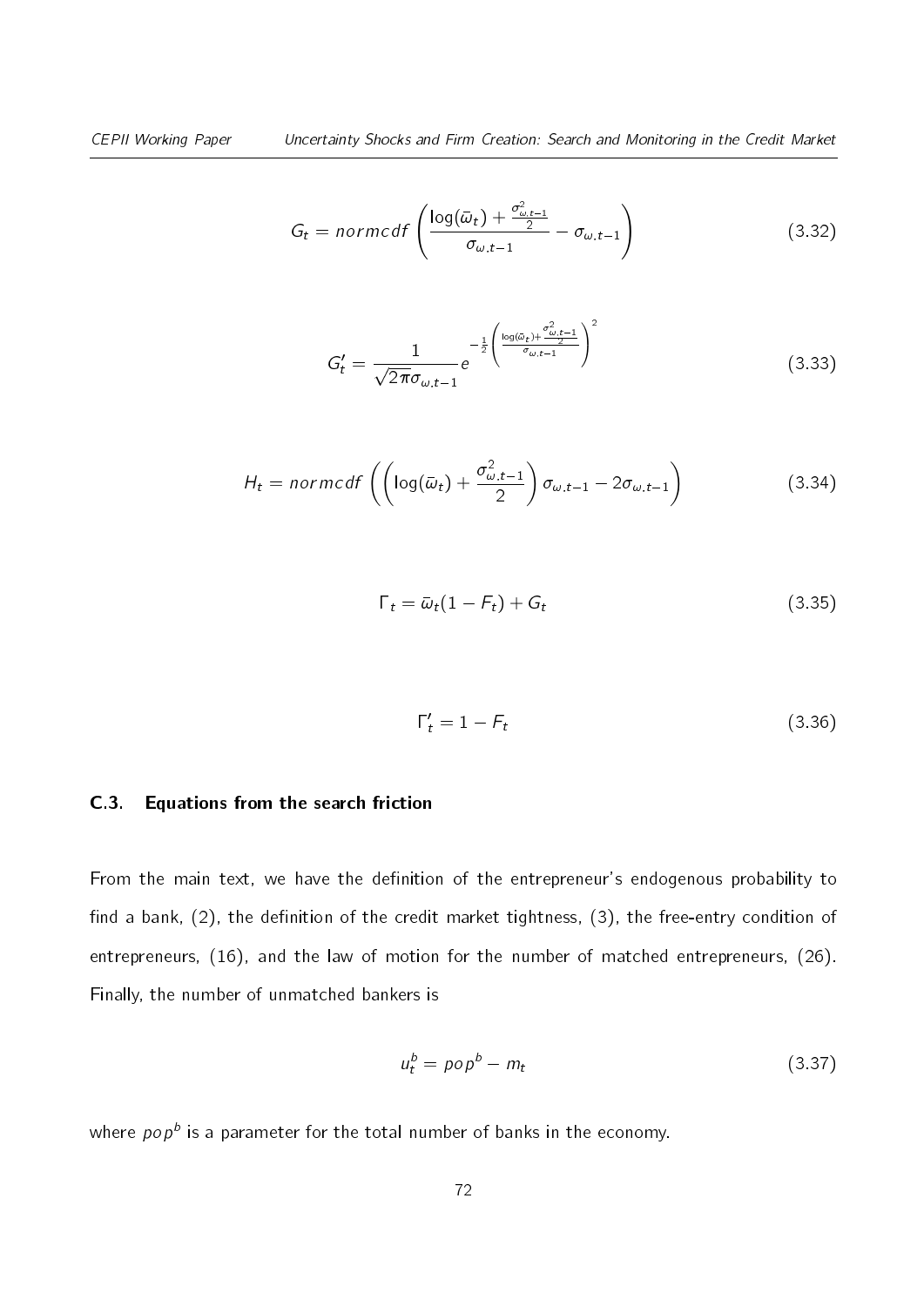$$G_t = normcdf\left(\frac{\log(\bar{\omega}_t) + \frac{\sigma^2_{\omega,t-1}}{2}}{\sigma_{\omega,t-1}} - \sigma_{\omega,t-1}\right) \tag{3.32}$$

$$G'_t = \frac{1}{\sqrt{2\pi}\sigma_{\omega,t-1}} e^{-\frac{1}{2}\left(\frac{\log(\bar{\omega}_t) + \frac{\sigma^2_{\omega,t-1}}{2}}{\sigma_{\omega,t-1}}\right)^2} \tag{3.33}$$

$$H_t = normcdf\left(\left(\log(\bar{\omega}_t) + \frac{\sigma^2_{\omega,t-1}}{2}\right)\sigma_{\omega,t-1} - 2\sigma_{\omega,t-1}\right) \tag{3.34}$$

$$\Gamma_t = \bar{\omega}_t(1 - F_t) + G_t \tag{3.35}$$

$$\Gamma'_t = 1 - F_t \tag{3.36}$$

### C.3. Equations from the search friction

From the main text, we have the definition of the entrepreneur's endogenous probability to find a bank, (2), the definition of the credit market tightness, (3), the free-entry condition of entrepreneurs, (16), and the law of motion for the number of matched entrepreneurs, (26). Finally, the number of unmatched bankers is

$$u^b_t = pop^b - m_t \tag{3.37}$$

where $pop^b$ is a parameter for the total number of banks in the economy.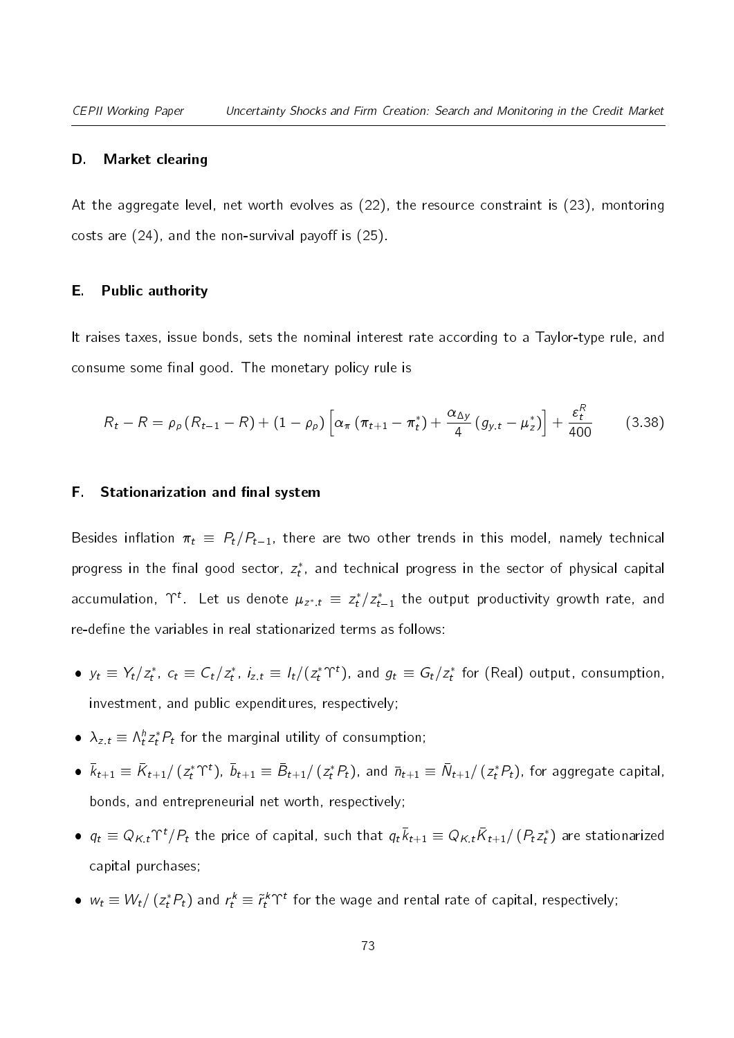### D. Market clearing

At the aggregate level, net worth evolves as (22), the resource constraint is (23), montoring costs are (24), and the non-survival payoff is (25).

### E. Public authority

It raises taxes, issue bonds, sets the nominal interest rate according to a Taylor-type rule, and consume some final good. The monetary policy rule is

$$R_t - R = \rho_p \left(R_{t-1} - R\right) + \left(1 - \rho_p\right) \left[\alpha_\pi \left(\pi_{t+1} - \pi_t^*\right) + \frac{\alpha_{\Delta y}}{4} \left(g_{y.t} - \mu_z^*\right)\right] + \frac{\varepsilon_t^R}{400} \tag{3.38}$$

### F. Stationarization and final system

Besides inflation $\pi_t \equiv P_t/P_{t-1}$, there are two other trends in this model, namely technical progress in the final good sector, $z_t^*$, and technical progress in the sector of physical capital accumulation, $\Upsilon^t$. Let us denote $\mu_{z^*.t} \equiv z_t^*/z_{t-1}^*$ the output productivity growth rate, and re-define the variables in real stationarized terms as follows:

- $y_t \equiv Y_t/z_t^*$, $c_t \equiv C_t/z_t^*$, $i_{z.t} \equiv I_t/(z_t^* \Upsilon^t)$, and $g_t \equiv G_t/z_t^*$ for (Real) output, consumption, investment, and public expenditures, respectively;
- $\lambda_{z.t} \equiv \Lambda_t^h z_t^* P_t$ for the marginal utility of consumption;
- $\bar{k}_{t+1} \equiv \bar{K}_{t+1}/\left(z_t^* \Upsilon^t\right)$, $\bar{b}_{t+1} \equiv \bar{B}_{t+1}/\left(z_t^* P_t\right)$, and $\bar{n}_{t+1} \equiv \bar{N}_{t+1}/\left(z_t^* P_t\right)$, for aggregate capital, bonds, and entrepreneurial net worth, respectively;
- $q_t \equiv Q_{K.t} \Upsilon^t / P_t$ the price of capital, such that $q_t \bar{k}_{t+1} \equiv Q_{K.t} \bar{K}_{t+1}/\left(P_t z_t^*\right)$ are stationarized capital purchases;
- $w_t \equiv W_t/\left(z_t^* P_t\right)$ and $r_t^k \equiv \tilde{r}_t^k \Upsilon^t$ for the wage and rental rate of capital, respectively;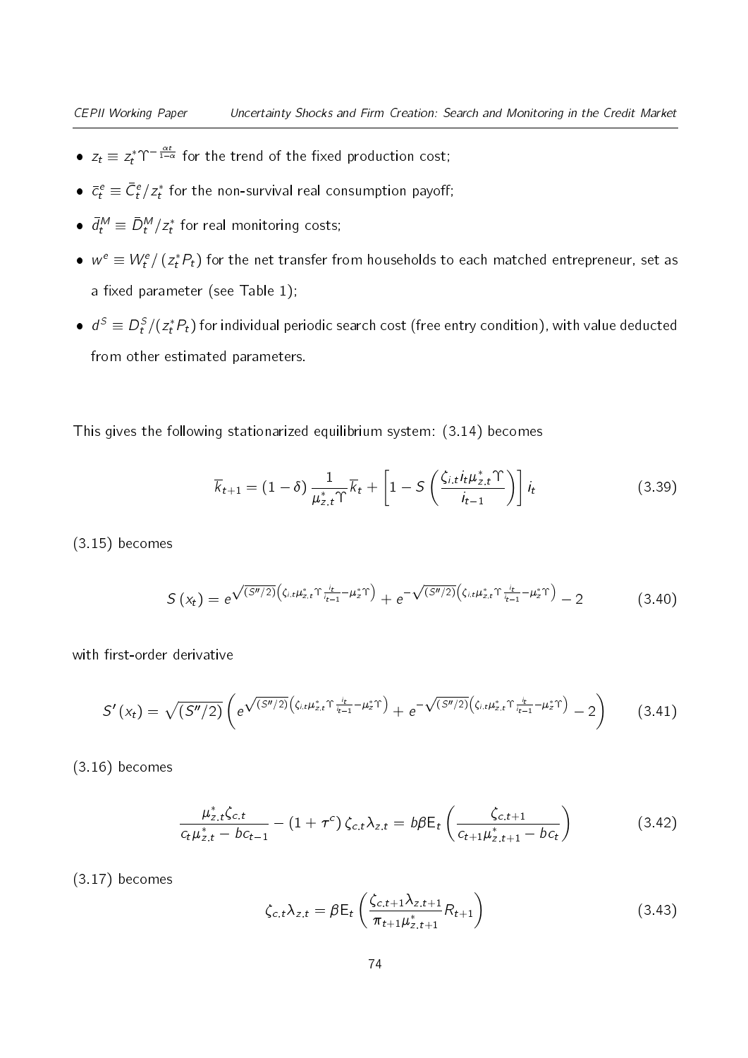- $z_t \equiv z_t^* \Upsilon^{-\frac{\alpha t}{1-\alpha}}$ for the trend of the fixed production cost;
- $\bar{c}_t^e \equiv \bar{C}_t^e / z_t^*$ for the non-survival real consumption payoff;
- $\bar{d}_t^M \equiv \bar{D}_t^M / z_t^*$ for real monitoring costs;
- $w^e \equiv W_t^e / (z_t^* P_t)$ for the net transfer from households to each matched entrepreneur, set as a fixed parameter (see Table 1);
- $d^S \equiv D_t^S / (z_t^* P_t)$ for individual periodic search cost (free entry condition), with value deducted from other estimated parameters.

This gives the following stationarized equilibrium system: (3.14) becomes

$$\overline{k}_{t+1} = (1-\delta)\frac{1}{\mu_{z,t}^* \Upsilon}\overline{k}_t + \left[1 - S\left(\frac{\zeta_{i,t} i_t \mu_{z,t}^* \Upsilon}{i_{t-1}}\right)\right] i_t \tag{3.39}$$

(3.15) becomes

$$S(x_t) = e^{\sqrt{(S''/2)}\left(\zeta_{i,t}\mu_{z,t}^* \Upsilon \frac{i_t}{i_{t-1}} - \mu_z^* \Upsilon\right)} + e^{-\sqrt{(S''/2)}\left(\zeta_{i,t}\mu_{z,t}^* \Upsilon \frac{i_t}{i_{t-1}} - \mu_z^* \Upsilon\right)} - 2 \tag{3.40}$$

with first-order derivative

$$S'(x_t) = \sqrt{(S''/2)}\left(e^{\sqrt{(S''/2)}\left(\zeta_{i,t}\mu_{z,t}^* \Upsilon \frac{i_t}{i_{t-1}} - \mu_z^* \Upsilon\right)} + e^{-\sqrt{(S''/2)}\left(\zeta_{i,t}\mu_{z,t}^* \Upsilon \frac{i_t}{i_{t-1}} - \mu_z^* \Upsilon\right)} - 2\right) \tag{3.41}$$

(3.16) becomes

$$\frac{\mu_{z,t}^* \zeta_{c,t}}{c_t \mu_{z,t}^* - b c_{t-1}} - (1+\tau^c)\zeta_{c,t}\lambda_{z,t} = b\beta \mathrm{E}_t\left(\frac{\zeta_{c,t+1}}{c_{t+1}\mu_{z,t+1}^* - b c_t}\right) \tag{3.42}$$

(3.17) becomes

$$\zeta_{c,t}\lambda_{z,t} = \beta \mathrm{E}_t\left(\frac{\zeta_{c,t+1}\lambda_{z,t+1}}{\pi_{t+1}\mu_{z,t+1}^*} R_{t+1}\right) \tag{3.43}$$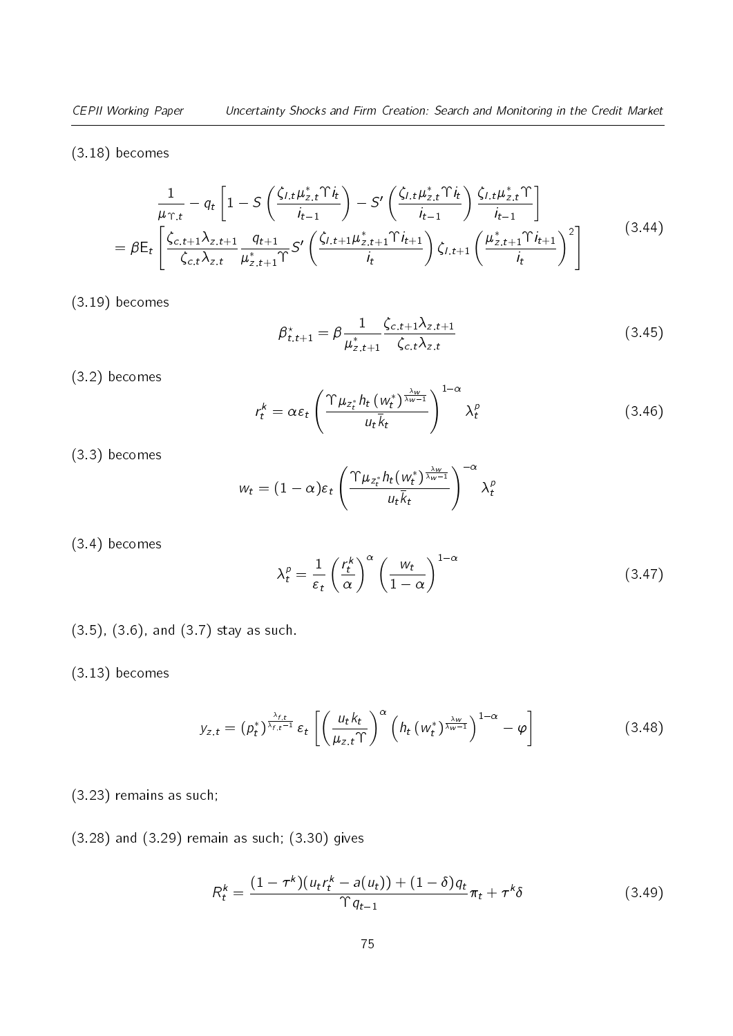(3.18) becomes

$$
\begin{aligned}
&\frac{1}{\mu_{\Upsilon,t}} - q_t \left[ 1 - S\left( \frac{\zeta_{I,t}\mu^*_{z,t}\Upsilon i_t}{i_{t-1}} \right) - S'\left( \frac{\zeta_{I,t}\mu^*_{z,t}\Upsilon i_t}{i_{t-1}} \right) \frac{\zeta_{I,t}\mu^*_{z,t}\Upsilon}{i_{t-1}} \right] \\
&= \beta \mathrm{E}_t \left[ \frac{\zeta_{c,t+1}\lambda_{z,t+1}}{\zeta_{c,t}\lambda_{z,t}} \frac{q_{t+1}}{\mu^*_{z,t+1}\Upsilon} S'\left( \frac{\zeta_{I,t+1}\mu^*_{z,t+1}\Upsilon i_{t+1}}{i_t} \right) \zeta_{I,t+1} \left( \frac{\mu^*_{z,t+1}\Upsilon i_{t+1}}{i_t} \right)^2 \right]
\end{aligned}
\tag{3.44}
$$

(3.19) becomes

$$
\beta^*_{t,t+1} = \beta \frac{1}{\mu^*_{z,t+1}} \frac{\zeta_{c,t+1}\lambda_{z,t+1}}{\zeta_{c,t}\lambda_{z,t}} \tag{3.45}
$$

(3.2) becomes

$$
r^k_t = \alpha \varepsilon_t \left( \frac{\Upsilon \mu_{z^*_t} h_t \left(w^*_t\right)^{\frac{\lambda_w}{\lambda_w - 1}}}{u_t \bar{k}_t} \right)^{1-\alpha} \lambda^p_t \tag{3.46}
$$

(3.3) becomes

$$
w_t = (1-\alpha)\varepsilon_t \left( \frac{\Upsilon \mu_{z^*_t} h_t (w^*_t)^{\frac{\lambda_w}{\lambda_w - 1}}}{u_t \bar{k}_t} \right)^{-\alpha} \lambda^p_t
$$

(3.4) becomes

$$
\lambda^p_t = \frac{1}{\varepsilon_t} \left( \frac{r^k_t}{\alpha} \right)^{\alpha} \left( \frac{w_t}{1-\alpha} \right)^{1-\alpha} \tag{3.47}
$$

(3.5), (3.6), and (3.7) stay as such.

(3.13) becomes

$$
y_{z,t} = \left(p^*_t\right)^{\frac{\lambda_{f,t}}{\lambda_{f,t}-1}} \varepsilon_t \left[ \left( \frac{u_t k_t}{\mu_{z,t}\Upsilon} \right)^{\alpha} \left( h_t \left(w^*_t\right)^{\frac{\lambda_w}{\lambda_w - 1}} \right)^{1-\alpha} - \varphi \right] \tag{3.48}
$$

(3.23) remains as such;

(3.28) and (3.29) remain as such; (3.30) gives

$$
R^k_t = \frac{(1-\tau^k)(u_t r^k_t - a(u_t)) + (1-\delta) q_t}{\Upsilon q_{t-1}} \pi_t + \tau^k \delta \tag{3.49}
$$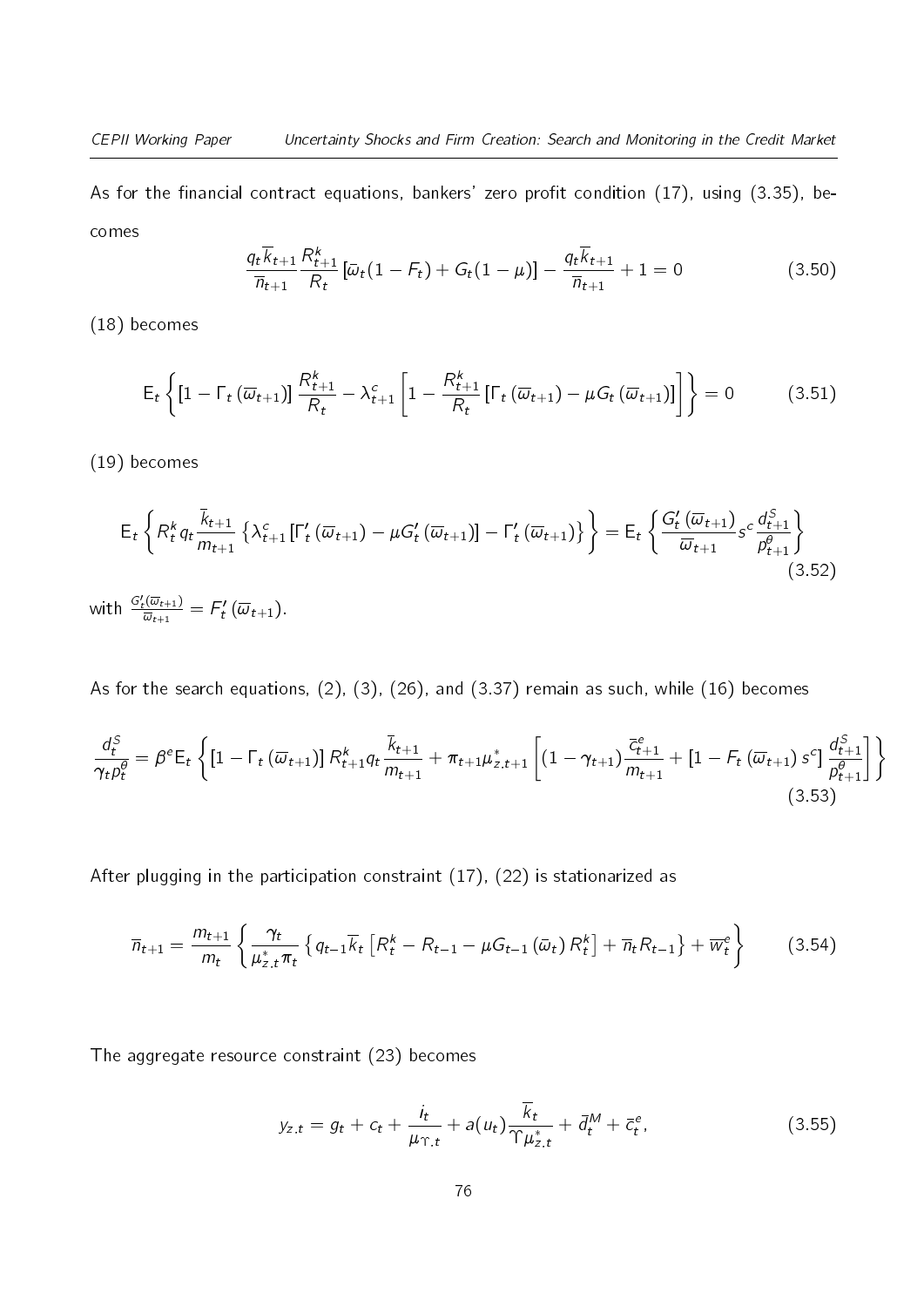As for the financial contract equations, bankers' zero profit condition (17), using (3.35), becomes

$$\frac{q_t \overline{k}_{t+1}}{\overline{n}_{t+1}} \frac{R_{t+1}^k}{R_t} \left[\bar{\omega}_t (1 - F_t) + G_t (1 - \mu)\right] - \frac{q_t \overline{k}_{t+1}}{\overline{n}_{t+1}} + 1 = 0 \tag{3.50}$$

(18) becomes

$$\mathrm{E}_t \left\{ \left[1 - \Gamma_t \left(\overline{\omega}_{t+1}\right)\right] \frac{R_{t+1}^k}{R_t} - \lambda_{t+1}^c \left[1 - \frac{R_{t+1}^k}{R_t} \left[\Gamma_t \left(\overline{\omega}_{t+1}\right) - \mu G_t \left(\overline{\omega}_{t+1}\right)\right]\right] \right\} = 0 \tag{3.51}$$

(19) becomes

$$\mathrm{E}_t \left\{ R_t^k q_t \frac{\overline{k}_{t+1}}{m_{t+1}} \left\{ \lambda_{t+1}^c \left[\Gamma_t' \left(\overline{\omega}_{t+1}\right) - \mu G_t' \left(\overline{\omega}_{t+1}\right)\right] - \Gamma_t' \left(\overline{\omega}_{t+1}\right) \right\} \right\} = \mathrm{E}_t \left\{ \frac{G_t' \left(\overline{\omega}_{t+1}\right)}{\overline{\omega}_{t+1}} s^c \frac{d_{t+1}^S}{p_{t+1}^\theta} \right\} \tag{3.52}$$

with $\frac{G_t'(\overline{\omega}_{t+1})}{\overline{\omega}_{t+1}} = F_t' \left(\overline{\omega}_{t+1}\right)$.

As for the search equations, (2), (3), (26), and (3.37) remain as such, while (16) becomes

$$\frac{d_t^S}{\gamma_t p_t^\theta} = \beta^e \mathrm{E}_t \left\{ \left[1 - \Gamma_t \left(\overline{\omega}_{t+1}\right)\right] R_{t+1}^k q_t \frac{\overline{k}_{t+1}}{m_{t+1}} + \pi_{t+1} \mu_{z,t+1}^* \left[ (1 - \gamma_{t+1}) \frac{\overline{c}_{t+1}^e}{m_{t+1}} + \left[1 - F_t \left(\overline{\omega}_{t+1}\right) s^c\right] \frac{d_{t+1}^S}{p_{t+1}^\theta} \right] \right\} \tag{3.53}$$

After plugging in the participation constraint (17), (22) is stationarized as

$$\overline{n}_{t+1} = \frac{m_{t+1}}{m_t} \left\{ \frac{\gamma_t}{\mu_{z,t}^* \pi_t} \left\{ q_{t-1} \overline{k}_t \left[R_t^k - R_{t-1} - \mu G_{t-1} \left(\bar{\omega}_t\right) R_t^k \right] + \overline{n}_t R_{t-1} \right\} + \overline{w}_t^e \right\} \tag{3.54}$$

The aggregate resource constraint (23) becomes

$$y_{z,t} = g_t + c_t + \frac{i_t}{\mu_{\Upsilon,t}} + a(u_t) \frac{\overline{k}_t}{\Upsilon \mu_{z,t}^*} + \bar{d}_t^M + \bar{c}_t^e, \tag{3.55}$$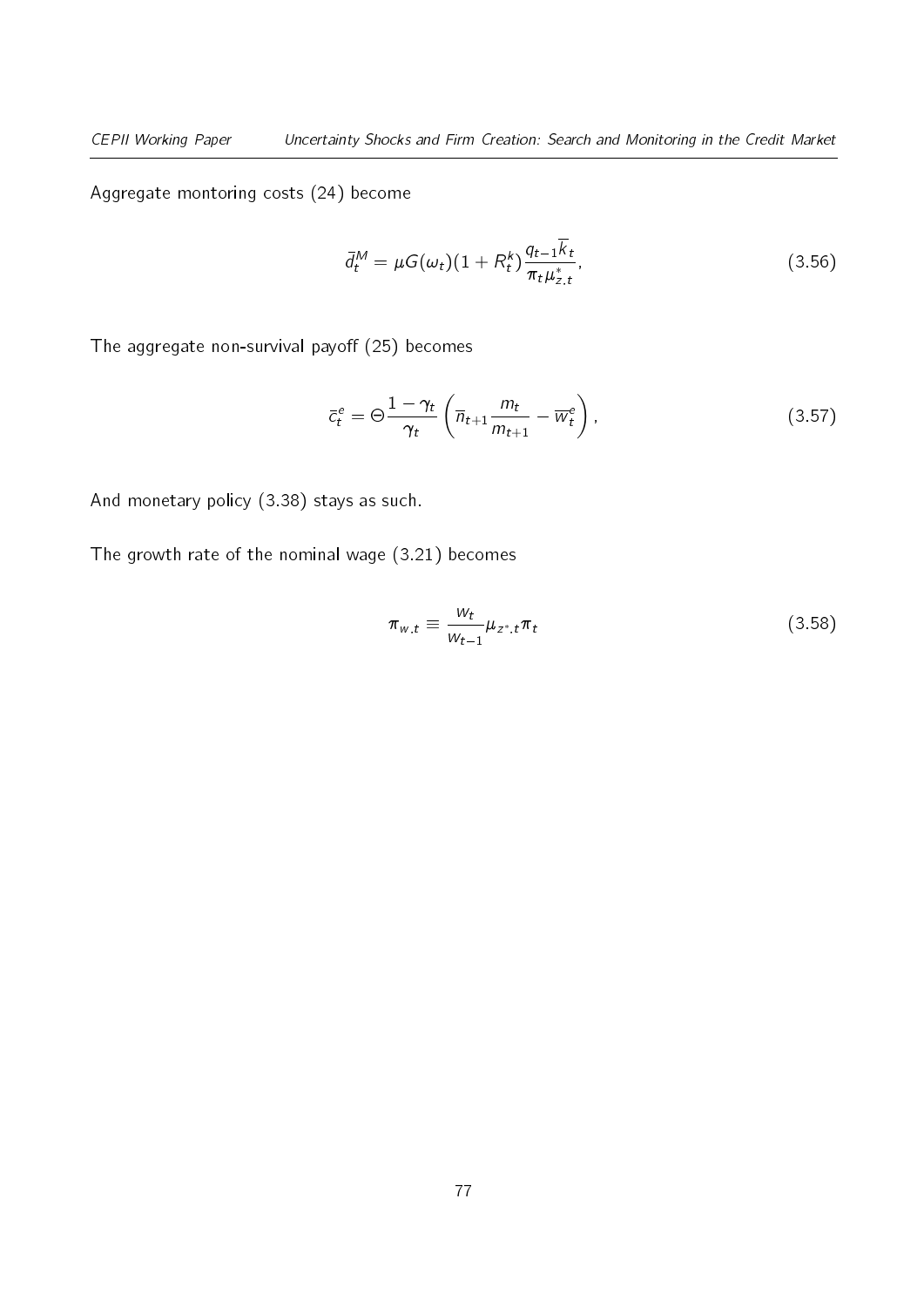Aggregate montoring costs (24) become

$$\bar{d}_t^M = \mu G(\omega_t)(1 + R_t^k)\frac{q_{t-1}\overline{k}_t}{\pi_t \mu_{z.t}^*}, \tag{3.56}$$

The aggregate non-survival payoff (25) becomes

$$\bar{c}_t^e = \Theta \frac{1-\gamma_t}{\gamma_t}\left(\overline{n}_{t+1}\frac{m_t}{m_{t+1}} - \overline{w}_t^e\right), \tag{3.57}$$

And monetary policy (3.38) stays as such.

The growth rate of the nominal wage (3.21) becomes

$$\pi_{w.t} \equiv \frac{w_t}{w_{t-1}}\mu_{z^*.t}\pi_t \tag{3.58}$$